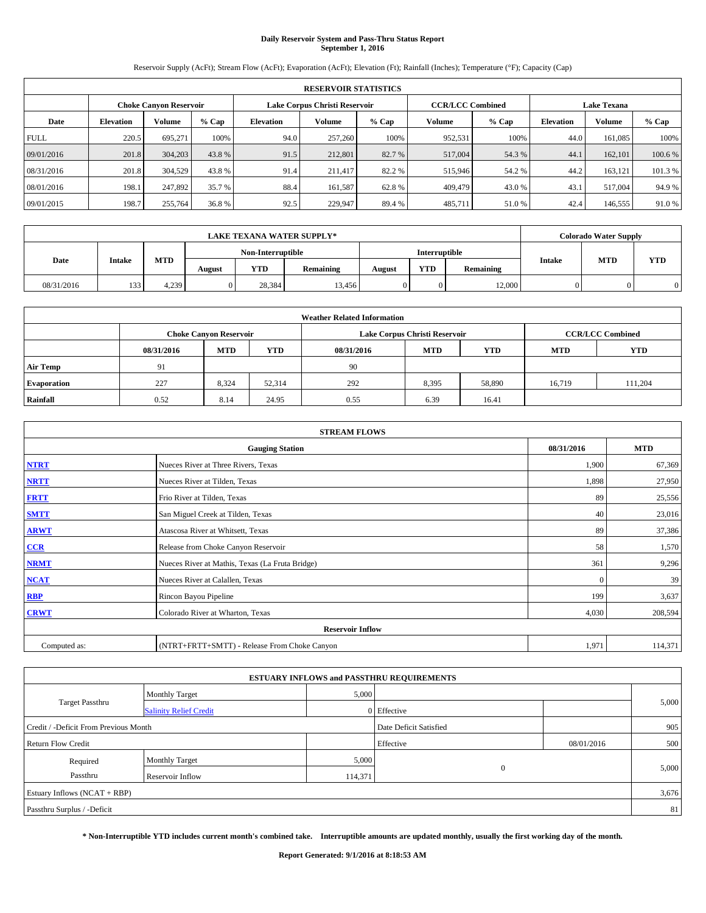# Daily Reservoir System and Pass-Thru Status Report
## September 1, 2016

Reservoir Supply (AcFt); Stream Flow (AcFt); Evaporation (AcFt); Elevation (Ft); Rainfall (Inches); Temperature (°F); Capacity (Cap)

| RESERVOIR STATISTICS | | | | | | | | | | | |
|---|---|---|---|---|---|---|---|---|---|---|---|
| | Choke Canyon Reservoir | | | Lake Corpus Christi Reservoir | | | CCR/LCC Combined | | Lake Texana | | |
| Date | Elevation | Volume | % Cap | Elevation | Volume | % Cap | Volume | % Cap | Elevation | Volume | % Cap |
| FULL | 220.5 | 695,271 | 100% | 94.0 | 257,260 | 100% | 952,531 | 100% | 44.0 | 161,085 | 100% |
| 09/01/2016 | 201.8 | 304,203 | 43.8 % | 91.5 | 212,801 | 82.7 % | 517,004 | 54.3 % | 44.1 | 162,101 | 100.6 % |
| 08/31/2016 | 201.8 | 304,529 | 43.8 % | 91.4 | 211,417 | 82.2 % | 515,946 | 54.2 % | 44.2 | 163,121 | 101.3 % |
| 08/01/2016 | 198.1 | 247,892 | 35.7 % | 88.4 | 161,587 | 62.8 % | 409,479 | 43.0 % | 43.1 | 517,004 | 94.9 % |
| 09/01/2015 | 198.7 | 255,764 | 36.8 % | 92.5 | 229,947 | 89.4 % | 485,711 | 51.0 % | 42.4 | 146,555 | 91.0 % |

| LAKE TEXANA WATER SUPPLY* | | | | | | | | | Colorado Water Supply | | |
|---|---|---|---|---|---|---|---|---|---|---|---|
| Date | Intake | MTD | Non-Interruptible | | | Interruptible | | | Intake | MTD | YTD |
| | | | August | YTD | Remaining | August | YTD | Remaining | | | |
| 08/31/2016 | 133 | 4,239 | 0 | 28,384 | 13,456 | 0 | 0 | 12,000 | 0 | 0 | 0 |

| Weather Related Information | | | | | | | | |
|---|---|---|---|---|---|---|---|---|
| | Choke Canyon Reservoir | | | Lake Corpus Christi Reservoir | | | CCR/LCC Combined | |
| | 08/31/2016 | MTD | YTD | 08/31/2016 | MTD | YTD | MTD | YTD |
| Air Temp | 91 | | | 90 | | | | |
| Evaporation | 227 | 8,324 | 52,314 | 292 | 8,395 | 58,890 | 16,719 | 111,204 |
| Rainfall | 0.52 | 8.14 | 24.95 | 0.55 | 6.39 | 16.41 | | |

| STREAM FLOWS | | | |
|---|---|---|---|
| Gauging Station | | 08/31/2016 | MTD |
| NTRT | Nueces River at Three Rivers, Texas | 1,900 | 67,369 |
| NRTT | Nueces River at Tilden, Texas | 1,898 | 27,950 |
| FRTT | Frio River at Tilden, Texas | 89 | 25,556 |
| SMTT | San Miguel Creek at Tilden, Texas | 40 | 23,016 |
| ARWT | Atascosa River at Whitsett, Texas | 89 | 37,386 |
| CCR | Release from Choke Canyon Reservoir | 58 | 1,570 |
| NRMT | Nueces River at Mathis, Texas (La Fruta Bridge) | 361 | 9,296 |
| NCAT | Nueces River at Calallen, Texas | 0 | 39 |
| RBP | Rincon Bayou Pipeline | 199 | 3,637 |
| CRWT | Colorado River at Wharton, Texas | 4,030 | 208,594 |
| Reservoir Inflow | | | |
| Computed as: | (NTRT+FRTT+SMTT) - Release From Choke Canyon | 1,971 | 114,371 |

| ESTUARY INFLOWS and PASSTHRU REQUIREMENTS | | | | | |
|---|---|---|---|---|---|
| Target Passthru | Monthly Target | 5,000 | | | 5,000 |
| | Salinity Relief Credit | 0 | Effective | | |
| Credit / -Deficit From Previous Month | | | Date Deficit Satisfied | | 905 |
| Return Flow Credit | | | Effective | 08/01/2016 | 500 |
| Required Passthru | Monthly Target | 5,000 | 0 | | 5,000 |
| | Reservoir Inflow | 114,371 | | | |
| Estuary Inflows (NCAT + RBP) | | | | | 3,676 |
| Passthru Surplus / -Deficit | | | | | 81 |

**\* Non-Interruptible YTD includes current month's combined take. Interruptible amounts are updated monthly, usually the first working day of the month.**

**Report Generated: 9/1/2016 at 8:18:53 AM**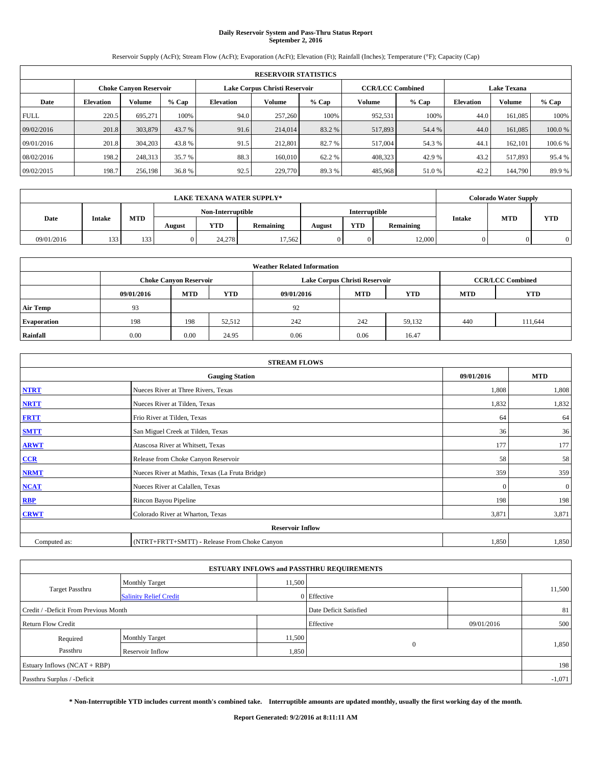# Daily Reservoir System and Pass-Thru Status Report
**September 2, 2016**

Reservoir Supply (AcFt); Stream Flow (AcFt); Evaporation (AcFt); Elevation (Ft); Rainfall (Inches); Temperature (°F); Capacity (Cap)

| RESERVOIR STATISTICS | | | | | | | | | | | |
|---|---|---|---|---|---|---|---|---|---|---|---|
| | Choke Canyon Reservoir | | | Lake Corpus Christi Reservoir | | | CCR/LCC Combined | | Lake Texana | | |
| Date | Elevation | Volume | % Cap | Elevation | Volume | % Cap | Volume | % Cap | Elevation | Volume | % Cap |
| FULL | 220.5 | 695,271 | 100% | 94.0 | 257,260 | 100% | 952,531 | 100% | 44.0 | 161,085 | 100% |
| 09/02/2016 | 201.8 | 303,879 | 43.7 % | 91.6 | 214,014 | 83.2 % | 517,893 | 54.4 % | 44.0 | 161,085 | 100.0 % |
| 09/01/2016 | 201.8 | 304,203 | 43.8 % | 91.5 | 212,801 | 82.7 % | 517,004 | 54.3 % | 44.1 | 162,101 | 100.6 % |
| 08/02/2016 | 198.2 | 248,313 | 35.7 % | 88.3 | 160,010 | 62.2 % | 408,323 | 42.9 % | 43.2 | 517,893 | 95.4 % |
| 09/02/2015 | 198.7 | 256,198 | 36.8 % | 92.5 | 229,770 | 89.3 % | 485,968 | 51.0 % | 42.2 | 144,790 | 89.9 % |

| LAKE TEXANA WATER SUPPLY* | | | | | | | | | Colorado Water Supply | | |
|---|---|---|---|---|---|---|---|---|---|---|---|
| Date | Intake | MTD | Non-Interruptible | | | Interruptible | | | Intake | MTD | YTD |
| | | | August | YTD | Remaining | August | YTD | Remaining | | | |
| 09/01/2016 | 133 | 133 | 0 | 24,278 | 17,562 | 0 | 0 | 12,000 | 0 | 0 | 0 |

| Weather Related Information | | | | | | | | |
|---|---|---|---|---|---|---|---|---|
| | Choke Canyon Reservoir | | | Lake Corpus Christi Reservoir | | | CCR/LCC Combined | |
| | 09/01/2016 | MTD | YTD | 09/01/2016 | MTD | YTD | MTD | YTD |
| Air Temp | 93 | | | 92 | | | | |
| Evaporation | 198 | 198 | 52,512 | 242 | 242 | 59,132 | 440 | 111,644 |
| Rainfall | 0.00 | 0.00 | 24.95 | 0.06 | 0.06 | 16.47 | | |

| STREAM FLOWS | | | |
|---|---|---|---|
| Gauging Station | | 09/01/2016 | MTD |
| NTRT | Nueces River at Three Rivers, Texas | 1,808 | 1,808 |
| NRTT | Nueces River at Tilden, Texas | 1,832 | 1,832 |
| FRTT | Frio River at Tilden, Texas | 64 | 64 |
| SMTT | San Miguel Creek at Tilden, Texas | 36 | 36 |
| ARWT | Atascosa River at Whitsett, Texas | 177 | 177 |
| CCR | Release from Choke Canyon Reservoir | 58 | 58 |
| NRMT | Nueces River at Mathis, Texas (La Fruta Bridge) | 359 | 359 |
| NCAT | Nueces River at Calallen, Texas | 0 | 0 |
| RBP | Rincon Bayou Pipeline | 198 | 198 |
| CRWT | Colorado River at Wharton, Texas | 3,871 | 3,871 |
| Reservoir Inflow | | | |
| Computed as: | (NTRT+FRTT+SMTT) - Release From Choke Canyon | 1,850 | 1,850 |

| ESTUARY INFLOWS and PASSTHRU REQUIREMENTS | | | | | |
|---|---|---|---|---|---|
| Target Passthru | Monthly Target | 11,500 | | | 11,500 |
| | Salinity Relief Credit | 0 | Effective | | |
| Credit / -Deficit From Previous Month | | | Date Deficit Satisfied | | 81 |
| Return Flow Credit | | | Effective | 09/01/2016 | 500 |
| Required Passthru | Monthly Target | 11,500 | 0 | | 1,850 |
| | Reservoir Inflow | 1,850 | | | |
| Estuary Inflows (NCAT + RBP) | | | | | 198 |
| Passthru Surplus / -Deficit | | | | | -1,071 |

**\* Non-Interruptible YTD includes current month's combined take. Interruptible amounts are updated monthly, usually the first working day of the month.**

**Report Generated: 9/2/2016 at 8:11:11 AM**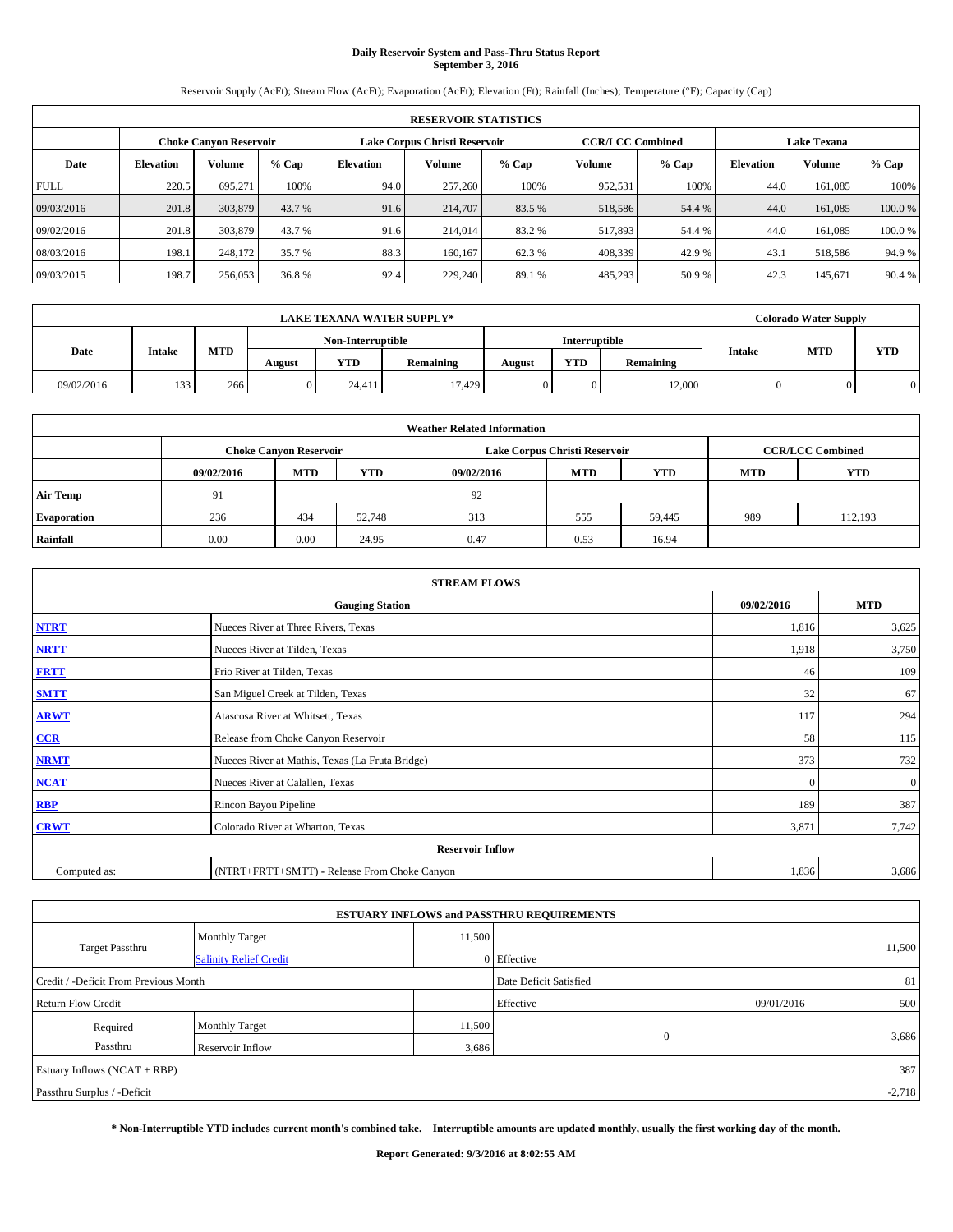# Daily Reservoir System and Pass-Thru Status Report
## September 3, 2016

Reservoir Supply (AcFt); Stream Flow (AcFt); Evaporation (AcFt); Elevation (Ft); Rainfall (Inches); Temperature (°F); Capacity (Cap)

| RESERVOIR STATISTICS | | | | | | | | | | | |
|---|---|---|---|---|---|---|---|---|---|---|---|
| | Choke Canyon Reservoir | | | Lake Corpus Christi Reservoir | | | CCR/LCC Combined | | Lake Texana | | |
| Date | Elevation | Volume | % Cap | Elevation | Volume | % Cap | Volume | % Cap | Elevation | Volume | % Cap |
| FULL | 220.5 | 695,271 | 100% | 94.0 | 257,260 | 100% | 952,531 | 100% | 44.0 | 161,085 | 100% |
| 09/03/2016 | 201.8 | 303,879 | 43.7 % | 91.6 | 214,707 | 83.5 % | 518,586 | 54.4 % | 44.0 | 161,085 | 100.0 % |
| 09/02/2016 | 201.8 | 303,879 | 43.7 % | 91.6 | 214,014 | 83.2 % | 517,893 | 54.4 % | 44.0 | 161,085 | 100.0 % |
| 08/03/2016 | 198.1 | 248,172 | 35.7 % | 88.3 | 160,167 | 62.3 % | 408,339 | 42.9 % | 43.1 | 518,586 | 94.9 % |
| 09/03/2015 | 198.7 | 256,053 | 36.8 % | 92.4 | 229,240 | 89.1 % | 485,293 | 50.9 % | 42.3 | 145,671 | 90.4 % |

| LAKE TEXANA WATER SUPPLY* | | | | | | | | | Colorado Water Supply | | |
|---|---|---|---|---|---|---|---|---|---|---|---|
| Date | Intake | MTD | Non-Interruptible | | | Interruptible | | | Intake | MTD | YTD |
| | | | August | YTD | Remaining | August | YTD | Remaining | | | |
| 09/02/2016 | 133 | 266 | 0 | 24,411 | 17,429 | 0 | 0 | 12,000 | 0 | 0 | 0 |

| Weather Related Information | | | | | | | | |
|---|---|---|---|---|---|---|---|---|
| | Choke Canyon Reservoir | | | Lake Corpus Christi Reservoir | | | CCR/LCC Combined | |
| | 09/02/2016 | MTD | YTD | 09/02/2016 | MTD | YTD | MTD | YTD |
| Air Temp | 91 | | | 92 | | | | |
| Evaporation | 236 | 434 | 52,748 | 313 | 555 | 59,445 | 989 | 112,193 |
| Rainfall | 0.00 | 0.00 | 24.95 | 0.47 | 0.53 | 16.94 | | |

| STREAM FLOWS | | | |
|---|---|---|---|
| | Gauging Station | 09/02/2016 | MTD |
| NTRT | Nueces River at Three Rivers, Texas | 1,816 | 3,625 |
| NRTT | Nueces River at Tilden, Texas | 1,918 | 3,750 |
| FRTT | Frio River at Tilden, Texas | 46 | 109 |
| SMTT | San Miguel Creek at Tilden, Texas | 32 | 67 |
| ARWT | Atascosa River at Whitsett, Texas | 117 | 294 |
| CCR | Release from Choke Canyon Reservoir | 58 | 115 |
| NRMT | Nueces River at Mathis, Texas (La Fruta Bridge) | 373 | 732 |
| NCAT | Nueces River at Calallen, Texas | 0 | 0 |
| RBP | Rincon Bayou Pipeline | 189 | 387 |
| CRWT | Colorado River at Wharton, Texas | 3,871 | 7,742 |
| | Reservoir Inflow | | |
| Computed as: | (NTRT+FRTT+SMTT) - Release From Choke Canyon | 1,836 | 3,686 |

| ESTUARY INFLOWS and PASSTHRU REQUIREMENTS | | | | | |
|---|---|---|---|---|---|
| Target Passthru | Monthly Target | 11,500 | | | 11,500 |
| | Salinity Relief Credit | 0 | Effective | | |
| Credit / -Deficit From Previous Month | | | Date Deficit Satisfied | | 81 |
| Return Flow Credit | | | Effective | 09/01/2016 | 500 |
| Required Passthru | Monthly Target | 11,500 | 0 | | 3,686 |
| | Reservoir Inflow | 3,686 | | | |
| Estuary Inflows (NCAT + RBP) | | | | | 387 |
| Passthru Surplus / -Deficit | | | | | -2,718 |

**\* Non-Interruptible YTD includes current month's combined take. Interruptible amounts are updated monthly, usually the first working day of the month.**

**Report Generated: 9/3/2016 at 8:02:55 AM**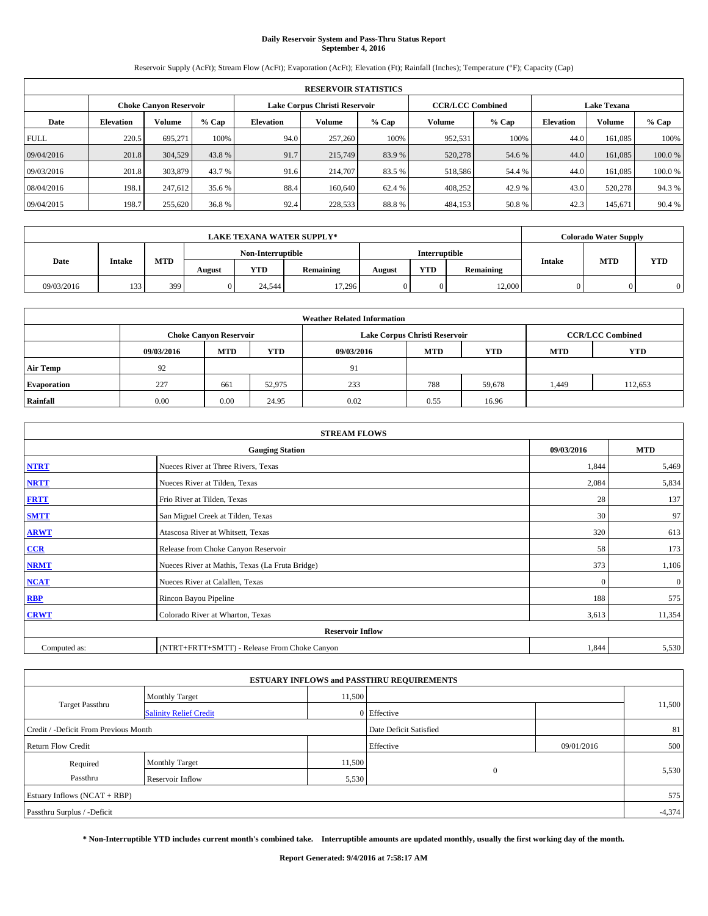# Daily Reservoir System and Pass-Thru Status Report
## September 4, 2016

Reservoir Supply (AcFt); Stream Flow (AcFt); Evaporation (AcFt); Elevation (Ft); Rainfall (Inches); Temperature (°F); Capacity (Cap)

| RESERVOIR STATISTICS | | | | | | | | | | | |
|---|---|---|---|---|---|---|---|---|---|---|---|
| | Choke Canyon Reservoir | | | Lake Corpus Christi Reservoir | | | CCR/LCC Combined | | Lake Texana | | |
| Date | Elevation | Volume | % Cap | Elevation | Volume | % Cap | Volume | % Cap | Elevation | Volume | % Cap |
| FULL | 220.5 | 695,271 | 100% | 94.0 | 257,260 | 100% | 952,531 | 100% | 44.0 | 161,085 | 100% |
| 09/04/2016 | 201.8 | 304,529 | 43.8 % | 91.7 | 215,749 | 83.9 % | 520,278 | 54.6 % | 44.0 | 161,085 | 100.0 % |
| 09/03/2016 | 201.8 | 303,879 | 43.7 % | 91.6 | 214,707 | 83.5 % | 518,586 | 54.4 % | 44.0 | 161,085 | 100.0 % |
| 08/04/2016 | 198.1 | 247,612 | 35.6 % | 88.4 | 160,640 | 62.4 % | 408,252 | 42.9 % | 43.0 | 520,278 | 94.3 % |
| 09/04/2015 | 198.7 | 255,620 | 36.8 % | 92.4 | 228,533 | 88.8 % | 484,153 | 50.8 % | 42.3 | 145,671 | 90.4 % |

| LAKE TEXANA WATER SUPPLY* | | | | | | | | | Colorado Water Supply | | |
|---|---|---|---|---|---|---|---|---|---|---|---|
| Date | Intake | MTD | Non-Interruptible | | | Interruptible | | | Intake | MTD | YTD |
| | | | August | YTD | Remaining | August | YTD | Remaining | | | |
| 09/03/2016 | 133 | 399 | 0 | 24,544 | 17,296 | 0 | 0 | 12,000 | 0 | 0 | 0 |

| Weather Related Information | | | | | | | | |
|---|---|---|---|---|---|---|---|---|
| | Choke Canyon Reservoir | | | Lake Corpus Christi Reservoir | | | CCR/LCC Combined | |
| | 09/03/2016 | MTD | YTD | 09/03/2016 | MTD | YTD | MTD | YTD |
| Air Temp | 92 | | | 91 | | | | |
| Evaporation | 227 | 661 | 52,975 | 233 | 788 | 59,678 | 1,449 | 112,653 |
| Rainfall | 0.00 | 0.00 | 24.95 | 0.02 | 0.55 | 16.96 | | |

| STREAM FLOWS | | | |
|---|---|---|---|
| Gauging Station | | 09/03/2016 | MTD |
| NTRT | Nueces River at Three Rivers, Texas | 1,844 | 5,469 |
| NRTT | Nueces River at Tilden, Texas | 2,084 | 5,834 |
| FRTT | Frio River at Tilden, Texas | 28 | 137 |
| SMTT | San Miguel Creek at Tilden, Texas | 30 | 97 |
| ARWT | Atascosa River at Whitsett, Texas | 320 | 613 |
| CCR | Release from Choke Canyon Reservoir | 58 | 173 |
| NRMT | Nueces River at Mathis, Texas (La Fruta Bridge) | 373 | 1,106 |
| NCAT | Nueces River at Calallen, Texas | 0 | 0 |
| RBP | Rincon Bayou Pipeline | 188 | 575 |
| CRWT | Colorado River at Wharton, Texas | 3,613 | 11,354 |
| Reservoir Inflow | | | |
| Computed as: | (NTRT+FRTT+SMTT) - Release From Choke Canyon | 1,844 | 5,530 |

| ESTUARY INFLOWS and PASSTHRU REQUIREMENTS | | | | | |
|---|---|---|---|---|---|
| Target Passthru | Monthly Target | 11,500 | | | 11,500 |
| | Salinity Relief Credit | 0 | Effective | | |
| Credit / -Deficit From Previous Month | | | Date Deficit Satisfied | | 81 |
| Return Flow Credit | | | Effective | 09/01/2016 | 500 |
| Required Passthru | Monthly Target | 11,500 | 0 | | 5,530 |
| | Reservoir Inflow | 5,530 | | | |
| Estuary Inflows (NCAT + RBP) | | | | | 575 |
| Passthru Surplus / -Deficit | | | | | -4,374 |

**\* Non-Interruptible YTD includes current month's combined take. Interruptible amounts are updated monthly, usually the first working day of the month.**

**Report Generated: 9/4/2016 at 7:58:17 AM**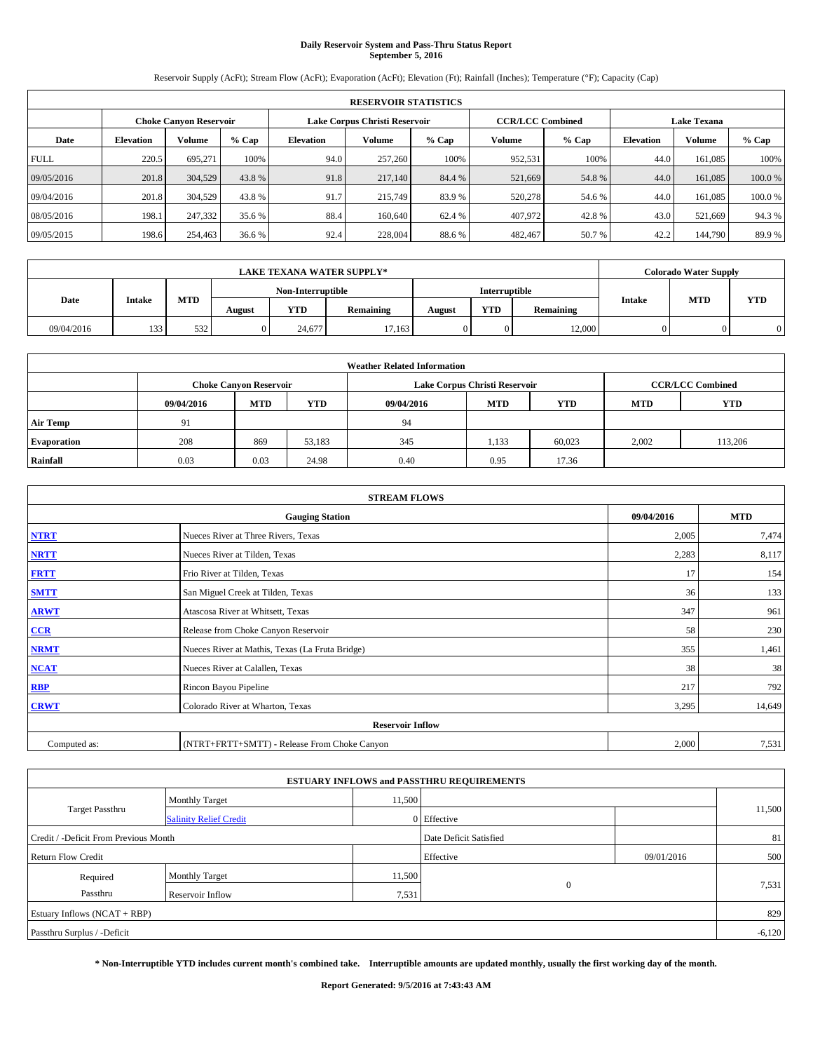# Daily Reservoir System and Pass-Thru Status Report
## September 5, 2016

Reservoir Supply (AcFt); Stream Flow (AcFt); Evaporation (AcFt); Elevation (Ft); Rainfall (Inches); Temperature (°F); Capacity (Cap)

| RESERVOIR STATISTICS | | | | | | | | | | | |
|---|---|---|---|---|---|---|---|---|---|---|---|
| | Choke Canyon Reservoir | | | Lake Corpus Christi Reservoir | | | CCR/LCC Combined | | Lake Texana | | |
| Date | Elevation | Volume | % Cap | Elevation | Volume | % Cap | Volume | % Cap | Elevation | Volume | % Cap |
| FULL | 220.5 | 695,271 | 100% | 94.0 | 257,260 | 100% | 952,531 | 100% | 44.0 | 161,085 | 100% |
| 09/05/2016 | 201.8 | 304,529 | 43.8 % | 91.8 | 217,140 | 84.4 % | 521,669 | 54.8 % | 44.0 | 161,085 | 100.0 % |
| 09/04/2016 | 201.8 | 304,529 | 43.8 % | 91.7 | 215,749 | 83.9 % | 520,278 | 54.6 % | 44.0 | 161,085 | 100.0 % |
| 08/05/2016 | 198.1 | 247,332 | 35.6 % | 88.4 | 160,640 | 62.4 % | 407,972 | 42.8 % | 43.0 | 521,669 | 94.3 % |
| 09/05/2015 | 198.6 | 254,463 | 36.6 % | 92.4 | 228,004 | 88.6 % | 482,467 | 50.7 % | 42.2 | 144,790 | 89.9 % |

| LAKE TEXANA WATER SUPPLY* | | | | | | | | | Colorado Water Supply | | |
|---|---|---|---|---|---|---|---|---|---|---|---|
| Date | Intake | MTD | Non-Interruptible | | | Interruptible | | | Intake | MTD | YTD |
| | | | August | YTD | Remaining | August | YTD | Remaining | | | |
| 09/04/2016 | 133 | 532 | 0 | 24,677 | 17,163 | 0 | 0 | 12,000 | 0 | 0 | 0 |

| Weather Related Information | | | | | | | | |
|---|---|---|---|---|---|---|---|---|
| | Choke Canyon Reservoir | | | Lake Corpus Christi Reservoir | | | CCR/LCC Combined | |
| | 09/04/2016 | MTD | YTD | 09/04/2016 | MTD | YTD | MTD | YTD |
| Air Temp | 91 | | | 94 | | | | |
| Evaporation | 208 | 869 | 53,183 | 345 | 1,133 | 60,023 | 2,002 | 113,206 |
| Rainfall | 0.03 | 0.03 | 24.98 | 0.40 | 0.95 | 17.36 | | |

| STREAM FLOWS | | | |
|---|---|---|---|
| | Gauging Station | 09/04/2016 | MTD |
| NTRT | Nueces River at Three Rivers, Texas | 2,005 | 7,474 |
| NRTT | Nueces River at Tilden, Texas | 2,283 | 8,117 |
| FRTT | Frio River at Tilden, Texas | 17 | 154 |
| SMTT | San Miguel Creek at Tilden, Texas | 36 | 133 |
| ARWT | Atascosa River at Whitsett, Texas | 347 | 961 |
| CCR | Release from Choke Canyon Reservoir | 58 | 230 |
| NRMT | Nueces River at Mathis, Texas (La Fruta Bridge) | 355 | 1,461 |
| NCAT | Nueces River at Calallen, Texas | 38 | 38 |
| RBP | Rincon Bayou Pipeline | 217 | 792 |
| CRWT | Colorado River at Wharton, Texas | 3,295 | 14,649 |
| | Reservoir Inflow | | |
| Computed as: | (NTRT+FRTT+SMTT) - Release From Choke Canyon | 2,000 | 7,531 |

| ESTUARY INFLOWS and PASSTHRU REQUIREMENTS | | | | | |
|---|---|---|---|---|---|
| Target Passthru | Monthly Target | 11,500 | | | 11,500 |
| | Salinity Relief Credit | 0 | Effective | | |
| Credit / -Deficit From Previous Month | | | Date Deficit Satisfied | | 81 |
| Return Flow Credit | | | Effective | 09/01/2016 | 500 |
| Required Passthru | Monthly Target | 11,500 | 0 | | 7,531 |
| | Reservoir Inflow | 7,531 | | | |
| Estuary Inflows (NCAT + RBP) | | | | | 829 |
| Passthru Surplus / -Deficit | | | | | -6,120 |

**\* Non-Interruptible YTD includes current month's combined take. Interruptible amounts are updated monthly, usually the first working day of the month.**

**Report Generated: 9/5/2016 at 7:43:43 AM**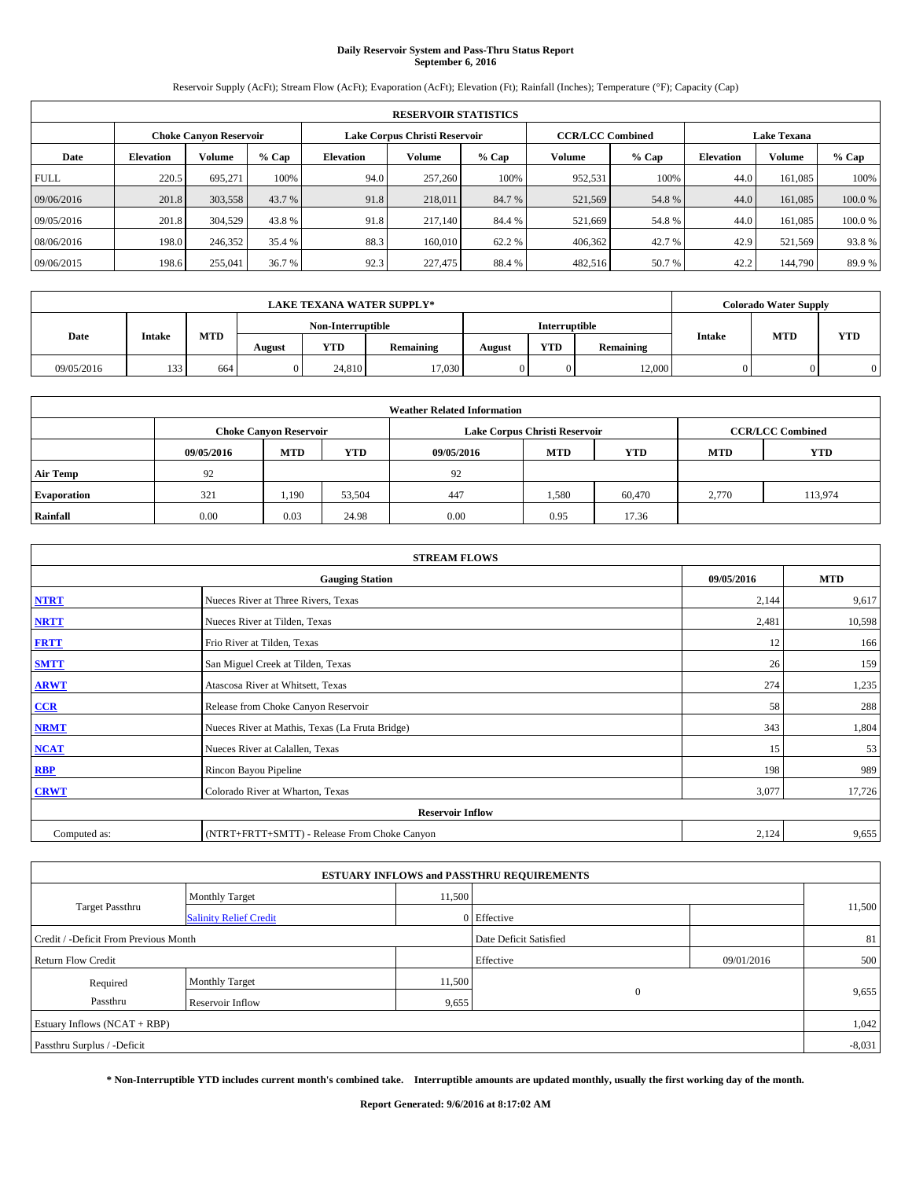# Daily Reservoir System and Pass-Thru Status Report
## September 6, 2016

Reservoir Supply (AcFt); Stream Flow (AcFt); Evaporation (AcFt); Elevation (Ft); Rainfall (Inches); Temperature (°F); Capacity (Cap)

| RESERVOIR STATISTICS | | | | | | | | | | | |
|---|---|---|---|---|---|---|---|---|---|---|---|
| | Choke Canyon Reservoir | | | Lake Corpus Christi Reservoir | | | CCR/LCC Combined | | Lake Texana | | |
| Date | Elevation | Volume | % Cap | Elevation | Volume | % Cap | Volume | % Cap | Elevation | Volume | % Cap |
| FULL | 220.5 | 695,271 | 100% | 94.0 | 257,260 | 100% | 952,531 | 100% | 44.0 | 161,085 | 100% |
| 09/06/2016 | 201.8 | 303,558 | 43.7 % | 91.8 | 218,011 | 84.7 % | 521,569 | 54.8 % | 44.0 | 161,085 | 100.0 % |
| 09/05/2016 | 201.8 | 304,529 | 43.8 % | 91.8 | 217,140 | 84.4 % | 521,669 | 54.8 % | 44.0 | 161,085 | 100.0 % |
| 08/06/2016 | 198.0 | 246,352 | 35.4 % | 88.3 | 160,010 | 62.2 % | 406,362 | 42.7 % | 42.9 | 521,569 | 93.8 % |
| 09/06/2015 | 198.6 | 255,041 | 36.7 % | 92.3 | 227,475 | 88.4 % | 482,516 | 50.7 % | 42.2 | 144,790 | 89.9 % |

| LAKE TEXANA WATER SUPPLY* | | | | | | | | | Colorado Water Supply | | |
|---|---|---|---|---|---|---|---|---|---|---|---|
| Date | Intake | MTD | Non-Interruptible | | | Interruptible | | | Intake | MTD | YTD |
| | | | August | YTD | Remaining | August | YTD | Remaining | | | |
| 09/05/2016 | 133 | 664 | 0 | 24,810 | 17,030 | 0 | 0 | 12,000 | 0 | 0 | 0 |

| Weather Related Information | | | | | | | | |
|---|---|---|---|---|---|---|---|---|
| | Choke Canyon Reservoir | | | Lake Corpus Christi Reservoir | | | CCR/LCC Combined | |
| | 09/05/2016 | MTD | YTD | 09/05/2016 | MTD | YTD | MTD | YTD |
| Air Temp | 92 | | | 92 | | | | |
| Evaporation | 321 | 1,190 | 53,504 | 447 | 1,580 | 60,470 | 2,770 | 113,974 |
| Rainfall | 0.00 | 0.03 | 24.98 | 0.00 | 0.95 | 17.36 | | |

| STREAM FLOWS | | | |
|---|---|---|---|
| | Gauging Station | 09/05/2016 | MTD |
| NTRT | Nueces River at Three Rivers, Texas | 2,144 | 9,617 |
| NRTT | Nueces River at Tilden, Texas | 2,481 | 10,598 |
| FRTT | Frio River at Tilden, Texas | 12 | 166 |
| SMTT | San Miguel Creek at Tilden, Texas | 26 | 159 |
| ARWT | Atascosa River at Whitsett, Texas | 274 | 1,235 |
| CCR | Release from Choke Canyon Reservoir | 58 | 288 |
| NRMT | Nueces River at Mathis, Texas (La Fruta Bridge) | 343 | 1,804 |
| NCAT | Nueces River at Calallen, Texas | 15 | 53 |
| RBP | Rincon Bayou Pipeline | 198 | 989 |
| CRWT | Colorado River at Wharton, Texas | 3,077 | 17,726 |
| | Reservoir Inflow | | |
| Computed as: | (NTRT+FRTT+SMTT) - Release From Choke Canyon | 2,124 | 9,655 |

| ESTUARY INFLOWS and PASSTHRU REQUIREMENTS | | | | | |
|---|---|---|---|---|---|
| Target Passthru | Monthly Target | 11,500 | | | 11,500 |
| | Salinity Relief Credit | 0 | Effective | | |
| Credit / -Deficit From Previous Month | | | Date Deficit Satisfied | | 81 |
| Return Flow Credit | | | Effective | 09/01/2016 | 500 |
| Required Passthru | Monthly Target | 11,500 | 0 | | 9,655 |
| | Reservoir Inflow | 9,655 | | | |
| Estuary Inflows (NCAT + RBP) | | | | | 1,042 |
| Passthru Surplus / -Deficit | | | | | -8,031 |

**\* Non-Interruptible YTD includes current month's combined take. Interruptible amounts are updated monthly, usually the first working day of the month.**

**Report Generated: 9/6/2016 at 8:17:02 AM**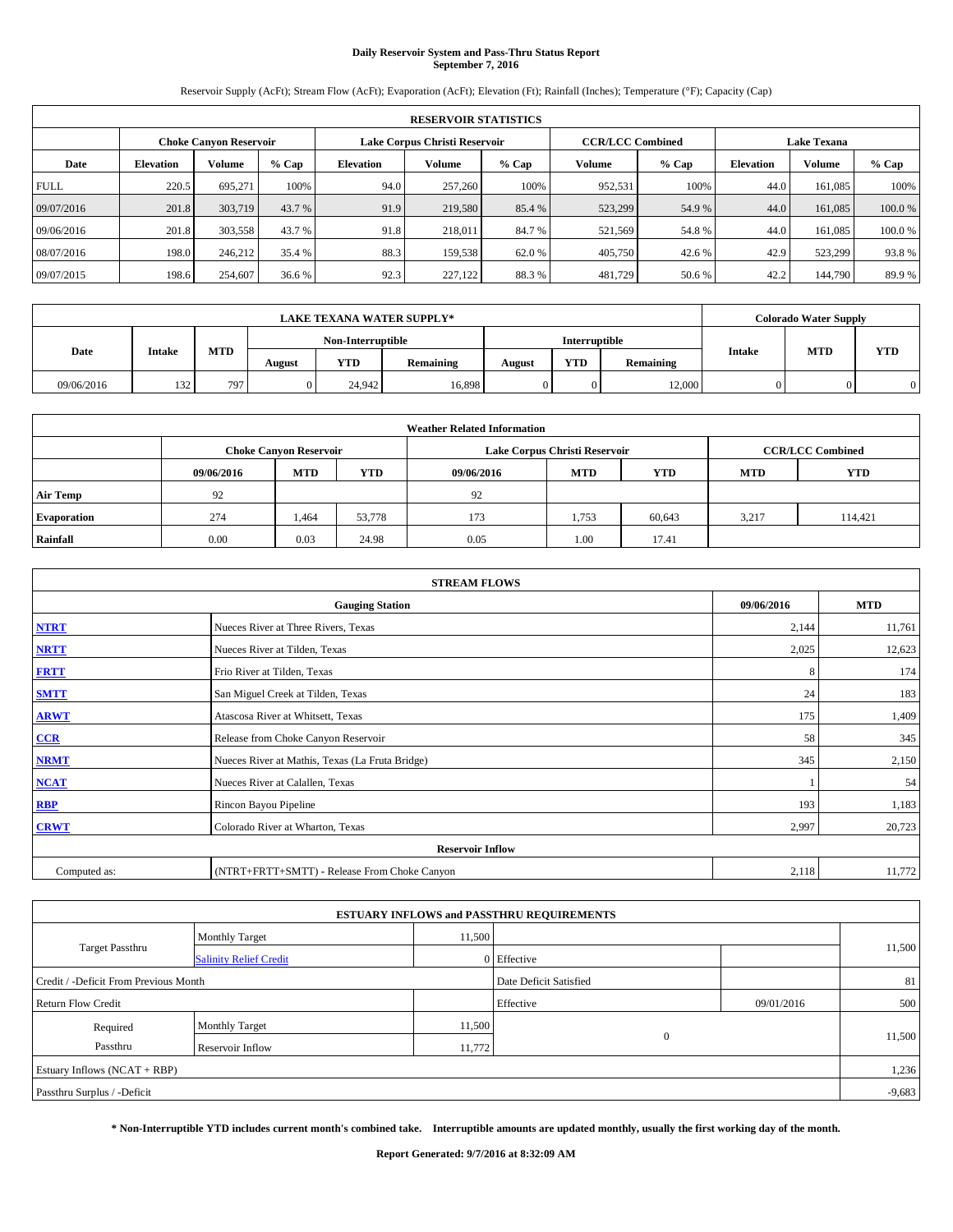# Daily Reservoir System and Pass-Thru Status Report
## September 7, 2016

Reservoir Supply (AcFt); Stream Flow (AcFt); Evaporation (AcFt); Elevation (Ft); Rainfall (Inches); Temperature (°F); Capacity (Cap)

| RESERVOIR STATISTICS | | | | | | | | | | | |
|---|---|---|---|---|---|---|---|---|---|---|---|
| | Choke Canyon Reservoir | | | Lake Corpus Christi Reservoir | | | CCR/LCC Combined | | Lake Texana | | |
| Date | Elevation | Volume | % Cap | Elevation | Volume | % Cap | Volume | % Cap | Elevation | Volume | % Cap |
| FULL | 220.5 | 695,271 | 100% | 94.0 | 257,260 | 100% | 952,531 | 100% | 44.0 | 161,085 | 100% |
| 09/07/2016 | 201.8 | 303,719 | 43.7 % | 91.9 | 219,580 | 85.4 % | 523,299 | 54.9 % | 44.0 | 161,085 | 100.0 % |
| 09/06/2016 | 201.8 | 303,558 | 43.7 % | 91.8 | 218,011 | 84.7 % | 521,569 | 54.8 % | 44.0 | 161,085 | 100.0 % |
| 08/07/2016 | 198.0 | 246,212 | 35.4 % | 88.3 | 159,538 | 62.0 % | 405,750 | 42.6 % | 42.9 | 523,299 | 93.8 % |
| 09/07/2015 | 198.6 | 254,607 | 36.6 % | 92.3 | 227,122 | 88.3 % | 481,729 | 50.6 % | 42.2 | 144,790 | 89.9 % |

| LAKE TEXANA WATER SUPPLY* | | | | | | | | | Colorado Water Supply | | |
|---|---|---|---|---|---|---|---|---|---|---|---|
| Date | Intake | MTD | Non-Interruptible | | | Interruptible | | | Intake | MTD | YTD |
| | | | August | YTD | Remaining | August | YTD | Remaining | | | |
| 09/06/2016 | 132 | 797 | 0 | 24,942 | 16,898 | 0 | 0 | 12,000 | 0 | 0 | 0 |

| Weather Related Information | | | | | | | | |
|---|---|---|---|---|---|---|---|---|
| | Choke Canyon Reservoir | | | Lake Corpus Christi Reservoir | | | CCR/LCC Combined | |
| | 09/06/2016 | MTD | YTD | 09/06/2016 | MTD | YTD | MTD | YTD |
| Air Temp | 92 | | | 92 | | | | |
| Evaporation | 274 | 1,464 | 53,778 | 173 | 1,753 | 60,643 | 3,217 | 114,421 |
| Rainfall | 0.00 | 0.03 | 24.98 | 0.05 | 1.00 | 17.41 | | |

| STREAM FLOWS | | | |
|---|---|---|---|
| | Gauging Station | 09/06/2016 | MTD |
| **NTRT** | Nueces River at Three Rivers, Texas | 2,144 | 11,761 |
| **NRTT** | Nueces River at Tilden, Texas | 2,025 | 12,623 |
| **FRTT** | Frio River at Tilden, Texas | 8 | 174 |
| **SMTT** | San Miguel Creek at Tilden, Texas | 24 | 183 |
| **ARWT** | Atascosa River at Whitsett, Texas | 175 | 1,409 |
| **CCR** | Release from Choke Canyon Reservoir | 58 | 345 |
| **NRMT** | Nueces River at Mathis, Texas (La Fruta Bridge) | 345 | 2,150 |
| **NCAT** | Nueces River at Calallen, Texas | 1 | 54 |
| **RBP** | Rincon Bayou Pipeline | 193 | 1,183 |
| **CRWT** | Colorado River at Wharton, Texas | 2,997 | 20,723 |
| | Reservoir Inflow | | |
| Computed as: | (NTRT+FRTT+SMTT) - Release From Choke Canyon | 2,118 | 11,772 |

| ESTUARY INFLOWS and PASSTHRU REQUIREMENTS | | | | | |
|---|---|---|---|---|---|
| Target Passthru | Monthly Target | 11,500 | | | 11,500 |
| | Salinity Relief Credit | 0 | Effective | | |
| Credit / -Deficit From Previous Month | | | Date Deficit Satisfied | | 81 |
| Return Flow Credit | | | Effective | 09/01/2016 | 500 |
| Required Passthru | Monthly Target | 11,500 | 0 | | 11,500 |
| | Reservoir Inflow | 11,772 | | | |
| Estuary Inflows (NCAT + RBP) | | | | | 1,236 |
| Passthru Surplus / -Deficit | | | | | -9,683 |

**\* Non-Interruptible YTD includes current month's combined take. Interruptible amounts are updated monthly, usually the first working day of the month.**

**Report Generated: 9/7/2016 at 8:32:09 AM**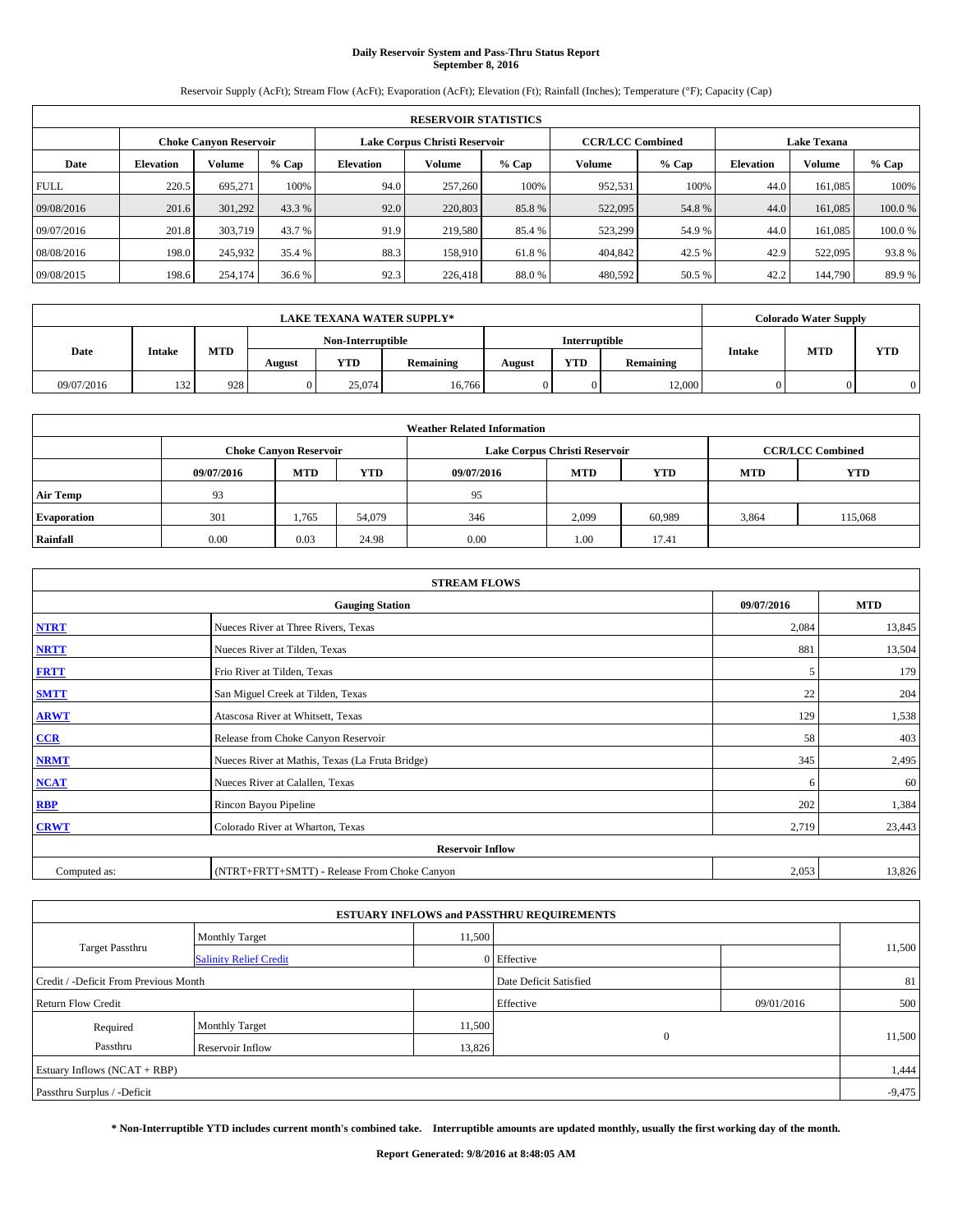# Daily Reservoir System and Pass-Thru Status Report
## September 8, 2016

Reservoir Supply (AcFt); Stream Flow (AcFt); Evaporation (AcFt); Elevation (Ft); Rainfall (Inches); Temperature (°F); Capacity (Cap)

| RESERVOIR STATISTICS | | | | | | | | | | | |
|---|---|---|---|---|---|---|---|---|---|---|---|
| | Choke Canyon Reservoir | | | Lake Corpus Christi Reservoir | | | CCR/LCC Combined | | Lake Texana | | |
| Date | Elevation | Volume | % Cap | Elevation | Volume | % Cap | Volume | % Cap | Elevation | Volume | % Cap |
| FULL | 220.5 | 695,271 | 100% | 94.0 | 257,260 | 100% | 952,531 | 100% | 44.0 | 161,085 | 100% |
| 09/08/2016 | 201.6 | 301,292 | 43.3 % | 92.0 | 220,803 | 85.8 % | 522,095 | 54.8 % | 44.0 | 161,085 | 100.0 % |
| 09/07/2016 | 201.8 | 303,719 | 43.7 % | 91.9 | 219,580 | 85.4 % | 523,299 | 54.9 % | 44.0 | 161,085 | 100.0 % |
| 08/08/2016 | 198.0 | 245,932 | 35.4 % | 88.3 | 158,910 | 61.8 % | 404,842 | 42.5 % | 42.9 | 522,095 | 93.8 % |
| 09/08/2015 | 198.6 | 254,174 | 36.6 % | 92.3 | 226,418 | 88.0 % | 480,592 | 50.5 % | 42.2 | 144,790 | 89.9 % |

| LAKE TEXANA WATER SUPPLY* | | | | | | | | | Colorado Water Supply | | |
|---|---|---|---|---|---|---|---|---|---|---|---|
| Date | Intake | MTD | Non-Interruptible | | | Interruptible | | | Intake | MTD | YTD |
| | | | August | YTD | Remaining | August | YTD | Remaining | | | |
| 09/07/2016 | 132 | 928 | 0 | 25,074 | 16,766 | 0 | 0 | 12,000 | 0 | 0 | 0 |

| Weather Related Information | | | | | | | | |
|---|---|---|---|---|---|---|---|---|
| | Choke Canyon Reservoir | | | Lake Corpus Christi Reservoir | | | CCR/LCC Combined | |
| | 09/07/2016 | MTD | YTD | 09/07/2016 | MTD | YTD | MTD | YTD |
| Air Temp | 93 | | | 95 | | | | |
| Evaporation | 301 | 1,765 | 54,079 | 346 | 2,099 | 60,989 | 3,864 | 115,068 |
| Rainfall | 0.00 | 0.03 | 24.98 | 0.00 | 1.00 | 17.41 | | |

| STREAM FLOWS | | | |
|---|---|---|---|
| | Gauging Station | 09/07/2016 | MTD |
| NTRT | Nueces River at Three Rivers, Texas | 2,084 | 13,845 |
| NRTT | Nueces River at Tilden, Texas | 881 | 13,504 |
| FRTT | Frio River at Tilden, Texas | 5 | 179 |
| SMTT | San Miguel Creek at Tilden, Texas | 22 | 204 |
| ARWT | Atascosa River at Whitsett, Texas | 129 | 1,538 |
| CCR | Release from Choke Canyon Reservoir | 58 | 403 |
| NRMT | Nueces River at Mathis, Texas (La Fruta Bridge) | 345 | 2,495 |
| NCAT | Nueces River at Calallen, Texas | 6 | 60 |
| RBP | Rincon Bayou Pipeline | 202 | 1,384 |
| CRWT | Colorado River at Wharton, Texas | 2,719 | 23,443 |
| Reservoir Inflow | | | |
| Computed as: | (NTRT+FRTT+SMTT) - Release From Choke Canyon | 2,053 | 13,826 |

| ESTUARY INFLOWS and PASSTHRU REQUIREMENTS | | | | | |
|---|---|---|---|---|---|
| Target Passthru | Monthly Target | 11,500 | | | 11,500 |
| | Salinity Relief Credit | 0 | Effective | | |
| Credit / -Deficit From Previous Month | | | Date Deficit Satisfied | | 81 |
| Return Flow Credit | | | Effective | 09/01/2016 | 500 |
| Required Passthru | Monthly Target | 11,500 | 0 | | 11,500 |
| | Reservoir Inflow | 13,826 | | | |
| Estuary Inflows (NCAT + RBP) | | | | | 1,444 |
| Passthru Surplus / -Deficit | | | | | -9,475 |

**\* Non-Interruptible YTD includes current month's combined take. Interruptible amounts are updated monthly, usually the first working day of the month.**

**Report Generated: 9/8/2016 at 8:48:05 AM**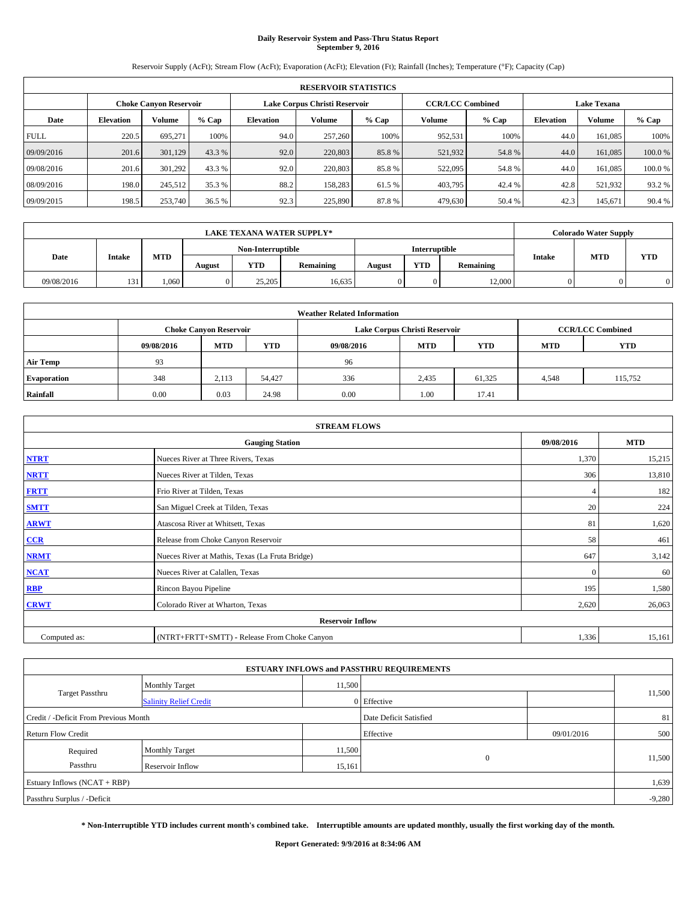# Daily Reservoir System and Pass-Thru Status Report
## September 9, 2016

Reservoir Supply (AcFt); Stream Flow (AcFt); Evaporation (AcFt); Elevation (Ft); Rainfall (Inches); Temperature (°F); Capacity (Cap)

| RESERVOIR STATISTICS | | | | | | | | | | | |
|---|---|---|---|---|---|---|---|---|---|---|---|
| | Choke Canyon Reservoir | | | Lake Corpus Christi Reservoir | | | CCR/LCC Combined | | Lake Texana | | |
| Date | Elevation | Volume | % Cap | Elevation | Volume | % Cap | Volume | % Cap | Elevation | Volume | % Cap |
| FULL | 220.5 | 695,271 | 100% | 94.0 | 257,260 | 100% | 952,531 | 100% | 44.0 | 161,085 | 100% |
| 09/09/2016 | 201.6 | 301,129 | 43.3 % | 92.0 | 220,803 | 85.8 % | 521,932 | 54.8 % | 44.0 | 161,085 | 100.0 % |
| 09/08/2016 | 201.6 | 301,292 | 43.3 % | 92.0 | 220,803 | 85.8 % | 522,095 | 54.8 % | 44.0 | 161,085 | 100.0 % |
| 08/09/2016 | 198.0 | 245,512 | 35.3 % | 88.2 | 158,283 | 61.5 % | 403,795 | 42.4 % | 42.8 | 521,932 | 93.2 % |
| 09/09/2015 | 198.5 | 253,740 | 36.5 % | 92.3 | 225,890 | 87.8 % | 479,630 | 50.4 % | 42.3 | 145,671 | 90.4 % |

| LAKE TEXANA WATER SUPPLY* | | | | | | | | | Colorado Water Supply | | |
|---|---|---|---|---|---|---|---|---|---|---|---|
| Date | Intake | MTD | Non-Interruptible | | | Interruptible | | | Intake | MTD | YTD |
| | | | August | YTD | Remaining | August | YTD | Remaining | | | |
| 09/08/2016 | 131 | 1,060 | 0 | 25,205 | 16,635 | 0 | 0 | 12,000 | 0 | 0 | 0 |

| Weather Related Information | | | | | | | | |
|---|---|---|---|---|---|---|---|---|
| | Choke Canyon Reservoir | | | Lake Corpus Christi Reservoir | | | CCR/LCC Combined | |
| | 09/08/2016 | MTD | YTD | 09/08/2016 | MTD | YTD | MTD | YTD |
| Air Temp | 93 | | | 96 | | | | |
| Evaporation | 348 | 2,113 | 54,427 | 336 | 2,435 | 61,325 | 4,548 | 115,752 |
| Rainfall | 0.00 | 0.03 | 24.98 | 0.00 | 1.00 | 17.41 | | |

| STREAM FLOWS | | | |
|---|---|---|---|
| Gauging Station | | 09/08/2016 | MTD |
| NTRT | Nueces River at Three Rivers, Texas | 1,370 | 15,215 |
| NRTT | Nueces River at Tilden, Texas | 306 | 13,810 |
| FRTT | Frio River at Tilden, Texas | 4 | 182 |
| SMTT | San Miguel Creek at Tilden, Texas | 20 | 224 |
| ARWT | Atascosa River at Whitsett, Texas | 81 | 1,620 |
| CCR | Release from Choke Canyon Reservoir | 58 | 461 |
| NRMT | Nueces River at Mathis, Texas (La Fruta Bridge) | 647 | 3,142 |
| NCAT | Nueces River at Calallen, Texas | 0 | 60 |
| RBP | Rincon Bayou Pipeline | 195 | 1,580 |
| CRWT | Colorado River at Wharton, Texas | 2,620 | 26,063 |
| Reservoir Inflow | | | |
| Computed as: | (NTRT+FRTT+SMTT) - Release From Choke Canyon | 1,336 | 15,161 |

| ESTUARY INFLOWS and PASSTHRU REQUIREMENTS | | | | | |
|---|---|---|---|---|---|
| Target Passthru | Monthly Target | 11,500 | | | 11,500 |
| | Salinity Relief Credit | 0 | Effective | | |
| Credit / -Deficit From Previous Month | | | Date Deficit Satisfied | | 81 |
| Return Flow Credit | | | Effective | 09/01/2016 | 500 |
| Required Passthru | Monthly Target | 11,500 | 0 | | 11,500 |
| | Reservoir Inflow | 15,161 | | | |
| Estuary Inflows (NCAT + RBP) | | | | | 1,639 |
| Passthru Surplus / -Deficit | | | | | -9,280 |

**\* Non-Interruptible YTD includes current month's combined take. Interruptible amounts are updated monthly, usually the first working day of the month.**

**Report Generated: 9/9/2016 at 8:34:06 AM**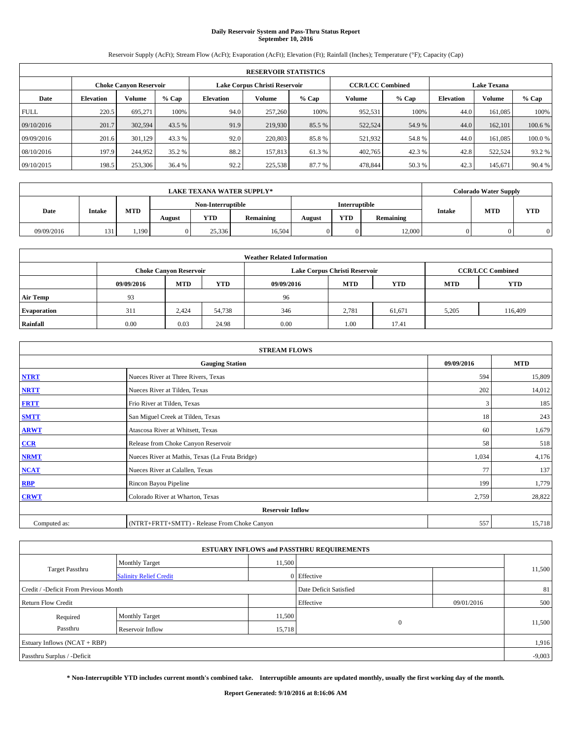# Daily Reservoir System and Pass-Thru Status Report
## September 10, 2016

Reservoir Supply (AcFt); Stream Flow (AcFt); Evaporation (AcFt); Elevation (Ft); Rainfall (Inches); Temperature (°F); Capacity (Cap)

| RESERVOIR STATISTICS | | | | | | | | | | | |
|---|---|---|---|---|---|---|---|---|---|---|---|
| | Choke Canyon Reservoir | | | Lake Corpus Christi Reservoir | | | CCR/LCC Combined | | Lake Texana | | |
| Date | Elevation | Volume | % Cap | Elevation | Volume | % Cap | Volume | % Cap | Elevation | Volume | % Cap |
| FULL | 220.5 | 695,271 | 100% | 94.0 | 257,260 | 100% | 952,531 | 100% | 44.0 | 161,085 | 100% |
| 09/10/2016 | 201.7 | 302,594 | 43.5 % | 91.9 | 219,930 | 85.5 % | 522,524 | 54.9 % | 44.0 | 162,101 | 100.6 % |
| 09/09/2016 | 201.6 | 301,129 | 43.3 % | 92.0 | 220,803 | 85.8 % | 521,932 | 54.8 % | 44.0 | 161,085 | 100.0 % |
| 08/10/2016 | 197.9 | 244,952 | 35.2 % | 88.2 | 157,813 | 61.3 % | 402,765 | 42.3 % | 42.8 | 522,524 | 93.2 % |
| 09/10/2015 | 198.5 | 253,306 | 36.4 % | 92.2 | 225,538 | 87.7 % | 478,844 | 50.3 % | 42.3 | 145,671 | 90.4 % |

| LAKE TEXANA WATER SUPPLY* | | | | | | | | | Colorado Water Supply | | |
|---|---|---|---|---|---|---|---|---|---|---|---|
| Date | Intake | MTD | Non-Interruptible | | | Interruptible | | | Intake | MTD | YTD |
| | | | August | YTD | Remaining | August | YTD | Remaining | | | |
| 09/09/2016 | 131 | 1,190 | 0 | 25,336 | 16,504 | 0 | 0 | 12,000 | 0 | 0 | 0 |

| Weather Related Information | | | | | | | | |
|---|---|---|---|---|---|---|---|---|
| | Choke Canyon Reservoir | | | Lake Corpus Christi Reservoir | | | CCR/LCC Combined | |
| | 09/09/2016 | MTD | YTD | 09/09/2016 | MTD | YTD | MTD | YTD |
| Air Temp | 93 | | | 96 | | | | |
| Evaporation | 311 | 2,424 | 54,738 | 346 | 2,781 | 61,671 | 5,205 | 116,409 |
| Rainfall | 0.00 | 0.03 | 24.98 | 0.00 | 1.00 | 17.41 | | |

| STREAM FLOWS | | | |
|---|---|---|---|
| Gauging Station | | 09/09/2016 | MTD |
| NTRT | Nueces River at Three Rivers, Texas | 594 | 15,809 |
| NRTT | Nueces River at Tilden, Texas | 202 | 14,012 |
| FRTT | Frio River at Tilden, Texas | 3 | 185 |
| SMTT | San Miguel Creek at Tilden, Texas | 18 | 243 |
| ARWT | Atascosa River at Whitsett, Texas | 60 | 1,679 |
| CCR | Release from Choke Canyon Reservoir | 58 | 518 |
| NRMT | Nueces River at Mathis, Texas (La Fruta Bridge) | 1,034 | 4,176 |
| NCAT | Nueces River at Calallen, Texas | 77 | 137 |
| RBP | Rincon Bayou Pipeline | 199 | 1,779 |
| CRWT | Colorado River at Wharton, Texas | 2,759 | 28,822 |
| Reservoir Inflow | | | |
| Computed as: | (NTRT+FRTT+SMTT) - Release From Choke Canyon | 557 | 15,718 |

| ESTUARY INFLOWS and PASSTHRU REQUIREMENTS | | | | | |
|---|---|---|---|---|---|
| Target Passthru | Monthly Target | 11,500 | | | 11,500 |
| | Salinity Relief Credit | 0 | Effective | | |
| Credit / -Deficit From Previous Month | | | Date Deficit Satisfied | | 81 |
| Return Flow Credit | | | Effective | 09/01/2016 | 500 |
| Required Passthru | Monthly Target | 11,500 | 0 | | 11,500 |
| | Reservoir Inflow | 15,718 | | | |
| Estuary Inflows (NCAT + RBP) | | | | | 1,916 |
| Passthru Surplus / -Deficit | | | | | -9,003 |

**\* Non-Interruptible YTD includes current month's combined take. Interruptible amounts are updated monthly, usually the first working day of the month.**

**Report Generated: 9/10/2016 at 8:16:06 AM**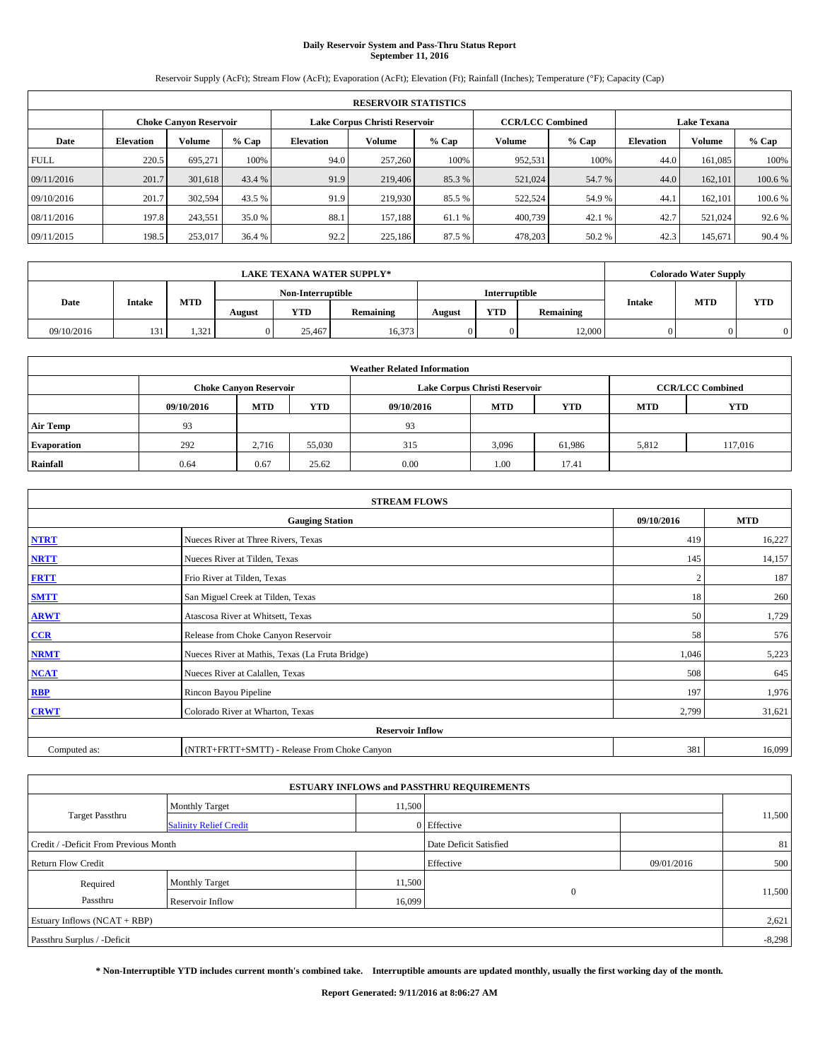# Daily Reservoir System and Pass-Thru Status Report
## September 11, 2016

Reservoir Supply (AcFt); Stream Flow (AcFt); Evaporation (AcFt); Elevation (Ft); Rainfall (Inches); Temperature (°F); Capacity (Cap)

| RESERVOIR STATISTICS | | | | | | | | | | | |
|---|---|---|---|---|---|---|---|---|---|---|---|
| | Choke Canyon Reservoir | | | Lake Corpus Christi Reservoir | | | CCR/LCC Combined | | Lake Texana | | |
| Date | Elevation | Volume | % Cap | Elevation | Volume | % Cap | Volume | % Cap | Elevation | Volume | % Cap |
| FULL | 220.5 | 695,271 | 100% | 94.0 | 257,260 | 100% | 952,531 | 100% | 44.0 | 161,085 | 100% |
| 09/11/2016 | 201.7 | 301,618 | 43.4 % | 91.9 | 219,406 | 85.3 % | 521,024 | 54.7 % | 44.0 | 162,101 | 100.6 % |
| 09/10/2016 | 201.7 | 302,594 | 43.5 % | 91.9 | 219,930 | 85.5 % | 522,524 | 54.9 % | 44.1 | 162,101 | 100.6 % |
| 08/11/2016 | 197.8 | 243,551 | 35.0 % | 88.1 | 157,188 | 61.1 % | 400,739 | 42.1 % | 42.7 | 521,024 | 92.6 % |
| 09/11/2015 | 198.5 | 253,017 | 36.4 % | 92.2 | 225,186 | 87.5 % | 478,203 | 50.2 % | 42.3 | 145,671 | 90.4 % |

| LAKE TEXANA WATER SUPPLY* | | | | | | | | | Colorado Water Supply | | |
|---|---|---|---|---|---|---|---|---|---|---|---|
| Date | Intake | MTD | Non-Interruptible | | | Interruptible | | | Intake | MTD | YTD |
| | | | August | YTD | Remaining | August | YTD | Remaining | | | |
| 09/10/2016 | 131 | 1,321 | 0 | 25,467 | 16,373 | 0 | 0 | 12,000 | 0 | 0 | 0 |

| Weather Related Information | | | | | | | | |
|---|---|---|---|---|---|---|---|---|
| | Choke Canyon Reservoir | | | Lake Corpus Christi Reservoir | | | CCR/LCC Combined | |
| | 09/10/2016 | MTD | YTD | 09/10/2016 | MTD | YTD | MTD | YTD |
| Air Temp | 93 | | | 93 | | | | |
| Evaporation | 292 | 2,716 | 55,030 | 315 | 3,096 | 61,986 | 5,812 | 117,016 |
| Rainfall | 0.64 | 0.67 | 25.62 | 0.00 | 1.00 | 17.41 | | |

| STREAM FLOWS | | | |
|---|---|---|---|
| Gauging Station | | 09/10/2016 | MTD |
| NTRT | Nueces River at Three Rivers, Texas | 419 | 16,227 |
| NRTT | Nueces River at Tilden, Texas | 145 | 14,157 |
| FRTT | Frio River at Tilden, Texas | 2 | 187 |
| SMTT | San Miguel Creek at Tilden, Texas | 18 | 260 |
| ARWT | Atascosa River at Whitsett, Texas | 50 | 1,729 |
| CCR | Release from Choke Canyon Reservoir | 58 | 576 |
| NRMT | Nueces River at Mathis, Texas (La Fruta Bridge) | 1,046 | 5,223 |
| NCAT | Nueces River at Calallen, Texas | 508 | 645 |
| RBP | Rincon Bayou Pipeline | 197 | 1,976 |
| CRWT | Colorado River at Wharton, Texas | 2,799 | 31,621 |
| Reservoir Inflow | | | |
| Computed as: | (NTRT+FRTT+SMTT) - Release From Choke Canyon | 381 | 16,099 |

| ESTUARY INFLOWS and PASSTHRU REQUIREMENTS | | | | | |
|---|---|---|---|---|---|
| Target Passthru | Monthly Target | 11,500 | | | 11,500 |
| | Salinity Relief Credit | 0 | Effective | | |
| Credit / -Deficit From Previous Month | | | Date Deficit Satisfied | | 81 |
| Return Flow Credit | | | Effective | 09/01/2016 | 500 |
| Required Passthru | Monthly Target | 11,500 | 0 | | 11,500 |
| | Reservoir Inflow | 16,099 | | | |
| Estuary Inflows (NCAT + RBP) | | | | | 2,621 |
| Passthru Surplus / -Deficit | | | | | -8,298 |

**\* Non-Interruptible YTD includes current month's combined take. Interruptible amounts are updated monthly, usually the first working day of the month.**

**Report Generated: 9/11/2016 at 8:06:27 AM**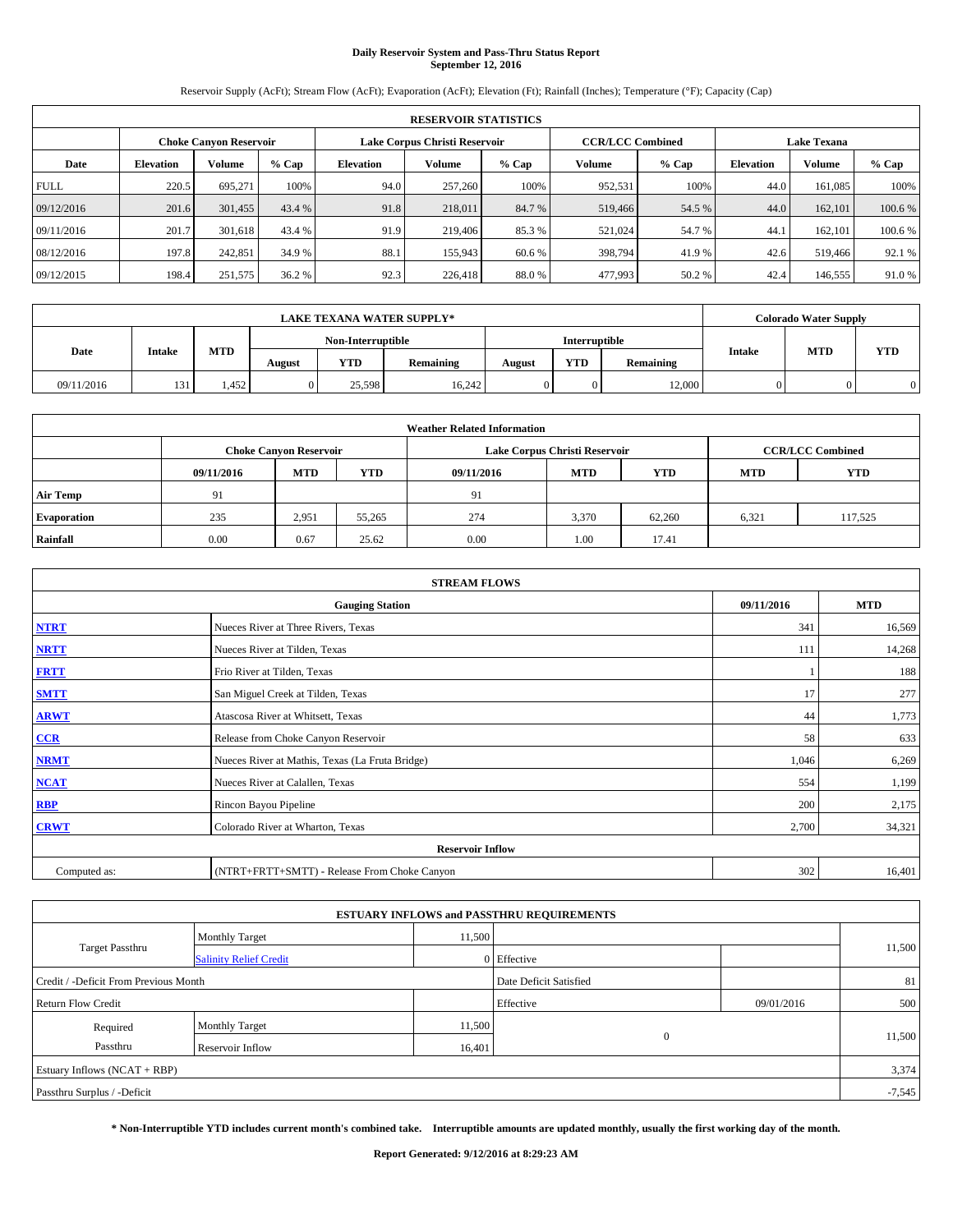# Daily Reservoir System and Pass-Thru Status Report
## September 12, 2016

Reservoir Supply (AcFt); Stream Flow (AcFt); Evaporation (AcFt); Elevation (Ft); Rainfall (Inches); Temperature (°F); Capacity (Cap)

| RESERVOIR STATISTICS | | | | | | | | | | | |
|---|---|---|---|---|---|---|---|---|---|---|---|
| | Choke Canyon Reservoir | | | Lake Corpus Christi Reservoir | | | CCR/LCC Combined | | Lake Texana | | |
| Date | Elevation | Volume | % Cap | Elevation | Volume | % Cap | Volume | % Cap | Elevation | Volume | % Cap |
| FULL | 220.5 | 695,271 | 100% | 94.0 | 257,260 | 100% | 952,531 | 100% | 44.0 | 161,085 | 100% |
| 09/12/2016 | 201.6 | 301,455 | 43.4 % | 91.8 | 218,011 | 84.7 % | 519,466 | 54.5 % | 44.0 | 162,101 | 100.6 % |
| 09/11/2016 | 201.7 | 301,618 | 43.4 % | 91.9 | 219,406 | 85.3 % | 521,024 | 54.7 % | 44.1 | 162,101 | 100.6 % |
| 08/12/2016 | 197.8 | 242,851 | 34.9 % | 88.1 | 155,943 | 60.6 % | 398,794 | 41.9 % | 42.6 | 519,466 | 92.1 % |
| 09/12/2015 | 198.4 | 251,575 | 36.2 % | 92.3 | 226,418 | 88.0 % | 477,993 | 50.2 % | 42.4 | 146,555 | 91.0 % |

| LAKE TEXANA WATER SUPPLY* | | | | | | | | | Colorado Water Supply | | |
|---|---|---|---|---|---|---|---|---|---|---|---|
| Date | Intake | MTD | Non-Interruptible | | | Interruptible | | | Intake | MTD | YTD |
| | | | August | YTD | Remaining | August | YTD | Remaining | | | |
| 09/11/2016 | 131 | 1,452 | 0 | 25,598 | 16,242 | 0 | 0 | 12,000 | 0 | 0 | 0 |

| Weather Related Information | | | | | | | | |
|---|---|---|---|---|---|---|---|---|
| | Choke Canyon Reservoir | | | Lake Corpus Christi Reservoir | | | CCR/LCC Combined | |
| | 09/11/2016 | MTD | YTD | 09/11/2016 | MTD | YTD | MTD | YTD |
| Air Temp | 91 | | | 91 | | | | |
| Evaporation | 235 | 2,951 | 55,265 | 274 | 3,370 | 62,260 | 6,321 | 117,525 |
| Rainfall | 0.00 | 0.67 | 25.62 | 0.00 | 1.00 | 17.41 | | |

| STREAM FLOWS | | | |
|---|---|---|---|
| | Gauging Station | 09/11/2016 | MTD |
| NTRT | Nueces River at Three Rivers, Texas | 341 | 16,569 |
| NRTT | Nueces River at Tilden, Texas | 111 | 14,268 |
| FRTT | Frio River at Tilden, Texas | 1 | 188 |
| SMTT | San Miguel Creek at Tilden, Texas | 17 | 277 |
| ARWT | Atascosa River at Whitsett, Texas | 44 | 1,773 |
| CCR | Release from Choke Canyon Reservoir | 58 | 633 |
| NRMT | Nueces River at Mathis, Texas (La Fruta Bridge) | 1,046 | 6,269 |
| NCAT | Nueces River at Calallen, Texas | 554 | 1,199 |
| RBP | Rincon Bayou Pipeline | 200 | 2,175 |
| CRWT | Colorado River at Wharton, Texas | 2,700 | 34,321 |
| | Reservoir Inflow | | |
| Computed as: | (NTRT+FRTT+SMTT) - Release From Choke Canyon | 302 | 16,401 |

| ESTUARY INFLOWS and PASSTHRU REQUIREMENTS | | | | | |
|---|---|---|---|---|---|
| Target Passthru | Monthly Target | 11,500 | | | 11,500 |
| | Salinity Relief Credit | 0 | Effective | | |
| Credit / -Deficit From Previous Month | | | Date Deficit Satisfied | | 81 |
| Return Flow Credit | | | Effective | 09/01/2016 | 500 |
| Required Passthru | Monthly Target | 11,500 | 0 | | 11,500 |
| | Reservoir Inflow | 16,401 | | | |
| Estuary Inflows (NCAT + RBP) | | | | | 3,374 |
| Passthru Surplus / -Deficit | | | | | -7,545 |

**\* Non-Interruptible YTD includes current month's combined take. Interruptible amounts are updated monthly, usually the first working day of the month.**

**Report Generated: 9/12/2016 at 8:29:23 AM**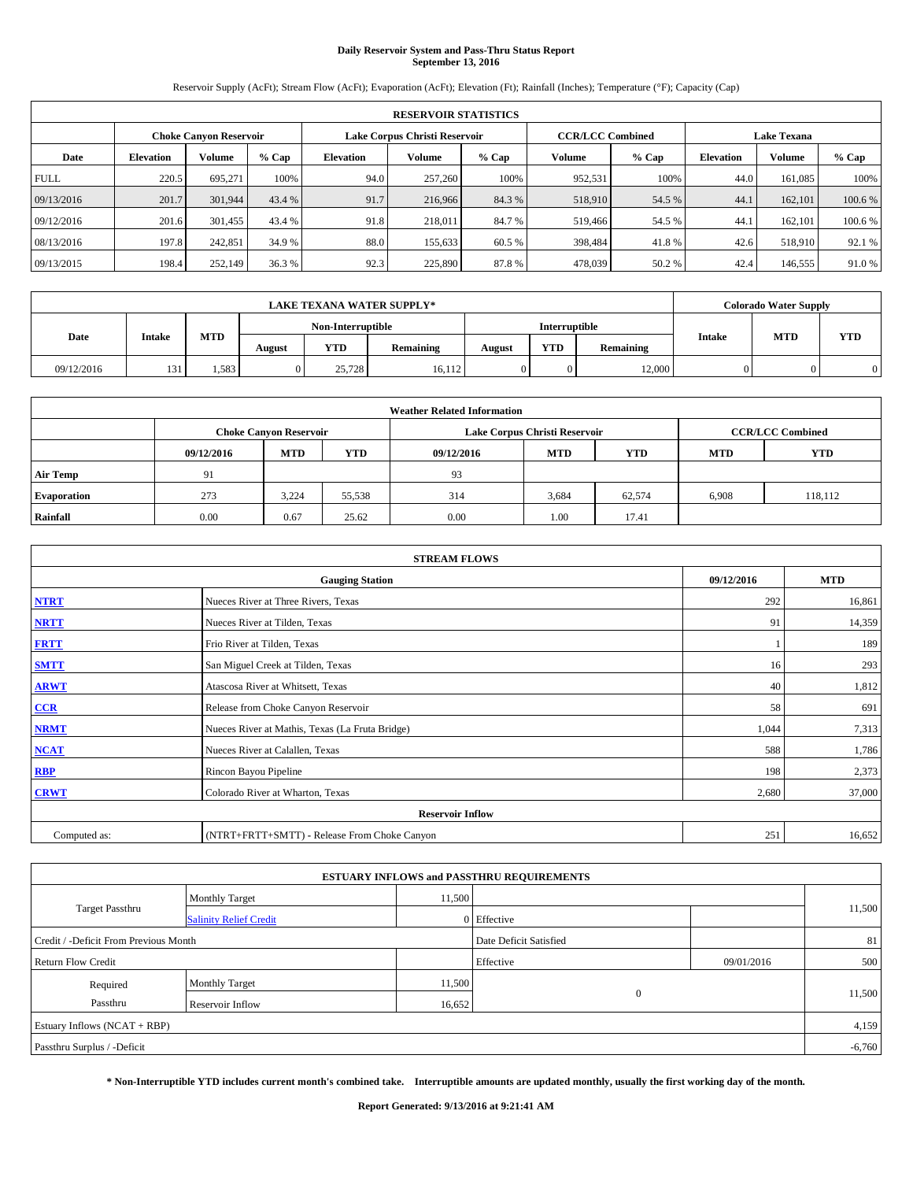# Daily Reservoir System and Pass-Thru Status Report
## September 13, 2016

Reservoir Supply (AcFt); Stream Flow (AcFt); Evaporation (AcFt); Elevation (Ft); Rainfall (Inches); Temperature (°F); Capacity (Cap)

| RESERVOIR STATISTICS | | | | | | | | | | | |
|---|---|---|---|---|---|---|---|---|---|---|---|
| | Choke Canyon Reservoir | | | Lake Corpus Christi Reservoir | | | CCR/LCC Combined | | Lake Texana | | |
| Date | Elevation | Volume | % Cap | Elevation | Volume | % Cap | Volume | % Cap | Elevation | Volume | % Cap |
| FULL | 220.5 | 695,271 | 100% | 94.0 | 257,260 | 100% | 952,531 | 100% | 44.0 | 161,085 | 100% |
| 09/13/2016 | 201.7 | 301,944 | 43.4 % | 91.7 | 216,966 | 84.3 % | 518,910 | 54.5 % | 44.1 | 162,101 | 100.6 % |
| 09/12/2016 | 201.6 | 301,455 | 43.4 % | 91.8 | 218,011 | 84.7 % | 519,466 | 54.5 % | 44.1 | 162,101 | 100.6 % |
| 08/13/2016 | 197.8 | 242,851 | 34.9 % | 88.0 | 155,633 | 60.5 % | 398,484 | 41.8 % | 42.6 | 518,910 | 92.1 % |
| 09/13/2015 | 198.4 | 252,149 | 36.3 % | 92.3 | 225,890 | 87.8 % | 478,039 | 50.2 % | 42.4 | 146,555 | 91.0 % |

| LAKE TEXANA WATER SUPPLY* | | | | | | | | | Colorado Water Supply | | |
|---|---|---|---|---|---|---|---|---|---|---|---|
| Date | Intake | MTD | Non-Interruptible | | | Interruptible | | | Intake | MTD | YTD |
| | | | August | YTD | Remaining | August | YTD | Remaining | | | |
| 09/12/2016 | 131 | 1,583 | 0 | 25,728 | 16,112 | 0 | 0 | 12,000 | 0 | 0 | 0 |

| Weather Related Information | | | | | | | | |
|---|---|---|---|---|---|---|---|---|
| | Choke Canyon Reservoir | | | Lake Corpus Christi Reservoir | | | CCR/LCC Combined | |
| | 09/12/2016 | MTD | YTD | 09/12/2016 | MTD | YTD | MTD | YTD |
| Air Temp | 91 | | | 93 | | | | |
| Evaporation | 273 | 3,224 | 55,538 | 314 | 3,684 | 62,574 | 6,908 | 118,112 |
| Rainfall | 0.00 | 0.67 | 25.62 | 0.00 | 1.00 | 17.41 | | |

| STREAM FLOWS | | | |
|---|---|---|---|
| Gauging Station | | 09/12/2016 | MTD |
| NTRT | Nueces River at Three Rivers, Texas | 292 | 16,861 |
| NRTT | Nueces River at Tilden, Texas | 91 | 14,359 |
| FRTT | Frio River at Tilden, Texas | 1 | 189 |
| SMTT | San Miguel Creek at Tilden, Texas | 16 | 293 |
| ARWT | Atascosa River at Whitsett, Texas | 40 | 1,812 |
| CCR | Release from Choke Canyon Reservoir | 58 | 691 |
| NRMT | Nueces River at Mathis, Texas (La Fruta Bridge) | 1,044 | 7,313 |
| NCAT | Nueces River at Calallen, Texas | 588 | 1,786 |
| RBP | Rincon Bayou Pipeline | 198 | 2,373 |
| CRWT | Colorado River at Wharton, Texas | 2,680 | 37,000 |
| Reservoir Inflow | | | |
| Computed as: | (NTRT+FRTT+SMTT) - Release From Choke Canyon | 251 | 16,652 |

| ESTUARY INFLOWS and PASSTHRU REQUIREMENTS | | | | | |
|---|---|---|---|---|---|
| Target Passthru | Monthly Target | 11,500 | | | 11,500 |
| | Salinity Relief Credit | 0 | Effective | | |
| Credit / -Deficit From Previous Month | | | Date Deficit Satisfied | | 81 |
| Return Flow Credit | | | Effective | 09/01/2016 | 500 |
| Required Passthru | Monthly Target | 11,500 | 0 | | 11,500 |
| | Reservoir Inflow | 16,652 | | | |
| Estuary Inflows (NCAT + RBP) | | | | | 4,159 |
| Passthru Surplus / -Deficit | | | | | -6,760 |

**\* Non-Interruptible YTD includes current month's combined take. Interruptible amounts are updated monthly, usually the first working day of the month.**

**Report Generated: 9/13/2016 at 9:21:41 AM**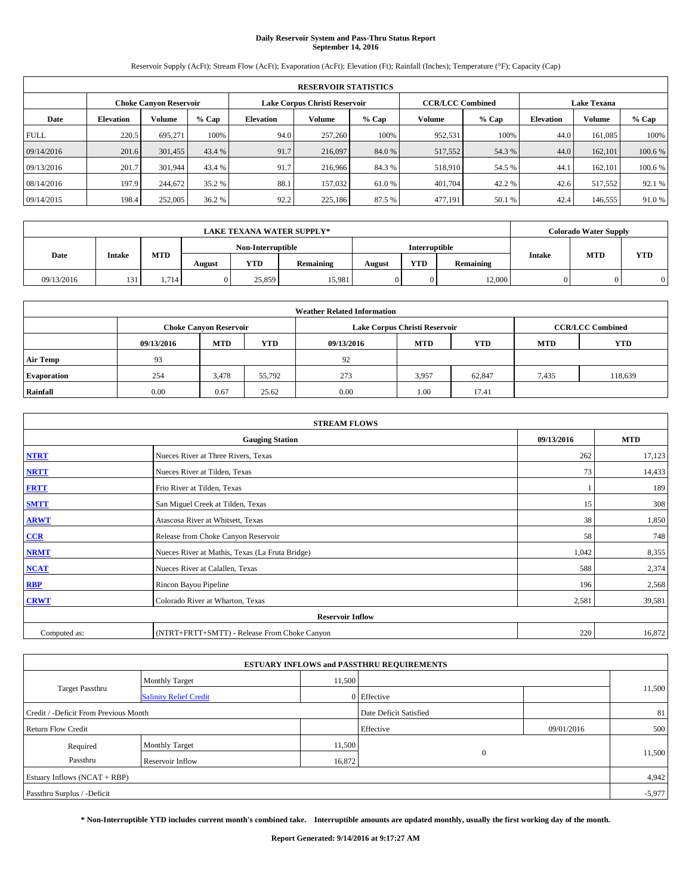# Daily Reservoir System and Pass-Thru Status Report
## September 14, 2016

Reservoir Supply (AcFt); Stream Flow (AcFt); Evaporation (AcFt); Elevation (Ft); Rainfall (Inches); Temperature (°F); Capacity (Cap)

| RESERVOIR STATISTICS | | | | | | | | | | | |
|---|---|---|---|---|---|---|---|---|---|---|---|
| | Choke Canyon Reservoir | | | Lake Corpus Christi Reservoir | | | CCR/LCC Combined | | Lake Texana | | |
| Date | Elevation | Volume | % Cap | Elevation | Volume | % Cap | Volume | % Cap | Elevation | Volume | % Cap |
| FULL | 220.5 | 695,271 | 100% | 94.0 | 257,260 | 100% | 952,531 | 100% | 44.0 | 161,085 | 100% |
| 09/14/2016 | 201.6 | 301,455 | 43.4 % | 91.7 | 216,097 | 84.0 % | 517,552 | 54.3 % | 44.0 | 162,101 | 100.6 % |
| 09/13/2016 | 201.7 | 301,944 | 43.4 % | 91.7 | 216,966 | 84.3 % | 518,910 | 54.5 % | 44.1 | 162,101 | 100.6 % |
| 08/14/2016 | 197.9 | 244,672 | 35.2 % | 88.1 | 157,032 | 61.0 % | 401,704 | 42.2 % | 42.6 | 517,552 | 92.1 % |
| 09/14/2015 | 198.4 | 252,005 | 36.2 % | 92.2 | 225,186 | 87.5 % | 477,191 | 50.1 % | 42.4 | 146,555 | 91.0 % |

| LAKE TEXANA WATER SUPPLY* | | | | | | | | | Colorado Water Supply | | |
|---|---|---|---|---|---|---|---|---|---|---|---|
| Date | Intake | MTD | Non-Interruptible | | | Interruptible | | | Intake | MTD | YTD |
| | | | August | YTD | Remaining | August | YTD | Remaining | | | |
| 09/13/2016 | 131 | 1,714 | 0 | 25,859 | 15,981 | 0 | 0 | 12,000 | 0 | 0 | 0 |

| Weather Related Information | | | | | | | | |
|---|---|---|---|---|---|---|---|---|
| | Choke Canyon Reservoir | | | Lake Corpus Christi Reservoir | | | CCR/LCC Combined | |
| | 09/13/2016 | MTD | YTD | 09/13/2016 | MTD | YTD | MTD | YTD |
| Air Temp | 93 | | | 92 | | | | |
| Evaporation | 254 | 3,478 | 55,792 | 273 | 3,957 | 62,847 | 7,435 | 118,639 |
| Rainfall | 0.00 | 0.67 | 25.62 | 0.00 | 1.00 | 17.41 | | |

| STREAM FLOWS | | | |
|---|---|---|---|
| | Gauging Station | 09/13/2016 | MTD |
| NTRT | Nueces River at Three Rivers, Texas | 262 | 17,123 |
| NRTT | Nueces River at Tilden, Texas | 73 | 14,433 |
| FRTT | Frio River at Tilden, Texas | 1 | 189 |
| SMTT | San Miguel Creek at Tilden, Texas | 15 | 308 |
| ARWT | Atascosa River at Whitsett, Texas | 38 | 1,850 |
| CCR | Release from Choke Canyon Reservoir | 58 | 748 |
| NRMT | Nueces River at Mathis, Texas (La Fruta Bridge) | 1,042 | 8,355 |
| NCAT | Nueces River at Calallen, Texas | 588 | 2,374 |
| RBP | Rincon Bayou Pipeline | 196 | 2,568 |
| CRWT | Colorado River at Wharton, Texas | 2,581 | 39,581 |
| Reservoir Inflow | | | |
| Computed as: | (NTRT+FRTT+SMTT) - Release From Choke Canyon | 220 | 16,872 |

| ESTUARY INFLOWS and PASSTHRU REQUIREMENTS | | | | | |
|---|---|---|---|---|---|
| Target Passthru | Monthly Target | 11,500 | | | 11,500 |
| | Salinity Relief Credit | 0 | Effective | | |
| Credit / -Deficit From Previous Month | | | Date Deficit Satisfied | | 81 |
| Return Flow Credit | | | Effective | 09/01/2016 | 500 |
| Required Passthru | Monthly Target | 11,500 | 0 | | 11,500 |
| | Reservoir Inflow | 16,872 | | | |
| Estuary Inflows (NCAT + RBP) | | | | | 4,942 |
| Passthru Surplus / -Deficit | | | | | -5,977 |

**\* Non-Interruptible YTD includes current month's combined take. Interruptible amounts are updated monthly, usually the first working day of the month.**

**Report Generated: 9/14/2016 at 9:17:27 AM**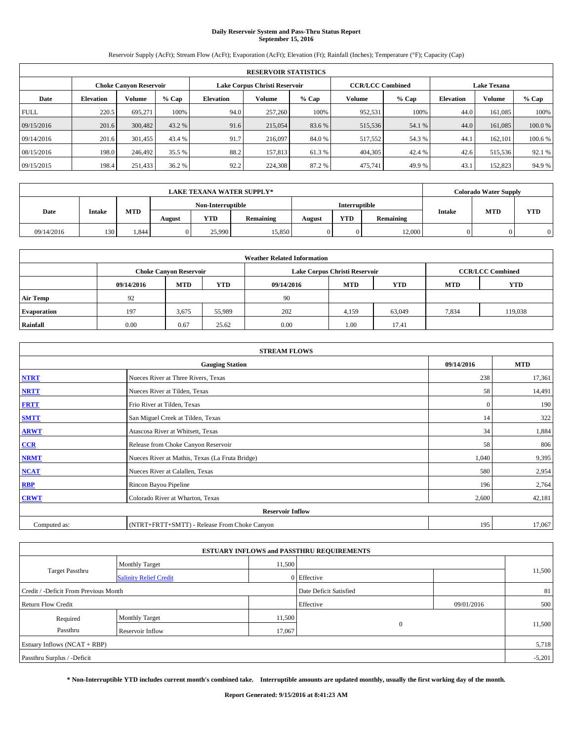**Daily Reservoir System and Pass-Thru Status Report**
**September 15, 2016**

Reservoir Supply (AcFt); Stream Flow (AcFt); Evaporation (AcFt); Elevation (Ft); Rainfall (Inches); Temperature (°F); Capacity (Cap)

| RESERVOIR STATISTICS | | | | | | | | | | | |
|---|---|---|---|---|---|---|---|---|---|---|---|
| | Choke Canyon Reservoir | | | Lake Corpus Christi Reservoir | | | CCR/LCC Combined | | Lake Texana | | |
| Date | Elevation | Volume | % Cap | Elevation | Volume | % Cap | Volume | % Cap | Elevation | Volume | % Cap |
| FULL | 220.5 | 695,271 | 100% | 94.0 | 257,260 | 100% | 952,531 | 100% | 44.0 | 161,085 | 100% |
| 09/15/2016 | 201.6 | 300,482 | 43.2 % | 91.6 | 215,054 | 83.6 % | 515,536 | 54.1 % | 44.0 | 161,085 | 100.0 % |
| 09/14/2016 | 201.6 | 301,455 | 43.4 % | 91.7 | 216,097 | 84.0 % | 517,552 | 54.3 % | 44.1 | 162,101 | 100.6 % |
| 08/15/2016 | 198.0 | 246,492 | 35.5 % | 88.2 | 157,813 | 61.3 % | 404,305 | 42.4 % | 42.6 | 515,536 | 92.1 % |
| 09/15/2015 | 198.4 | 251,433 | 36.2 % | 92.2 | 224,308 | 87.2 % | 475,741 | 49.9 % | 43.1 | 152,823 | 94.9 % |

| LAKE TEXANA WATER SUPPLY* | | | | | | | | | Colorado Water Supply | | |
|---|---|---|---|---|---|---|---|---|---|---|---|
| Date | Intake | MTD | Non-Interruptible | | | Interruptible | | | Intake | MTD | YTD |
| | | | August | YTD | Remaining | August | YTD | Remaining | | | |
| 09/14/2016 | 130 | 1,844 | 0 | 25,990 | 15,850 | 0 | 0 | 12,000 | 0 | 0 | 0 |

| Weather Related Information | | | | | | | | |
|---|---|---|---|---|---|---|---|---|
| | Choke Canyon Reservoir | | | Lake Corpus Christi Reservoir | | | CCR/LCC Combined | |
| | 09/14/2016 | MTD | YTD | 09/14/2016 | MTD | YTD | MTD | YTD |
| Air Temp | 92 | | | 90 | | | | |
| Evaporation | 197 | 3,675 | 55,989 | 202 | 4,159 | 63,049 | 7,834 | 119,038 |
| Rainfall | 0.00 | 0.67 | 25.62 | 0.00 | 1.00 | 17.41 | | |

| STREAM FLOWS | | | |
|---|---|---|---|
| Gauging Station | | 09/14/2016 | MTD |
| NTRT | Nueces River at Three Rivers, Texas | 238 | 17,361 |
| NRTT | Nueces River at Tilden, Texas | 58 | 14,491 |
| FRTT | Frio River at Tilden, Texas | 0 | 190 |
| SMTT | San Miguel Creek at Tilden, Texas | 14 | 322 |
| ARWT | Atascosa River at Whitsett, Texas | 34 | 1,884 |
| CCR | Release from Choke Canyon Reservoir | 58 | 806 |
| NRMT | Nueces River at Mathis, Texas (La Fruta Bridge) | 1,040 | 9,395 |
| NCAT | Nueces River at Calallen, Texas | 580 | 2,954 |
| RBP | Rincon Bayou Pipeline | 196 | 2,764 |
| CRWT | Colorado River at Wharton, Texas | 2,600 | 42,181 |
| Reservoir Inflow | | | |
| Computed as: | (NTRT+FRTT+SMTT) - Release From Choke Canyon | 195 | 17,067 |

| ESTUARY INFLOWS and PASSTHRU REQUIREMENTS | | | | | |
|---|---|---|---|---|---|
| Target Passthru | Monthly Target | 11,500 | | | 11,500 |
| | Salinity Relief Credit | 0 | Effective | | |
| Credit / -Deficit From Previous Month | | | Date Deficit Satisfied | | 81 |
| Return Flow Credit | | | Effective | 09/01/2016 | 500 |
| Required Passthru | Monthly Target | 11,500 | 0 | | 11,500 |
| | Reservoir Inflow | 17,067 | | | |
| Estuary Inflows (NCAT + RBP) | | | | | 5,718 |
| Passthru Surplus / -Deficit | | | | | -5,201 |

**\* Non-Interruptible YTD includes current month's combined take. Interruptible amounts are updated monthly, usually the first working day of the month.**

**Report Generated: 9/15/2016 at 8:41:23 AM**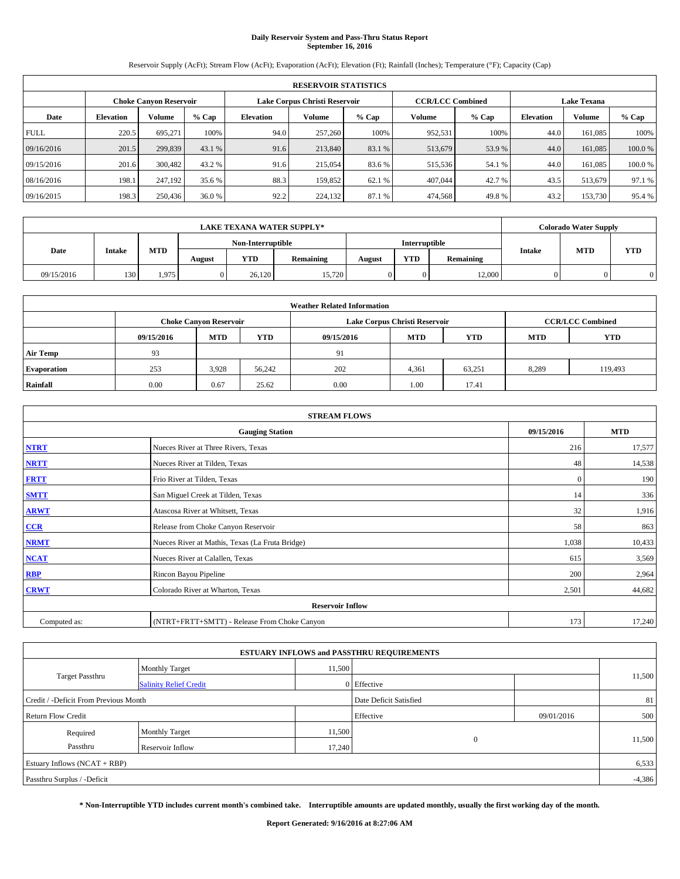# Daily Reservoir System and Pass-Thru Status Report
## September 16, 2016

Reservoir Supply (AcFt); Stream Flow (AcFt); Evaporation (AcFt); Elevation (Ft); Rainfall (Inches); Temperature (°F); Capacity (Cap)

| RESERVOIR STATISTICS | | | | | | | | | | | |
|---|---|---|---|---|---|---|---|---|---|---|---|
| | Choke Canyon Reservoir | | | Lake Corpus Christi Reservoir | | | CCR/LCC Combined | | Lake Texana | | |
| Date | Elevation | Volume | % Cap | Elevation | Volume | % Cap | Volume | % Cap | Elevation | Volume | % Cap |
| FULL | 220.5 | 695,271 | 100% | 94.0 | 257,260 | 100% | 952,531 | 100% | 44.0 | 161,085 | 100% |
| 09/16/2016 | 201.5 | 299,839 | 43.1 % | 91.6 | 213,840 | 83.1 % | 513,679 | 53.9 % | 44.0 | 161,085 | 100.0 % |
| 09/15/2016 | 201.6 | 300,482 | 43.2 % | 91.6 | 215,054 | 83.6 % | 515,536 | 54.1 % | 44.0 | 161,085 | 100.0 % |
| 08/16/2016 | 198.1 | 247,192 | 35.6 % | 88.3 | 159,852 | 62.1 % | 407,044 | 42.7 % | 43.5 | 513,679 | 97.1 % |
| 09/16/2015 | 198.3 | 250,436 | 36.0 % | 92.2 | 224,132 | 87.1 % | 474,568 | 49.8 % | 43.2 | 153,730 | 95.4 % |

| LAKE TEXANA WATER SUPPLY* | | | | | | | | | Colorado Water Supply | | |
|---|---|---|---|---|---|---|---|---|---|---|---|
| Date | Intake | MTD | Non-Interruptible | | | Interruptible | | | Intake | MTD | YTD |
| | | | August | YTD | Remaining | August | YTD | Remaining | | | |
| 09/15/2016 | 130 | 1,975 | 0 | 26,120 | 15,720 | 0 | 0 | 12,000 | 0 | 0 | 0 |

| Weather Related Information | | | | | | | | |
|---|---|---|---|---|---|---|---|---|
| | Choke Canyon Reservoir | | | Lake Corpus Christi Reservoir | | | CCR/LCC Combined | |
| | 09/15/2016 | MTD | YTD | 09/15/2016 | MTD | YTD | MTD | YTD |
| Air Temp | 93 | | | 91 | | | | |
| Evaporation | 253 | 3,928 | 56,242 | 202 | 4,361 | 63,251 | 8,289 | 119,493 |
| Rainfall | 0.00 | 0.67 | 25.62 | 0.00 | 1.00 | 17.41 | | |

| STREAM FLOWS | | | |
|---|---|---|---|
| | Gauging Station | 09/15/2016 | MTD |
| NTRT | Nueces River at Three Rivers, Texas | 216 | 17,577 |
| NRTT | Nueces River at Tilden, Texas | 48 | 14,538 |
| FRTT | Frio River at Tilden, Texas | 0 | 190 |
| SMTT | San Miguel Creek at Tilden, Texas | 14 | 336 |
| ARWT | Atascosa River at Whitsett, Texas | 32 | 1,916 |
| CCR | Release from Choke Canyon Reservoir | 58 | 863 |
| NRMT | Nueces River at Mathis, Texas (La Fruta Bridge) | 1,038 | 10,433 |
| NCAT | Nueces River at Calallen, Texas | 615 | 3,569 |
| RBP | Rincon Bayou Pipeline | 200 | 2,964 |
| CRWT | Colorado River at Wharton, Texas | 2,501 | 44,682 |
| Reservoir Inflow | | | |
| Computed as: | (NTRT+FRTT+SMTT) - Release From Choke Canyon | 173 | 17,240 |

| ESTUARY INFLOWS and PASSTHRU REQUIREMENTS | | | | | |
|---|---|---|---|---|---|
| Target Passthru | Monthly Target | 11,500 | | | 11,500 |
| | Salinity Relief Credit | 0 | Effective | | |
| Credit / -Deficit From Previous Month | | | Date Deficit Satisfied | | 81 |
| Return Flow Credit | | | Effective | 09/01/2016 | 500 |
| Required Passthru | Monthly Target | 11,500 | 0 | | 11,500 |
| | Reservoir Inflow | 17,240 | | | |
| Estuary Inflows (NCAT + RBP) | | | | | 6,533 |
| Passthru Surplus / -Deficit | | | | | -4,386 |

**\* Non-Interruptible YTD includes current month's combined take. Interruptible amounts are updated monthly, usually the first working day of the month.**

**Report Generated: 9/16/2016 at 8:27:06 AM**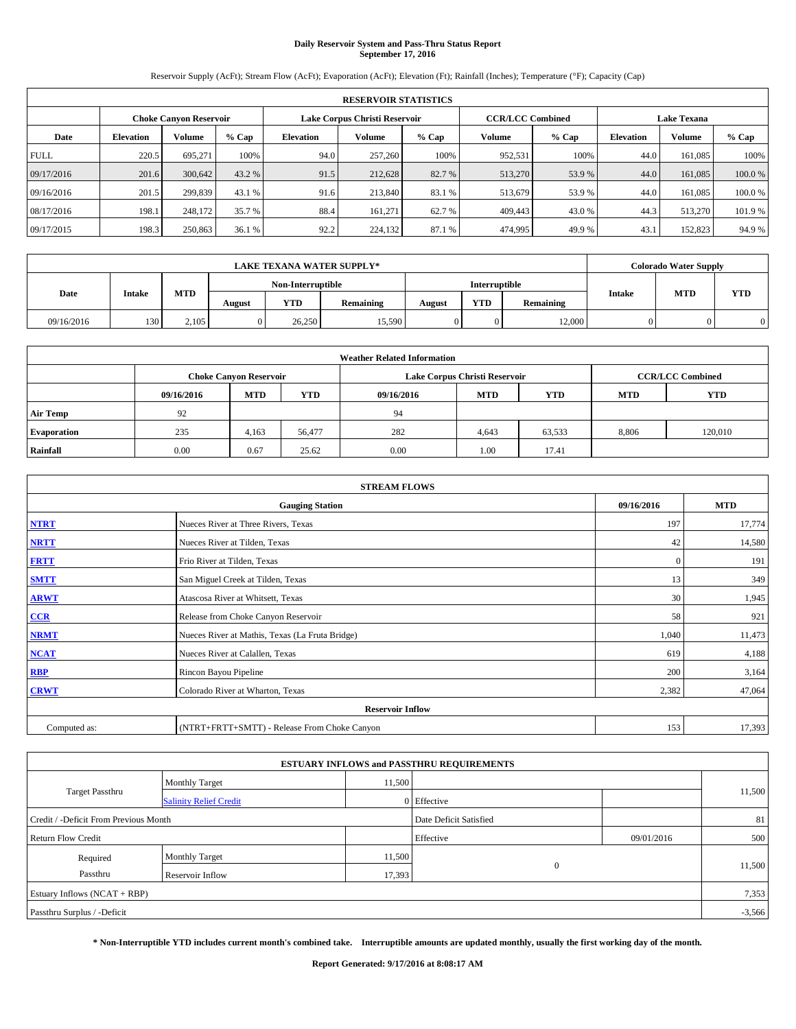# Daily Reservoir System and Pass-Thru Status Report
## September 17, 2016

Reservoir Supply (AcFt); Stream Flow (AcFt); Evaporation (AcFt); Elevation (Ft); Rainfall (Inches); Temperature (°F); Capacity (Cap)

| RESERVOIR STATISTICS | | | | | | | | | | | |
|---|---|---|---|---|---|---|---|---|---|---|---|
| | Choke Canyon Reservoir | | | Lake Corpus Christi Reservoir | | | CCR/LCC Combined | | Lake Texana | | |
| Date | Elevation | Volume | % Cap | Elevation | Volume | % Cap | Volume | % Cap | Elevation | Volume | % Cap |
| FULL | 220.5 | 695,271 | 100% | 94.0 | 257,260 | 100% | 952,531 | 100% | 44.0 | 161,085 | 100% |
| 09/17/2016 | 201.6 | 300,642 | 43.2 % | 91.5 | 212,628 | 82.7 % | 513,270 | 53.9 % | 44.0 | 161,085 | 100.0 % |
| 09/16/2016 | 201.5 | 299,839 | 43.1 % | 91.6 | 213,840 | 83.1 % | 513,679 | 53.9 % | 44.0 | 161,085 | 100.0 % |
| 08/17/2016 | 198.1 | 248,172 | 35.7 % | 88.4 | 161,271 | 62.7 % | 409,443 | 43.0 % | 44.3 | 513,270 | 101.9 % |
| 09/17/2015 | 198.3 | 250,863 | 36.1 % | 92.2 | 224,132 | 87.1 % | 474,995 | 49.9 % | 43.1 | 152,823 | 94.9 % |

| LAKE TEXANA WATER SUPPLY* | | | | | | | | | Colorado Water Supply | | |
|---|---|---|---|---|---|---|---|---|---|---|---|
| Date | Intake | MTD | Non-Interruptible | | | Interruptible | | | Intake | MTD | YTD |
| | | | August | YTD | Remaining | August | YTD | Remaining | | | |
| 09/16/2016 | 130 | 2,105 | 0 | 26,250 | 15,590 | 0 | 0 | 12,000 | 0 | 0 | 0 |

| Weather Related Information | | | | | | | | |
|---|---|---|---|---|---|---|---|---|
| | Choke Canyon Reservoir | | | Lake Corpus Christi Reservoir | | | CCR/LCC Combined | |
| | 09/16/2016 | MTD | YTD | 09/16/2016 | MTD | YTD | MTD | YTD |
| Air Temp | 92 | | | 94 | | | | |
| Evaporation | 235 | 4,163 | 56,477 | 282 | 4,643 | 63,533 | 8,806 | 120,010 |
| Rainfall | 0.00 | 0.67 | 25.62 | 0.00 | 1.00 | 17.41 | | |

| STREAM FLOWS | | | |
|---|---|---|---|
| Gauging Station | | 09/16/2016 | MTD |
| NTRT | Nueces River at Three Rivers, Texas | 197 | 17,774 |
| NRTT | Nueces River at Tilden, Texas | 42 | 14,580 |
| FRTT | Frio River at Tilden, Texas | 0 | 191 |
| SMTT | San Miguel Creek at Tilden, Texas | 13 | 349 |
| ARWT | Atascosa River at Whitsett, Texas | 30 | 1,945 |
| CCR | Release from Choke Canyon Reservoir | 58 | 921 |
| NRMT | Nueces River at Mathis, Texas (La Fruta Bridge) | 1,040 | 11,473 |
| NCAT | Nueces River at Calallen, Texas | 619 | 4,188 |
| RBP | Rincon Bayou Pipeline | 200 | 3,164 |
| CRWT | Colorado River at Wharton, Texas | 2,382 | 47,064 |
| Reservoir Inflow | | | |
| Computed as: | (NTRT+FRTT+SMTT) - Release From Choke Canyon | 153 | 17,393 |

| ESTUARY INFLOWS and PASSTHRU REQUIREMENTS | | | | | |
|---|---|---|---|---|---|
| Target Passthru | Monthly Target | 11,500 | | | 11,500 |
| | Salinity Relief Credit | 0 | Effective | | |
| Credit / -Deficit From Previous Month | | | Date Deficit Satisfied | | 81 |
| Return Flow Credit | | | Effective | 09/01/2016 | 500 |
| Required Passthru | Monthly Target | 11,500 | 0 | | 11,500 |
| | Reservoir Inflow | 17,393 | | | |
| Estuary Inflows (NCAT + RBP) | | | | | 7,353 |
| Passthru Surplus / -Deficit | | | | | -3,566 |

**\* Non-Interruptible YTD includes current month's combined take. Interruptible amounts are updated monthly, usually the first working day of the month.**

**Report Generated: 9/17/2016 at 8:08:17 AM**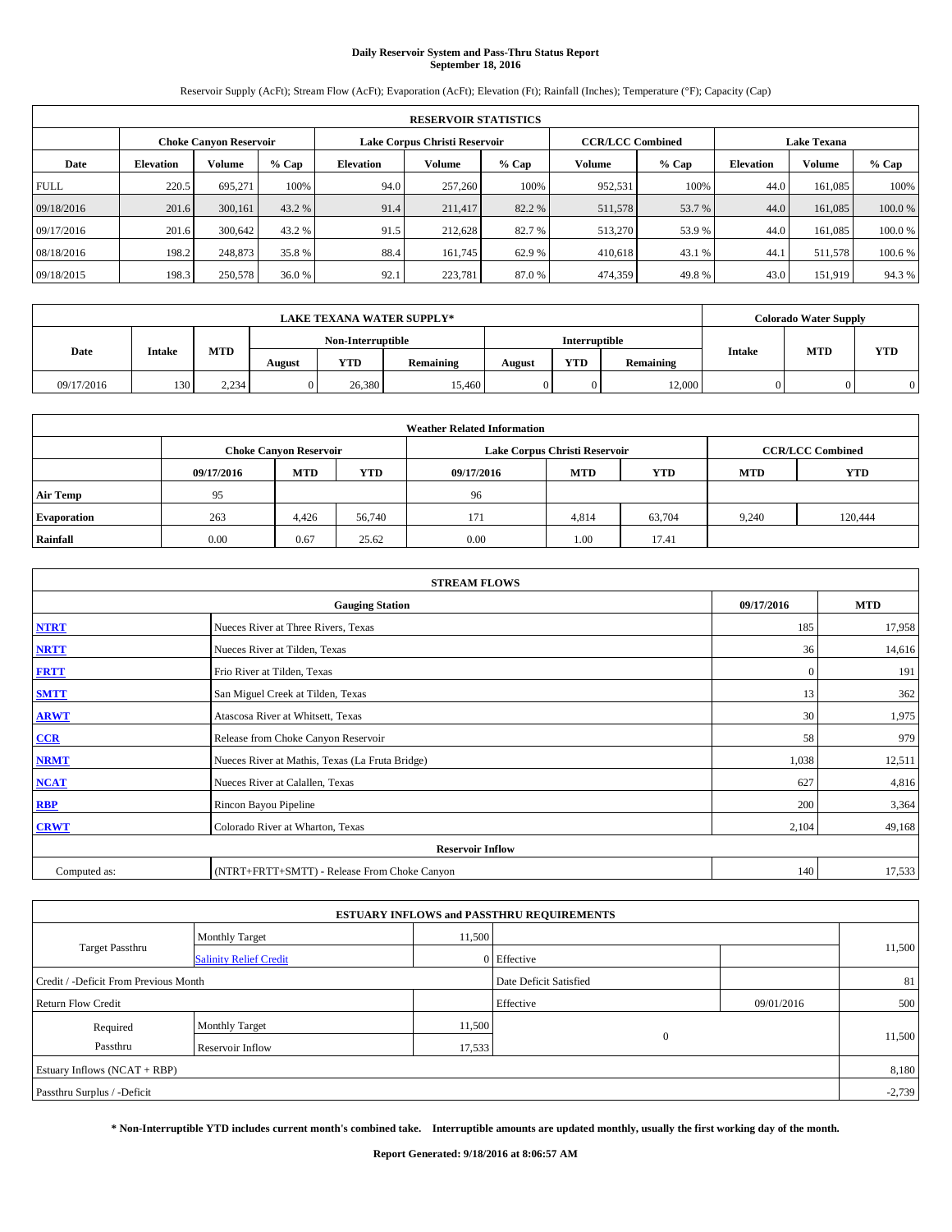# Daily Reservoir System and Pass-Thru Status Report
## September 18, 2016

Reservoir Supply (AcFt); Stream Flow (AcFt); Evaporation (AcFt); Elevation (Ft); Rainfall (Inches); Temperature (°F); Capacity (Cap)

| RESERVOIR STATISTICS | | | | | | | | | | | |
|---|---|---|---|---|---|---|---|---|---|---|---|
| | Choke Canyon Reservoir | | | Lake Corpus Christi Reservoir | | | CCR/LCC Combined | | Lake Texana | | |
| Date | Elevation | Volume | % Cap | Elevation | Volume | % Cap | Volume | % Cap | Elevation | Volume | % Cap |
| FULL | 220.5 | 695,271 | 100% | 94.0 | 257,260 | 100% | 952,531 | 100% | 44.0 | 161,085 | 100% |
| 09/18/2016 | 201.6 | 300,161 | 43.2 % | 91.4 | 211,417 | 82.2 % | 511,578 | 53.7 % | 44.0 | 161,085 | 100.0 % |
| 09/17/2016 | 201.6 | 300,642 | 43.2 % | 91.5 | 212,628 | 82.7 % | 513,270 | 53.9 % | 44.0 | 161,085 | 100.0 % |
| 08/18/2016 | 198.2 | 248,873 | 35.8 % | 88.4 | 161,745 | 62.9 % | 410,618 | 43.1 % | 44.1 | 511,578 | 100.6 % |
| 09/18/2015 | 198.3 | 250,578 | 36.0 % | 92.1 | 223,781 | 87.0 % | 474,359 | 49.8 % | 43.0 | 151,919 | 94.3 % |

| LAKE TEXANA WATER SUPPLY* | | | | | | | | | Colorado Water Supply | | |
|---|---|---|---|---|---|---|---|---|---|---|---|
| Date | Intake | MTD | Non-Interruptible | | | Interruptible | | | Intake | MTD | YTD |
| | | | August | YTD | Remaining | August | YTD | Remaining | | | |
| 09/17/2016 | 130 | 2,234 | 0 | 26,380 | 15,460 | 0 | 0 | 12,000 | 0 | 0 | 0 |

| Weather Related Information | | | | | | | | |
|---|---|---|---|---|---|---|---|---|
| | Choke Canyon Reservoir | | | Lake Corpus Christi Reservoir | | | CCR/LCC Combined | |
| | 09/17/2016 | MTD | YTD | 09/17/2016 | MTD | YTD | MTD | YTD |
| Air Temp | 95 | | | 96 | | | | |
| Evaporation | 263 | 4,426 | 56,740 | 171 | 4,814 | 63,704 | 9,240 | 120,444 |
| Rainfall | 0.00 | 0.67 | 25.62 | 0.00 | 1.00 | 17.41 | | |

| STREAM FLOWS | | | |
|---|---|---|---|
| | Gauging Station | 09/17/2016 | MTD |
| NTRT | Nueces River at Three Rivers, Texas | 185 | 17,958 |
| NRTT | Nueces River at Tilden, Texas | 36 | 14,616 |
| FRTT | Frio River at Tilden, Texas | 0 | 191 |
| SMTT | San Miguel Creek at Tilden, Texas | 13 | 362 |
| ARWT | Atascosa River at Whitsett, Texas | 30 | 1,975 |
| CCR | Release from Choke Canyon Reservoir | 58 | 979 |
| NRMT | Nueces River at Mathis, Texas (La Fruta Bridge) | 1,038 | 12,511 |
| NCAT | Nueces River at Calallen, Texas | 627 | 4,816 |
| RBP | Rincon Bayou Pipeline | 200 | 3,364 |
| CRWT | Colorado River at Wharton, Texas | 2,104 | 49,168 |
| Reservoir Inflow | | | |
| Computed as: | (NTRT+FRTT+SMTT) - Release From Choke Canyon | 140 | 17,533 |

| ESTUARY INFLOWS and PASSTHRU REQUIREMENTS | | | | | |
|---|---|---|---|---|---|
| Target Passthru | Monthly Target | 11,500 | | | 11,500 |
| | Salinity Relief Credit | 0 | Effective | | |
| Credit / -Deficit From Previous Month | | | Date Deficit Satisfied | | 81 |
| Return Flow Credit | | | Effective | 09/01/2016 | 500 |
| Required Passthru | Monthly Target | 11,500 | 0 | | 11,500 |
| | Reservoir Inflow | 17,533 | | | |
| Estuary Inflows (NCAT + RBP) | | | | | 8,180 |
| Passthru Surplus / -Deficit | | | | | -2,739 |

**\* Non-Interruptible YTD includes current month's combined take. Interruptible amounts are updated monthly, usually the first working day of the month.**

**Report Generated: 9/18/2016 at 8:06:57 AM**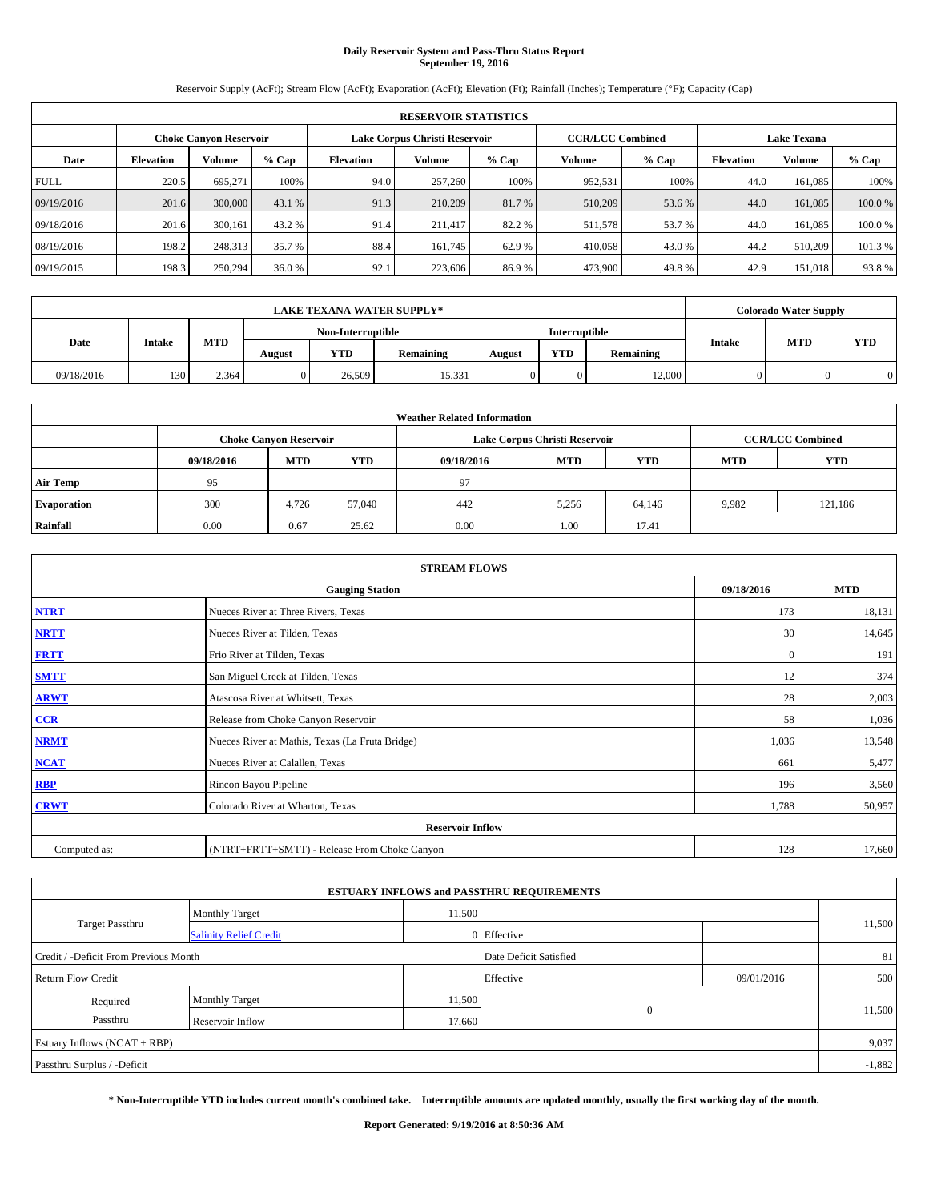# Daily Reservoir System and Pass-Thru Status Report
## September 19, 2016

Reservoir Supply (AcFt); Stream Flow (AcFt); Evaporation (AcFt); Elevation (Ft); Rainfall (Inches); Temperature (°F); Capacity (Cap)

| RESERVOIR STATISTICS | | | | | | | | | | | |
|---|---|---|---|---|---|---|---|---|---|---|---|
| | Choke Canyon Reservoir | | | Lake Corpus Christi Reservoir | | | CCR/LCC Combined | | Lake Texana | | |
| Date | Elevation | Volume | % Cap | Elevation | Volume | % Cap | Volume | % Cap | Elevation | Volume | % Cap |
| FULL | 220.5 | 695,271 | 100% | 94.0 | 257,260 | 100% | 952,531 | 100% | 44.0 | 161,085 | 100% |
| 09/19/2016 | 201.6 | 300,000 | 43.1 % | 91.3 | 210,209 | 81.7 % | 510,209 | 53.6 % | 44.0 | 161,085 | 100.0 % |
| 09/18/2016 | 201.6 | 300,161 | 43.2 % | 91.4 | 211,417 | 82.2 % | 511,578 | 53.7 % | 44.0 | 161,085 | 100.0 % |
| 08/19/2016 | 198.2 | 248,313 | 35.7 % | 88.4 | 161,745 | 62.9 % | 410,058 | 43.0 % | 44.2 | 510,209 | 101.3 % |
| 09/19/2015 | 198.3 | 250,294 | 36.0 % | 92.1 | 223,606 | 86.9 % | 473,900 | 49.8 % | 42.9 | 151,018 | 93.8 % |

| LAKE TEXANA WATER SUPPLY* | | | | | | | | | Colorado Water Supply | | |
|---|---|---|---|---|---|---|---|---|---|---|---|
| Date | Intake | MTD | Non-Interruptible | | | Interruptible | | | Intake | MTD | YTD |
| | | | August | YTD | Remaining | August | YTD | Remaining | | | |
| 09/18/2016 | 130 | 2,364 | 0 | 26,509 | 15,331 | 0 | 0 | 12,000 | 0 | 0 | 0 |

| Weather Related Information | | | | | | | | |
|---|---|---|---|---|---|---|---|---|
| | Choke Canyon Reservoir | | | Lake Corpus Christi Reservoir | | | CCR/LCC Combined | |
| | 09/18/2016 | MTD | YTD | 09/18/2016 | MTD | YTD | MTD | YTD |
| Air Temp | 95 | | | 97 | | | | |
| Evaporation | 300 | 4,726 | 57,040 | 442 | 5,256 | 64,146 | 9,982 | 121,186 |
| Rainfall | 0.00 | 0.67 | 25.62 | 0.00 | 1.00 | 17.41 | | |

| STREAM FLOWS | | | |
|---|---|---|---|
| | Gauging Station | 09/18/2016 | MTD |
| NTRT | Nueces River at Three Rivers, Texas | 173 | 18,131 |
| NRTT | Nueces River at Tilden, Texas | 30 | 14,645 |
| FRTT | Frio River at Tilden, Texas | 0 | 191 |
| SMTT | San Miguel Creek at Tilden, Texas | 12 | 374 |
| ARWT | Atascosa River at Whitsett, Texas | 28 | 2,003 |
| CCR | Release from Choke Canyon Reservoir | 58 | 1,036 |
| NRMT | Nueces River at Mathis, Texas (La Fruta Bridge) | 1,036 | 13,548 |
| NCAT | Nueces River at Calallen, Texas | 661 | 5,477 |
| RBP | Rincon Bayou Pipeline | 196 | 3,560 |
| CRWT | Colorado River at Wharton, Texas | 1,788 | 50,957 |
| | Reservoir Inflow | | |
| Computed as: | (NTRT+FRTT+SMTT) - Release From Choke Canyon | 128 | 17,660 |

| ESTUARY INFLOWS and PASSTHRU REQUIREMENTS | | | | | |
|---|---|---|---|---|---|
| Target Passthru | Monthly Target | 11,500 | | | 11,500 |
| | Salinity Relief Credit | 0 | Effective | | |
| Credit / -Deficit From Previous Month | | | Date Deficit Satisfied | | 81 |
| Return Flow Credit | | | Effective | 09/01/2016 | 500 |
| Required Passthru | Monthly Target | 11,500 | 0 | | 11,500 |
| | Reservoir Inflow | 17,660 | | | |
| Estuary Inflows (NCAT + RBP) | | | | | 9,037 |
| Passthru Surplus / -Deficit | | | | | -1,882 |

**\* Non-Interruptible YTD includes current month's combined take. Interruptible amounts are updated monthly, usually the first working day of the month.**

**Report Generated: 9/19/2016 at 8:50:36 AM**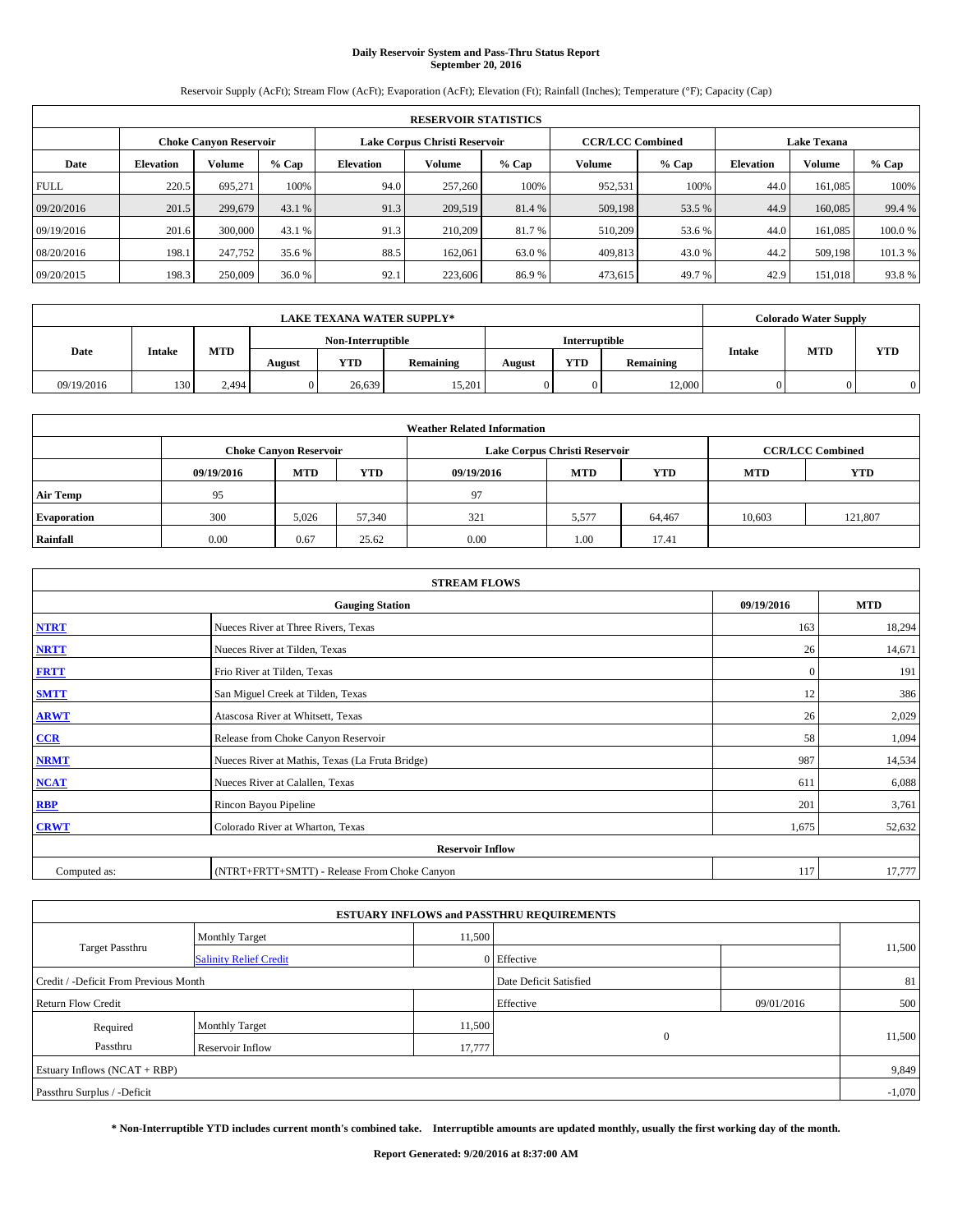# Daily Reservoir System and Pass-Thru Status Report
## September 20, 2016

Reservoir Supply (AcFt); Stream Flow (AcFt); Evaporation (AcFt); Elevation (Ft); Rainfall (Inches); Temperature (°F); Capacity (Cap)

| RESERVOIR STATISTICS | | | | | | | | | | | |
|---|---|---|---|---|---|---|---|---|---|---|---|
| | Choke Canyon Reservoir | | | Lake Corpus Christi Reservoir | | | CCR/LCC Combined | | Lake Texana | | |
| Date | Elevation | Volume | % Cap | Elevation | Volume | % Cap | Volume | % Cap | Elevation | Volume | % Cap |
| FULL | 220.5 | 695,271 | 100% | 94.0 | 257,260 | 100% | 952,531 | 100% | 44.0 | 161,085 | 100% |
| 09/20/2016 | 201.5 | 299,679 | 43.1 % | 91.3 | 209,519 | 81.4 % | 509,198 | 53.5 % | 44.9 | 160,085 | 99.4 % |
| 09/19/2016 | 201.6 | 300,000 | 43.1 % | 91.3 | 210,209 | 81.7 % | 510,209 | 53.6 % | 44.0 | 161,085 | 100.0 % |
| 08/20/2016 | 198.1 | 247,752 | 35.6 % | 88.5 | 162,061 | 63.0 % | 409,813 | 43.0 % | 44.2 | 509,198 | 101.3 % |
| 09/20/2015 | 198.3 | 250,009 | 36.0 % | 92.1 | 223,606 | 86.9 % | 473,615 | 49.7 % | 42.9 | 151,018 | 93.8 % |

| LAKE TEXANA WATER SUPPLY* | | | | | | | | | Colorado Water Supply | | |
|---|---|---|---|---|---|---|---|---|---|---|---|
| Date | Intake | MTD | Non-Interruptible | | | Interruptible | | | Intake | MTD | YTD |
| | | | August | YTD | Remaining | August | YTD | Remaining | | | |
| 09/19/2016 | 130 | 2,494 | 0 | 26,639 | 15,201 | 0 | 0 | 12,000 | 0 | 0 | 0 |

| Weather Related Information | | | | | | | | |
|---|---|---|---|---|---|---|---|---|
| | Choke Canyon Reservoir | | | Lake Corpus Christi Reservoir | | | CCR/LCC Combined | |
| | 09/19/2016 | MTD | YTD | 09/19/2016 | MTD | YTD | MTD | YTD |
| Air Temp | 95 | | | 97 | | | | |
| Evaporation | 300 | 5,026 | 57,340 | 321 | 5,577 | 64,467 | 10,603 | 121,807 |
| Rainfall | 0.00 | 0.67 | 25.62 | 0.00 | 1.00 | 17.41 | | |

| STREAM FLOWS | | | |
|---|---|---|---|
| Gauging Station | | 09/19/2016 | MTD |
| NTRT | Nueces River at Three Rivers, Texas | 163 | 18,294 |
| NRTT | Nueces River at Tilden, Texas | 26 | 14,671 |
| FRTT | Frio River at Tilden, Texas | 0 | 191 |
| SMTT | San Miguel Creek at Tilden, Texas | 12 | 386 |
| ARWT | Atascosa River at Whitsett, Texas | 26 | 2,029 |
| CCR | Release from Choke Canyon Reservoir | 58 | 1,094 |
| NRMT | Nueces River at Mathis, Texas (La Fruta Bridge) | 987 | 14,534 |
| NCAT | Nueces River at Calallen, Texas | 611 | 6,088 |
| RBP | Rincon Bayou Pipeline | 201 | 3,761 |
| CRWT | Colorado River at Wharton, Texas | 1,675 | 52,632 |
| Reservoir Inflow | | | |
| Computed as: | (NTRT+FRTT+SMTT) - Release From Choke Canyon | 117 | 17,777 |

| ESTUARY INFLOWS and PASSTHRU REQUIREMENTS | | | | | |
|---|---|---|---|---|---|
| Target Passthru | Monthly Target | 11,500 | | | 11,500 |
| | Salinity Relief Credit | 0 | Effective | | |
| Credit / -Deficit From Previous Month | | | Date Deficit Satisfied | | 81 |
| Return Flow Credit | | | Effective | 09/01/2016 | 500 |
| Required Passthru | Monthly Target | 11,500 | 0 | | 11,500 |
| | Reservoir Inflow | 17,777 | | | |
| Estuary Inflows (NCAT + RBP) | | | | | 9,849 |
| Passthru Surplus / -Deficit | | | | | -1,070 |

**\* Non-Interruptible YTD includes current month's combined take. Interruptible amounts are updated monthly, usually the first working day of the month.**

**Report Generated: 9/20/2016 at 8:37:00 AM**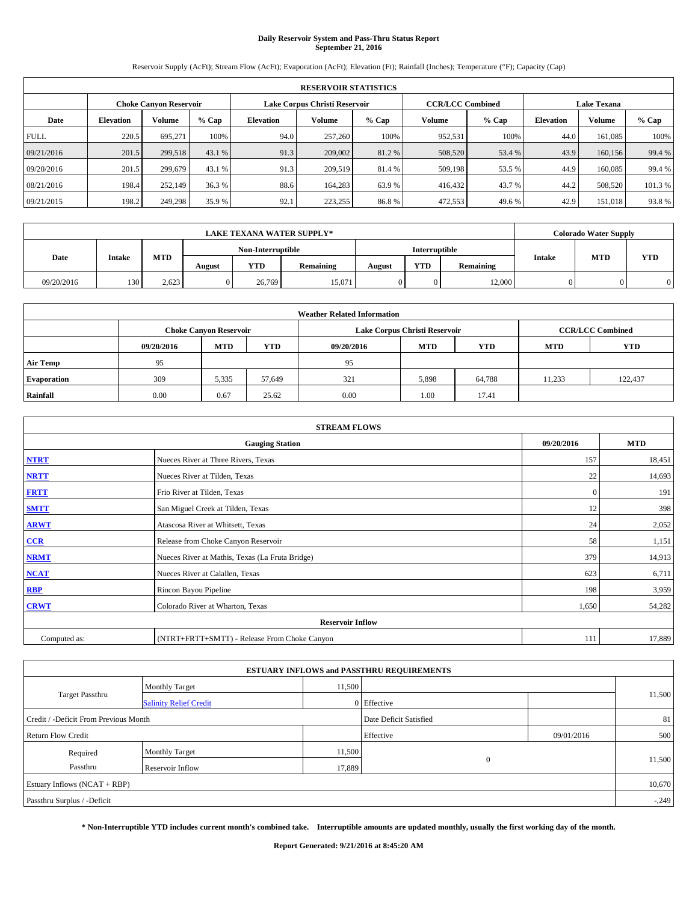# Daily Reservoir System and Pass-Thru Status Report
## September 21, 2016

Reservoir Supply (AcFt); Stream Flow (AcFt); Evaporation (AcFt); Elevation (Ft); Rainfall (Inches); Temperature (°F); Capacity (Cap)

| RESERVOIR STATISTICS | | | | | | | | | | | |
|---|---|---|---|---|---|---|---|---|---|---|---|
| | Choke Canyon Reservoir | | | Lake Corpus Christi Reservoir | | | CCR/LCC Combined | | Lake Texana | | |
| Date | Elevation | Volume | % Cap | Elevation | Volume | % Cap | Volume | % Cap | Elevation | Volume | % Cap |
| FULL | 220.5 | 695,271 | 100% | 94.0 | 257,260 | 100% | 952,531 | 100% | 44.0 | 161,085 | 100% |
| 09/21/2016 | 201.5 | 299,518 | 43.1 % | 91.3 | 209,002 | 81.2 % | 508,520 | 53.4 % | 43.9 | 160,156 | 99.4 % |
| 09/20/2016 | 201.5 | 299,679 | 43.1 % | 91.3 | 209,519 | 81.4 % | 509,198 | 53.5 % | 44.9 | 160,085 | 99.4 % |
| 08/21/2016 | 198.4 | 252,149 | 36.3 % | 88.6 | 164,283 | 63.9 % | 416,432 | 43.7 % | 44.2 | 508,520 | 101.3 % |
| 09/21/2015 | 198.2 | 249,298 | 35.9 % | 92.1 | 223,255 | 86.8 % | 472,553 | 49.6 % | 42.9 | 151,018 | 93.8 % |

| LAKE TEXANA WATER SUPPLY* | | | | | | | | | Colorado Water Supply | | |
|---|---|---|---|---|---|---|---|---|---|---|---|
| Date | Intake | MTD | Non-Interruptible | | | Interruptible | | | Intake | MTD | YTD |
| | | | August | YTD | Remaining | August | YTD | Remaining | | | |
| 09/20/2016 | 130 | 2,623 | 0 | 26,769 | 15,071 | 0 | 0 | 12,000 | 0 | 0 | 0 |

| Weather Related Information | | | | | | | | |
|---|---|---|---|---|---|---|---|---|
| | Choke Canyon Reservoir | | | Lake Corpus Christi Reservoir | | | CCR/LCC Combined | |
| | 09/20/2016 | MTD | YTD | 09/20/2016 | MTD | YTD | MTD | YTD |
| Air Temp | 95 | | | 95 | | | | |
| Evaporation | 309 | 5,335 | 57,649 | 321 | 5,898 | 64,788 | 11,233 | 122,437 |
| Rainfall | 0.00 | 0.67 | 25.62 | 0.00 | 1.00 | 17.41 | | |

| STREAM FLOWS | | | |
|---|---|---|---|
| | Gauging Station | 09/20/2016 | MTD |
| NTRT | Nueces River at Three Rivers, Texas | 157 | 18,451 |
| NRTT | Nueces River at Tilden, Texas | 22 | 14,693 |
| FRTT | Frio River at Tilden, Texas | 0 | 191 |
| SMTT | San Miguel Creek at Tilden, Texas | 12 | 398 |
| ARWT | Atascosa River at Whitsett, Texas | 24 | 2,052 |
| CCR | Release from Choke Canyon Reservoir | 58 | 1,151 |
| NRMT | Nueces River at Mathis, Texas (La Fruta Bridge) | 379 | 14,913 |
| NCAT | Nueces River at Calallen, Texas | 623 | 6,711 |
| RBP | Rincon Bayou Pipeline | 198 | 3,959 |
| CRWT | Colorado River at Wharton, Texas | 1,650 | 54,282 |
| | Reservoir Inflow | | |
| Computed as: | (NTRT+FRTT+SMTT) - Release From Choke Canyon | 111 | 17,889 |

| ESTUARY INFLOWS and PASSTHRU REQUIREMENTS | | | | | |
|---|---|---|---|---|---|
| Target Passthru | Monthly Target | 11,500 | | | 11,500 |
| | Salinity Relief Credit | 0 | Effective | | |
| Credit / -Deficit From Previous Month | | | Date Deficit Satisfied | | 81 |
| Return Flow Credit | | | Effective | 09/01/2016 | 500 |
| Required Passthru | Monthly Target | 11,500 | 0 | | 11,500 |
| | Reservoir Inflow | 17,889 | | | |
| Estuary Inflows (NCAT + RBP) | | | | | 10,670 |
| Passthru Surplus / -Deficit | | | | | -,249 |

**\* Non-Interruptible YTD includes current month's combined take. Interruptible amounts are updated monthly, usually the first working day of the month.**

**Report Generated: 9/21/2016 at 8:45:20 AM**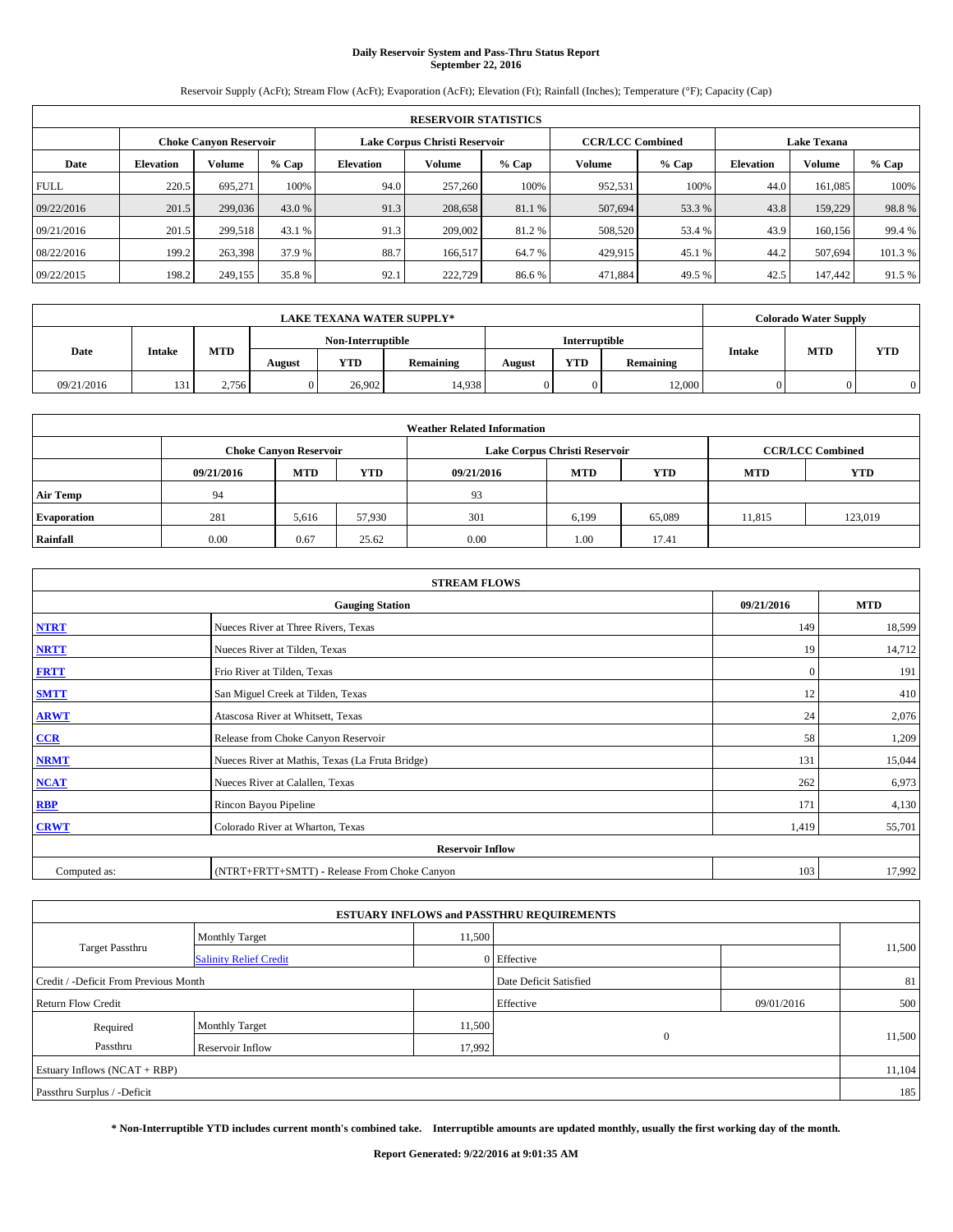# Daily Reservoir System and Pass-Thru Status Report
## September 22, 2016

Reservoir Supply (AcFt); Stream Flow (AcFt); Evaporation (AcFt); Elevation (Ft); Rainfall (Inches); Temperature (°F); Capacity (Cap)

| RESERVOIR STATISTICS | | | | | | | | | | | |
|---|---|---|---|---|---|---|---|---|---|---|---|
| | Choke Canyon Reservoir | | | Lake Corpus Christi Reservoir | | | CCR/LCC Combined | | Lake Texana | | |
| Date | Elevation | Volume | % Cap | Elevation | Volume | % Cap | Volume | % Cap | Elevation | Volume | % Cap |
| FULL | 220.5 | 695,271 | 100% | 94.0 | 257,260 | 100% | 952,531 | 100% | 44.0 | 161,085 | 100% |
| 09/22/2016 | 201.5 | 299,036 | 43.0 % | 91.3 | 208,658 | 81.1 % | 507,694 | 53.3 % | 43.8 | 159,229 | 98.8 % |
| 09/21/2016 | 201.5 | 299,518 | 43.1 % | 91.3 | 209,002 | 81.2 % | 508,520 | 53.4 % | 43.9 | 160,156 | 99.4 % |
| 08/22/2016 | 199.2 | 263,398 | 37.9 % | 88.7 | 166,517 | 64.7 % | 429,915 | 45.1 % | 44.2 | 507,694 | 101.3 % |
| 09/22/2015 | 198.2 | 249,155 | 35.8 % | 92.1 | 222,729 | 86.6 % | 471,884 | 49.5 % | 42.5 | 147,442 | 91.5 % |

| LAKE TEXANA WATER SUPPLY* | | | | | | | | | Colorado Water Supply | | |
|---|---|---|---|---|---|---|---|---|---|---|---|
| Date | Intake | MTD | Non-Interruptible | | | Interruptible | | | Intake | MTD | YTD |
| | | | August | YTD | Remaining | August | YTD | Remaining | | | |
| 09/21/2016 | 131 | 2,756 | 0 | 26,902 | 14,938 | 0 | 0 | 12,000 | 0 | 0 | 0 |

| Weather Related Information | | | | | | | | |
|---|---|---|---|---|---|---|---|---|
| | Choke Canyon Reservoir | | | Lake Corpus Christi Reservoir | | | CCR/LCC Combined | |
| | 09/21/2016 | MTD | YTD | 09/21/2016 | MTD | YTD | MTD | YTD |
| Air Temp | 94 | | | 93 | | | | |
| Evaporation | 281 | 5,616 | 57,930 | 301 | 6,199 | 65,089 | 11,815 | 123,019 |
| Rainfall | 0.00 | 0.67 | 25.62 | 0.00 | 1.00 | 17.41 | | |

| STREAM FLOWS | | | |
|---|---|---|---|
| | Gauging Station | 09/21/2016 | MTD |
| NTRT | Nueces River at Three Rivers, Texas | 149 | 18,599 |
| NRTT | Nueces River at Tilden, Texas | 19 | 14,712 |
| FRTT | Frio River at Tilden, Texas | 0 | 191 |
| SMTT | San Miguel Creek at Tilden, Texas | 12 | 410 |
| ARWT | Atascosa River at Whitsett, Texas | 24 | 2,076 |
| CCR | Release from Choke Canyon Reservoir | 58 | 1,209 |
| NRMT | Nueces River at Mathis, Texas (La Fruta Bridge) | 131 | 15,044 |
| NCAT | Nueces River at Calallen, Texas | 262 | 6,973 |
| RBP | Rincon Bayou Pipeline | 171 | 4,130 |
| CRWT | Colorado River at Wharton, Texas | 1,419 | 55,701 |
| **Reservoir Inflow** | | | |
| Computed as: | (NTRT+FRTT+SMTT) - Release From Choke Canyon | 103 | 17,992 |

| ESTUARY INFLOWS and PASSTHRU REQUIREMENTS | | | | | |
|---|---|---|---|---|---|
| Target Passthru | Monthly Target | 11,500 | | | 11,500 |
| | Salinity Relief Credit | 0 | Effective | | |
| Credit / -Deficit From Previous Month | | | Date Deficit Satisfied | | 81 |
| Return Flow Credit | | | Effective | 09/01/2016 | 500 |
| Required Passthru | Monthly Target | 11,500 | 0 | | 11,500 |
| | Reservoir Inflow | 17,992 | | | |
| Estuary Inflows (NCAT + RBP) | | | | | 11,104 |
| Passthru Surplus / -Deficit | | | | | 185 |

**\* Non-Interruptible YTD includes current month's combined take. Interruptible amounts are updated monthly, usually the first working day of the month.**

**Report Generated: 9/22/2016 at 9:01:35 AM**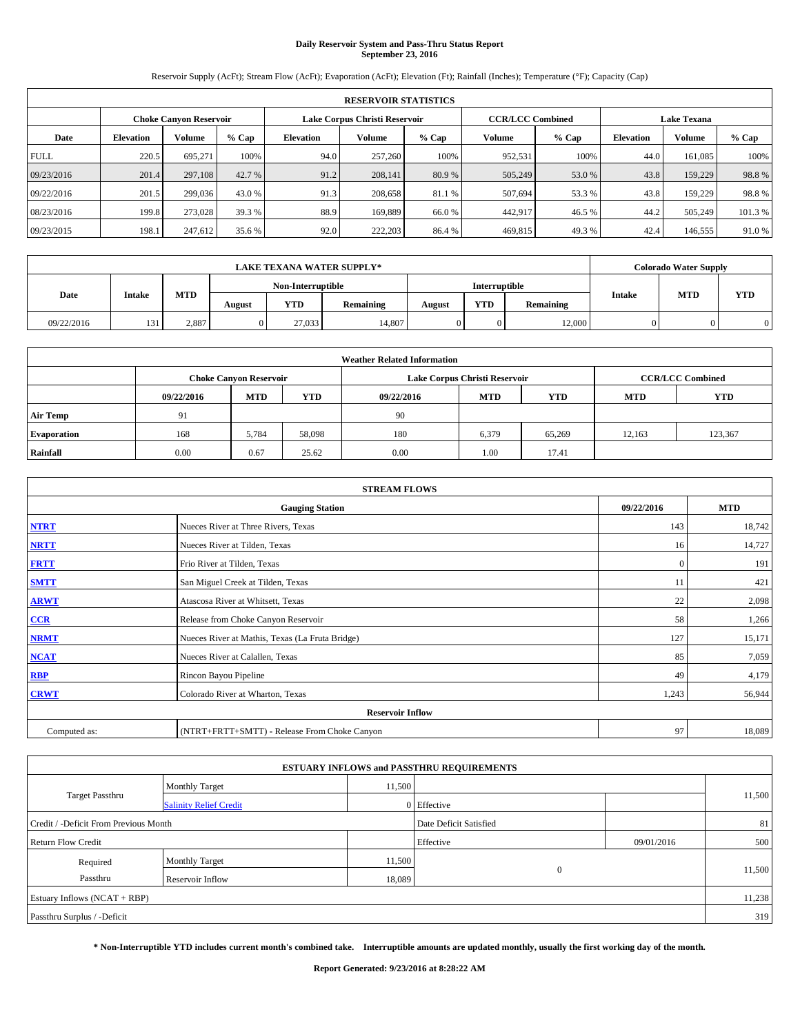# Daily Reservoir System and Pass-Thru Status Report
## September 23, 2016

Reservoir Supply (AcFt); Stream Flow (AcFt); Evaporation (AcFt); Elevation (Ft); Rainfall (Inches); Temperature (°F); Capacity (Cap)

| RESERVOIR STATISTICS | | | | | | | | | | | |
|---|---|---|---|---|---|---|---|---|---|---|---|
| | Choke Canyon Reservoir | | | Lake Corpus Christi Reservoir | | | CCR/LCC Combined | | Lake Texana | | |
| Date | Elevation | Volume | % Cap | Elevation | Volume | % Cap | Volume | % Cap | Elevation | Volume | % Cap |
| FULL | 220.5 | 695,271 | 100% | 94.0 | 257,260 | 100% | 952,531 | 100% | 44.0 | 161,085 | 100% |
| 09/23/2016 | 201.4 | 297,108 | 42.7 % | 91.2 | 208,141 | 80.9 % | 505,249 | 53.0 % | 43.8 | 159,229 | 98.8 % |
| 09/22/2016 | 201.5 | 299,036 | 43.0 % | 91.3 | 208,658 | 81.1 % | 507,694 | 53.3 % | 43.8 | 159,229 | 98.8 % |
| 08/23/2016 | 199.8 | 273,028 | 39.3 % | 88.9 | 169,889 | 66.0 % | 442,917 | 46.5 % | 44.2 | 505,249 | 101.3 % |
| 09/23/2015 | 198.1 | 247,612 | 35.6 % | 92.0 | 222,203 | 86.4 % | 469,815 | 49.3 % | 42.4 | 146,555 | 91.0 % |

| LAKE TEXANA WATER SUPPLY* | | | | | | | | | Colorado Water Supply | | |
|---|---|---|---|---|---|---|---|---|---|---|---|
| Date | Intake | MTD | Non-Interruptible | | | Interruptible | | | Intake | MTD | YTD |
| | | | August | YTD | Remaining | August | YTD | Remaining | | | |
| 09/22/2016 | 131 | 2,887 | 0 | 27,033 | 14,807 | 0 | 0 | 12,000 | 0 | 0 | 0 |

| Weather Related Information | | | | | | | | |
|---|---|---|---|---|---|---|---|---|
| | Choke Canyon Reservoir | | | Lake Corpus Christi Reservoir | | | CCR/LCC Combined | |
| | 09/22/2016 | MTD | YTD | 09/22/2016 | MTD | YTD | MTD | YTD |
| Air Temp | 91 | | | 90 | | | | |
| Evaporation | 168 | 5,784 | 58,098 | 180 | 6,379 | 65,269 | 12,163 | 123,367 |
| Rainfall | 0.00 | 0.67 | 25.62 | 0.00 | 1.00 | 17.41 | | |

| STREAM FLOWS | | | |
|---|---|---|---|
| | Gauging Station | 09/22/2016 | MTD |
| NTRT | Nueces River at Three Rivers, Texas | 143 | 18,742 |
| NRTT | Nueces River at Tilden, Texas | 16 | 14,727 |
| FRTT | Frio River at Tilden, Texas | 0 | 191 |
| SMTT | San Miguel Creek at Tilden, Texas | 11 | 421 |
| ARWT | Atascosa River at Whitsett, Texas | 22 | 2,098 |
| CCR | Release from Choke Canyon Reservoir | 58 | 1,266 |
| NRMT | Nueces River at Mathis, Texas (La Fruta Bridge) | 127 | 15,171 |
| NCAT | Nueces River at Calallen, Texas | 85 | 7,059 |
| RBP | Rincon Bayou Pipeline | 49 | 4,179 |
| CRWT | Colorado River at Wharton, Texas | 1,243 | 56,944 |
| Reservoir Inflow | | | |
| Computed as: | (NTRT+FRTT+SMTT) - Release From Choke Canyon | 97 | 18,089 |

| ESTUARY INFLOWS and PASSTHRU REQUIREMENTS | | | | | |
|---|---|---|---|---|---|
| Target Passthru | Monthly Target | 11,500 | | | 11,500 |
| | Salinity Relief Credit | 0 | Effective | | |
| Credit / -Deficit From Previous Month | | | Date Deficit Satisfied | | 81 |
| Return Flow Credit | | | Effective | 09/01/2016 | 500 |
| Required Passthru | Monthly Target | 11,500 | 0 | | 11,500 |
| | Reservoir Inflow | 18,089 | | | |
| Estuary Inflows (NCAT + RBP) | | | | | 11,238 |
| Passthru Surplus / -Deficit | | | | | 319 |

**\* Non-Interruptible YTD includes current month's combined take. Interruptible amounts are updated monthly, usually the first working day of the month.**

**Report Generated: 9/23/2016 at 8:28:22 AM**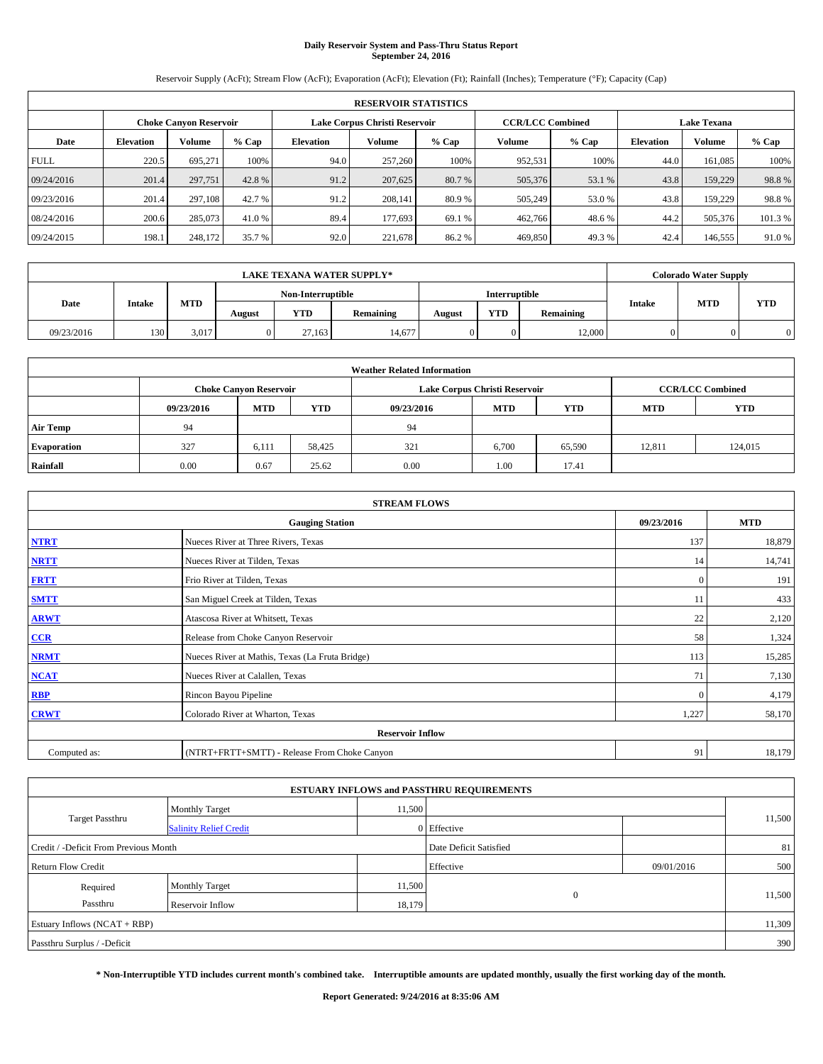# Daily Reservoir System and Pass-Thru Status Report
## September 24, 2016

Reservoir Supply (AcFt); Stream Flow (AcFt); Evaporation (AcFt); Elevation (Ft); Rainfall (Inches); Temperature (°F); Capacity (Cap)

| RESERVOIR STATISTICS | | | | | | | | | | | |
|---|---|---|---|---|---|---|---|---|---|---|---|
| | Choke Canyon Reservoir | | | Lake Corpus Christi Reservoir | | | CCR/LCC Combined | | Lake Texana | | |
| Date | Elevation | Volume | % Cap | Elevation | Volume | % Cap | Volume | % Cap | Elevation | Volume | % Cap |
| FULL | 220.5 | 695,271 | 100% | 94.0 | 257,260 | 100% | 952,531 | 100% | 44.0 | 161,085 | 100% |
| 09/24/2016 | 201.4 | 297,751 | 42.8 % | 91.2 | 207,625 | 80.7 % | 505,376 | 53.1 % | 43.8 | 159,229 | 98.8 % |
| 09/23/2016 | 201.4 | 297,108 | 42.7 % | 91.2 | 208,141 | 80.9 % | 505,249 | 53.0 % | 43.8 | 159,229 | 98.8 % |
| 08/24/2016 | 200.6 | 285,073 | 41.0 % | 89.4 | 177,693 | 69.1 % | 462,766 | 48.6 % | 44.2 | 505,376 | 101.3 % |
| 09/24/2015 | 198.1 | 248,172 | 35.7 % | 92.0 | 221,678 | 86.2 % | 469,850 | 49.3 % | 42.4 | 146,555 | 91.0 % |

| LAKE TEXANA WATER SUPPLY* | | | | | | | | | Colorado Water Supply | | |
|---|---|---|---|---|---|---|---|---|---|---|---|
| Date | Intake | MTD | Non-Interruptible | | | Interruptible | | | Intake | MTD | YTD |
| | | | August | YTD | Remaining | August | YTD | Remaining | | | |
| 09/23/2016 | 130 | 3,017 | 0 | 27,163 | 14,677 | 0 | 0 | 12,000 | 0 | 0 | 0 |

| Weather Related Information | | | | | | | | |
|---|---|---|---|---|---|---|---|---|
| | Choke Canyon Reservoir | | | Lake Corpus Christi Reservoir | | | CCR/LCC Combined | |
| | 09/23/2016 | MTD | YTD | 09/23/2016 | MTD | YTD | MTD | YTD |
| Air Temp | 94 | | | 94 | | | | |
| Evaporation | 327 | 6,111 | 58,425 | 321 | 6,700 | 65,590 | 12,811 | 124,015 |
| Rainfall | 0.00 | 0.67 | 25.62 | 0.00 | 1.00 | 17.41 | | |

| STREAM FLOWS | | | |
|---|---|---|---|
| Gauging Station | | 09/23/2016 | MTD |
| NTRT | Nueces River at Three Rivers, Texas | 137 | 18,879 |
| NRTT | Nueces River at Tilden, Texas | 14 | 14,741 |
| FRTT | Frio River at Tilden, Texas | 0 | 191 |
| SMTT | San Miguel Creek at Tilden, Texas | 11 | 433 |
| ARWT | Atascosa River at Whitsett, Texas | 22 | 2,120 |
| CCR | Release from Choke Canyon Reservoir | 58 | 1,324 |
| NRMT | Nueces River at Mathis, Texas (La Fruta Bridge) | 113 | 15,285 |
| NCAT | Nueces River at Calallen, Texas | 71 | 7,130 |
| RBP | Rincon Bayou Pipeline | 0 | 4,179 |
| CRWT | Colorado River at Wharton, Texas | 1,227 | 58,170 |
| Reservoir Inflow | | | |
| Computed as: | (NTRT+FRTT+SMTT) - Release From Choke Canyon | 91 | 18,179 |

| ESTUARY INFLOWS and PASSTHRU REQUIREMENTS | | | | | |
|---|---|---|---|---|---|
| Target Passthru | Monthly Target | 11,500 | | | 11,500 |
| | Salinity Relief Credit | 0 | Effective | | |
| Credit / -Deficit From Previous Month | | | Date Deficit Satisfied | | 81 |
| Return Flow Credit | | | Effective | 09/01/2016 | 500 |
| Required Passthru | Monthly Target | 11,500 | 0 | | 11,500 |
| | Reservoir Inflow | 18,179 | | | |
| Estuary Inflows (NCAT + RBP) | | | | | 11,309 |
| Passthru Surplus / -Deficit | | | | | 390 |

**\* Non-Interruptible YTD includes current month's combined take. Interruptible amounts are updated monthly, usually the first working day of the month.**

**Report Generated: 9/24/2016 at 8:35:06 AM**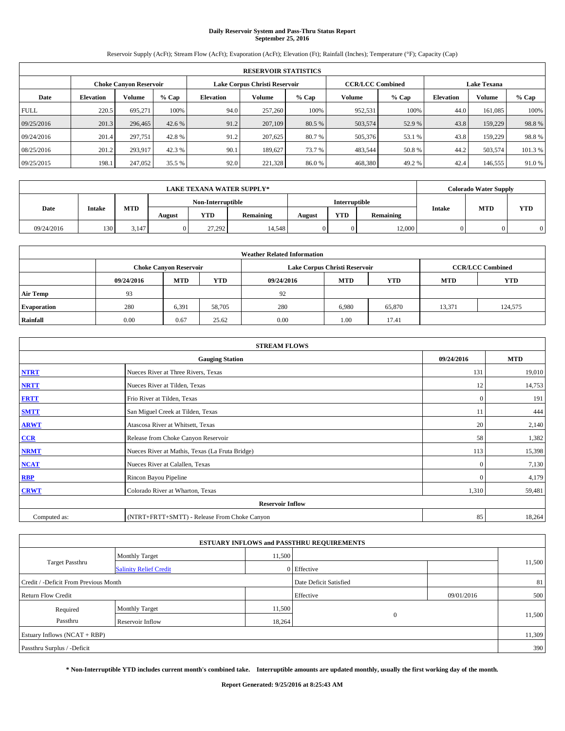# Daily Reservoir System and Pass-Thru Status Report
## September 25, 2016

Reservoir Supply (AcFt); Stream Flow (AcFt); Evaporation (AcFt); Elevation (Ft); Rainfall (Inches); Temperature (°F); Capacity (Cap)

| RESERVOIR STATISTICS | | | | | | | | | | | |
|---|---|---|---|---|---|---|---|---|---|---|---|
| | Choke Canyon Reservoir | | | Lake Corpus Christi Reservoir | | | CCR/LCC Combined | | Lake Texana | | |
| Date | Elevation | Volume | % Cap | Elevation | Volume | % Cap | Volume | % Cap | Elevation | Volume | % Cap |
| FULL | 220.5 | 695,271 | 100% | 94.0 | 257,260 | 100% | 952,531 | 100% | 44.0 | 161,085 | 100% |
| 09/25/2016 | 201.3 | 296,465 | 42.6 % | 91.2 | 207,109 | 80.5 % | 503,574 | 52.9 % | 43.8 | 159,229 | 98.8 % |
| 09/24/2016 | 201.4 | 297,751 | 42.8 % | 91.2 | 207,625 | 80.7 % | 505,376 | 53.1 % | 43.8 | 159,229 | 98.8 % |
| 08/25/2016 | 201.2 | 293,917 | 42.3 % | 90.1 | 189,627 | 73.7 % | 483,544 | 50.8 % | 44.2 | 503,574 | 101.3 % |
| 09/25/2015 | 198.1 | 247,052 | 35.5 % | 92.0 | 221,328 | 86.0 % | 468,380 | 49.2 % | 42.4 | 146,555 | 91.0 % |

| LAKE TEXANA WATER SUPPLY* | | | | | | | | | Colorado Water Supply | | |
|---|---|---|---|---|---|---|---|---|---|---|---|
| Date | Intake | MTD | Non-Interruptible | | | Interruptible | | | Intake | MTD | YTD |
| | | | August | YTD | Remaining | August | YTD | Remaining | | | |
| 09/24/2016 | 130 | 3,147 | 0 | 27,292 | 14,548 | 0 | 0 | 12,000 | 0 | 0 | 0 |

| Weather Related Information | | | | | | | | |
|---|---|---|---|---|---|---|---|---|
| | Choke Canyon Reservoir | | | Lake Corpus Christi Reservoir | | | CCR/LCC Combined | |
| | 09/24/2016 | MTD | YTD | 09/24/2016 | MTD | YTD | MTD | YTD |
| Air Temp | 93 | | | 92 | | | | |
| Evaporation | 280 | 6,391 | 58,705 | 280 | 6,980 | 65,870 | 13,371 | 124,575 |
| Rainfall | 0.00 | 0.67 | 25.62 | 0.00 | 1.00 | 17.41 | | |

| STREAM FLOWS | | | |
|---|---|---|---|
| | Gauging Station | 09/24/2016 | MTD |
| NTRT | Nueces River at Three Rivers, Texas | 131 | 19,010 |
| NRTT | Nueces River at Tilden, Texas | 12 | 14,753 |
| FRTT | Frio River at Tilden, Texas | 0 | 191 |
| SMTT | San Miguel Creek at Tilden, Texas | 11 | 444 |
| ARWT | Atascosa River at Whitsett, Texas | 20 | 2,140 |
| CCR | Release from Choke Canyon Reservoir | 58 | 1,382 |
| NRMT | Nueces River at Mathis, Texas (La Fruta Bridge) | 113 | 15,398 |
| NCAT | Nueces River at Calallen, Texas | 0 | 7,130 |
| RBP | Rincon Bayou Pipeline | 0 | 4,179 |
| CRWT | Colorado River at Wharton, Texas | 1,310 | 59,481 |
| Reservoir Inflow | | | |
| Computed as: | (NTRT+FRTT+SMTT) - Release From Choke Canyon | 85 | 18,264 |

| ESTUARY INFLOWS and PASSTHRU REQUIREMENTS | | | | | |
|---|---|---|---|---|---|
| Target Passthru | Monthly Target | 11,500 | | | 11,500 |
| | Salinity Relief Credit | 0 | Effective | | |
| Credit / -Deficit From Previous Month | | | Date Deficit Satisfied | | 81 |
| Return Flow Credit | | | Effective | 09/01/2016 | 500 |
| Required Passthru | Monthly Target | 11,500 | 0 | | 11,500 |
| | Reservoir Inflow | 18,264 | | | |
| Estuary Inflows (NCAT + RBP) | | | | | 11,309 |
| Passthru Surplus / -Deficit | | | | | 390 |

**\* Non-Interruptible YTD includes current month's combined take. Interruptible amounts are updated monthly, usually the first working day of the month.**

**Report Generated: 9/25/2016 at 8:25:43 AM**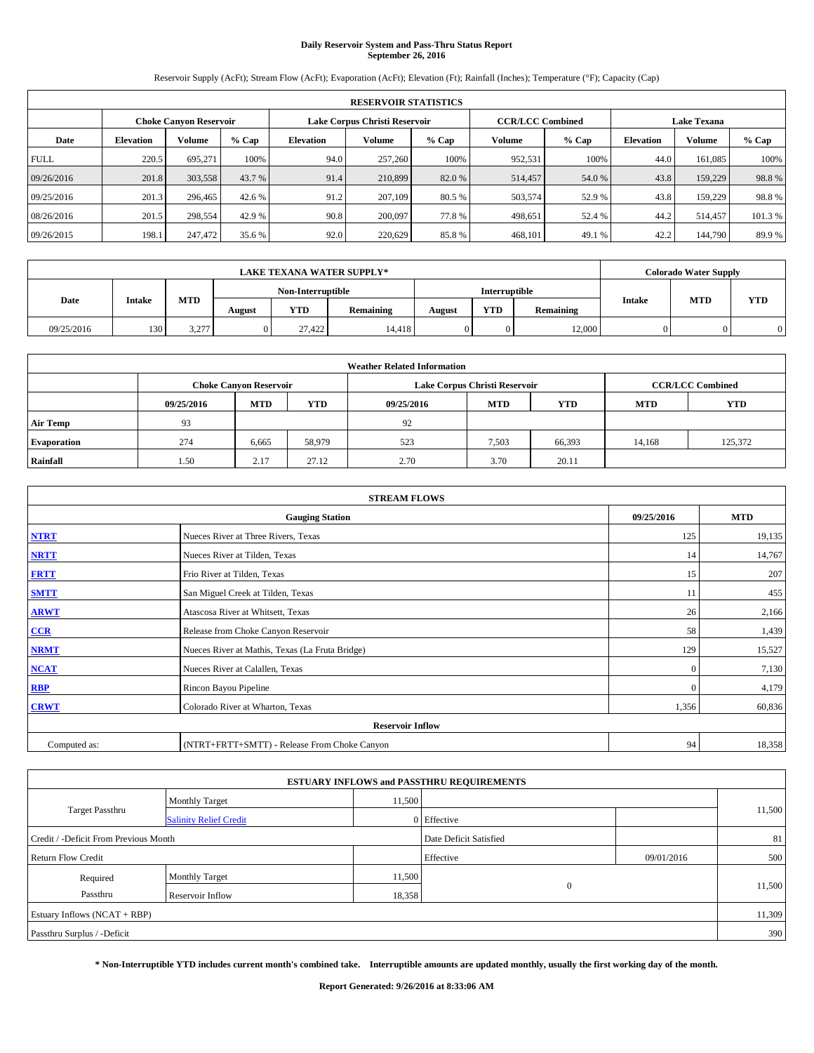# Daily Reservoir System and Pass-Thru Status Report
## September 26, 2016

Reservoir Supply (AcFt); Stream Flow (AcFt); Evaporation (AcFt); Elevation (Ft); Rainfall (Inches); Temperature (°F); Capacity (Cap)

| RESERVOIR STATISTICS | | | | | | | | | | | |
|---|---|---|---|---|---|---|---|---|---|---|---|
| | Choke Canyon Reservoir | | | Lake Corpus Christi Reservoir | | | CCR/LCC Combined | | Lake Texana | | |
| Date | Elevation | Volume | % Cap | Elevation | Volume | % Cap | Volume | % Cap | Elevation | Volume | % Cap |
| FULL | 220.5 | 695,271 | 100% | 94.0 | 257,260 | 100% | 952,531 | 100% | 44.0 | 161,085 | 100% |
| 09/26/2016 | 201.8 | 303,558 | 43.7 % | 91.4 | 210,899 | 82.0 % | 514,457 | 54.0 % | 43.8 | 159,229 | 98.8 % |
| 09/25/2016 | 201.3 | 296,465 | 42.6 % | 91.2 | 207,109 | 80.5 % | 503,574 | 52.9 % | 43.8 | 159,229 | 98.8 % |
| 08/26/2016 | 201.5 | 298,554 | 42.9 % | 90.8 | 200,097 | 77.8 % | 498,651 | 52.4 % | 44.2 | 514,457 | 101.3 % |
| 09/26/2015 | 198.1 | 247,472 | 35.6 % | 92.0 | 220,629 | 85.8 % | 468,101 | 49.1 % | 42.2 | 144,790 | 89.9 % |

| LAKE TEXANA WATER SUPPLY* | | | | | | | | | Colorado Water Supply | | |
|---|---|---|---|---|---|---|---|---|---|---|---|
| Date | Intake | MTD | Non-Interruptible | | | Interruptible | | | Intake | MTD | YTD |
| | | | August | YTD | Remaining | August | YTD | Remaining | | | |
| 09/25/2016 | 130 | 3,277 | 0 | 27,422 | 14,418 | 0 | 0 | 12,000 | 0 | 0 | 0 |

| Weather Related Information | | | | | | | | |
|---|---|---|---|---|---|---|---|---|
| | Choke Canyon Reservoir | | | Lake Corpus Christi Reservoir | | | CCR/LCC Combined | |
| | 09/25/2016 | MTD | YTD | 09/25/2016 | MTD | YTD | MTD | YTD |
| Air Temp | 93 | | | 92 | | | | |
| Evaporation | 274 | 6,665 | 58,979 | 523 | 7,503 | 66,393 | 14,168 | 125,372 |
| Rainfall | 1.50 | 2.17 | 27.12 | 2.70 | 3.70 | 20.11 | | |

| STREAM FLOWS | | | |
|---|---|---|---|
| Gauging Station | | 09/25/2016 | MTD |
| **NTRT** | Nueces River at Three Rivers, Texas | 125 | 19,135 |
| **NRTT** | Nueces River at Tilden, Texas | 14 | 14,767 |
| **FRTT** | Frio River at Tilden, Texas | 15 | 207 |
| **SMTT** | San Miguel Creek at Tilden, Texas | 11 | 455 |
| **ARWT** | Atascosa River at Whitsett, Texas | 26 | 2,166 |
| **CCR** | Release from Choke Canyon Reservoir | 58 | 1,439 |
| **NRMT** | Nueces River at Mathis, Texas (La Fruta Bridge) | 129 | 15,527 |
| **NCAT** | Nueces River at Calallen, Texas | 0 | 7,130 |
| **RBP** | Rincon Bayou Pipeline | 0 | 4,179 |
| **CRWT** | Colorado River at Wharton, Texas | 1,356 | 60,836 |
| Reservoir Inflow | | | |
| Computed as: | (NTRT+FRTT+SMTT) - Release From Choke Canyon | 94 | 18,358 |

| ESTUARY INFLOWS and PASSTHRU REQUIREMENTS | | | | | |
|---|---|---|---|---|---|
| Target Passthru | Monthly Target | 11,500 | | | 11,500 |
| | Salinity Relief Credit | 0 | Effective | | |
| Credit / -Deficit From Previous Month | | | Date Deficit Satisfied | | 81 |
| Return Flow Credit | | | Effective | 09/01/2016 | 500 |
| Required Passthru | Monthly Target | 11,500 | 0 | | 11,500 |
| | Reservoir Inflow | 18,358 | | | |
| Estuary Inflows (NCAT + RBP) | | | | | 11,309 |
| Passthru Surplus / -Deficit | | | | | 390 |

**\* Non-Interruptible YTD includes current month's combined take. Interruptible amounts are updated monthly, usually the first working day of the month.**

**Report Generated: 9/26/2016 at 8:33:06 AM**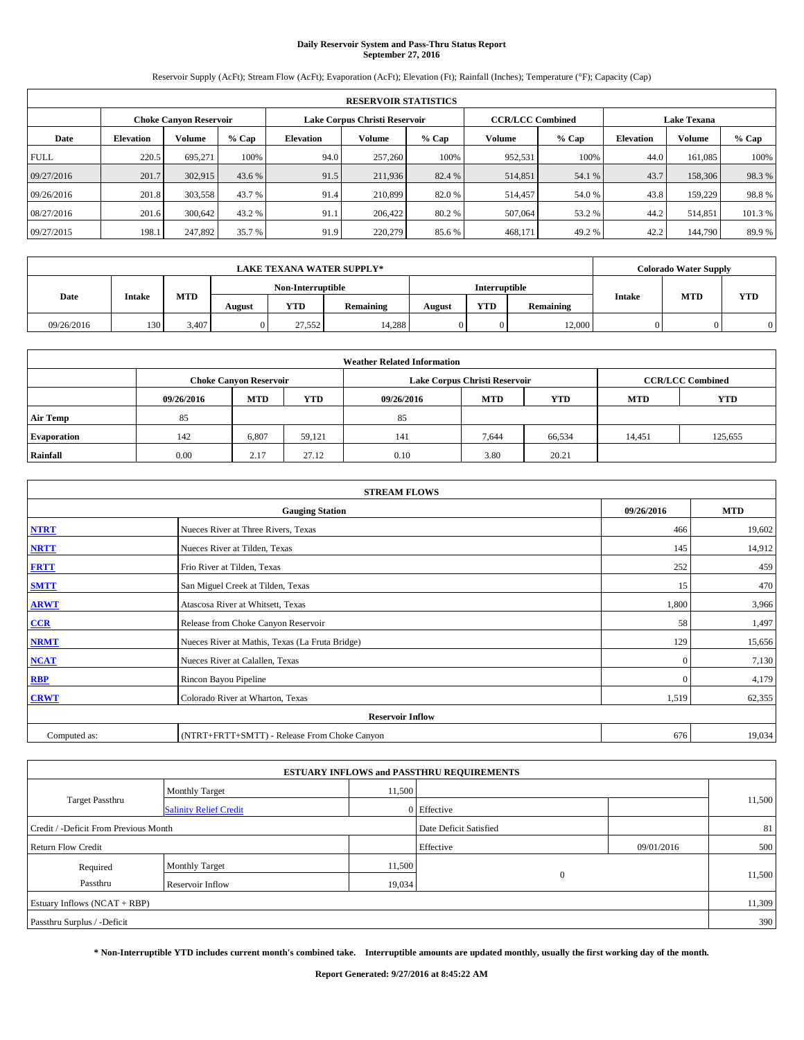# Daily Reservoir System and Pass-Thru Status Report
## September 27, 2016

Reservoir Supply (AcFt); Stream Flow (AcFt); Evaporation (AcFt); Elevation (Ft); Rainfall (Inches); Temperature (°F); Capacity (Cap)

| RESERVOIR STATISTICS | | | | | | | | | | | |
|---|---|---|---|---|---|---|---|---|---|---|---|
| | Choke Canyon Reservoir | | | Lake Corpus Christi Reservoir | | | CCR/LCC Combined | | Lake Texana | | |
| Date | Elevation | Volume | % Cap | Elevation | Volume | % Cap | Volume | % Cap | Elevation | Volume | % Cap |
| FULL | 220.5 | 695,271 | 100% | 94.0 | 257,260 | 100% | 952,531 | 100% | 44.0 | 161,085 | 100% |
| 09/27/2016 | 201.7 | 302,915 | 43.6 % | 91.5 | 211,936 | 82.4 % | 514,851 | 54.1 % | 43.7 | 158,306 | 98.3 % |
| 09/26/2016 | 201.8 | 303,558 | 43.7 % | 91.4 | 210,899 | 82.0 % | 514,457 | 54.0 % | 43.8 | 159,229 | 98.8 % |
| 08/27/2016 | 201.6 | 300,642 | 43.2 % | 91.1 | 206,422 | 80.2 % | 507,064 | 53.2 % | 44.2 | 514,851 | 101.3 % |
| 09/27/2015 | 198.1 | 247,892 | 35.7 % | 91.9 | 220,279 | 85.6 % | 468,171 | 49.2 % | 42.2 | 144,790 | 89.9 % |

| LAKE TEXANA WATER SUPPLY* | | | | | | | | | Colorado Water Supply | | |
|---|---|---|---|---|---|---|---|---|---|---|---|
| Date | Intake | MTD | Non-Interruptible | | | Interruptible | | | Intake | MTD | YTD |
| | | | August | YTD | Remaining | August | YTD | Remaining | | | |
| 09/26/2016 | 130 | 3,407 | 0 | 27,552 | 14,288 | 0 | 0 | 12,000 | 0 | 0 | 0 |

| Weather Related Information | | | | | | | | |
|---|---|---|---|---|---|---|---|---|
| | Choke Canyon Reservoir | | | Lake Corpus Christi Reservoir | | | CCR/LCC Combined | |
| | 09/26/2016 | MTD | YTD | 09/26/2016 | MTD | YTD | MTD | YTD |
| Air Temp | 85 | | | 85 | | | | |
| Evaporation | 142 | 6,807 | 59,121 | 141 | 7,644 | 66,534 | 14,451 | 125,655 |
| Rainfall | 0.00 | 2.17 | 27.12 | 0.10 | 3.80 | 20.21 | | |

| STREAM FLOWS | | | |
|---|---|---|---|
| | Gauging Station | 09/26/2016 | MTD |
| NTRT | Nueces River at Three Rivers, Texas | 466 | 19,602 |
| NRTT | Nueces River at Tilden, Texas | 145 | 14,912 |
| FRTT | Frio River at Tilden, Texas | 252 | 459 |
| SMTT | San Miguel Creek at Tilden, Texas | 15 | 470 |
| ARWT | Atascosa River at Whitsett, Texas | 1,800 | 3,966 |
| CCR | Release from Choke Canyon Reservoir | 58 | 1,497 |
| NRMT | Nueces River at Mathis, Texas (La Fruta Bridge) | 129 | 15,656 |
| NCAT | Nueces River at Calallen, Texas | 0 | 7,130 |
| RBP | Rincon Bayou Pipeline | 0 | 4,179 |
| CRWT | Colorado River at Wharton, Texas | 1,519 | 62,355 |
| Reservoir Inflow | | | |
| Computed as: | (NTRT+FRTT+SMTT) - Release From Choke Canyon | 676 | 19,034 |

| ESTUARY INFLOWS and PASSTHRU REQUIREMENTS | | | | | |
|---|---|---|---|---|---|
| Target Passthru | Monthly Target | 11,500 | | | 11,500 |
| | Salinity Relief Credit | 0 | Effective | | |
| Credit / -Deficit From Previous Month | | | Date Deficit Satisfied | | 81 |
| Return Flow Credit | | | Effective | 09/01/2016 | 500 |
| Required Passthru | Monthly Target | 11,500 | 0 | | 11,500 |
| | Reservoir Inflow | 19,034 | | | |
| Estuary Inflows (NCAT + RBP) | | | | | 11,309 |
| Passthru Surplus / -Deficit | | | | | 390 |

**\* Non-Interruptible YTD includes current month's combined take. Interruptible amounts are updated monthly, usually the first working day of the month.**

**Report Generated: 9/27/2016 at 8:45:22 AM**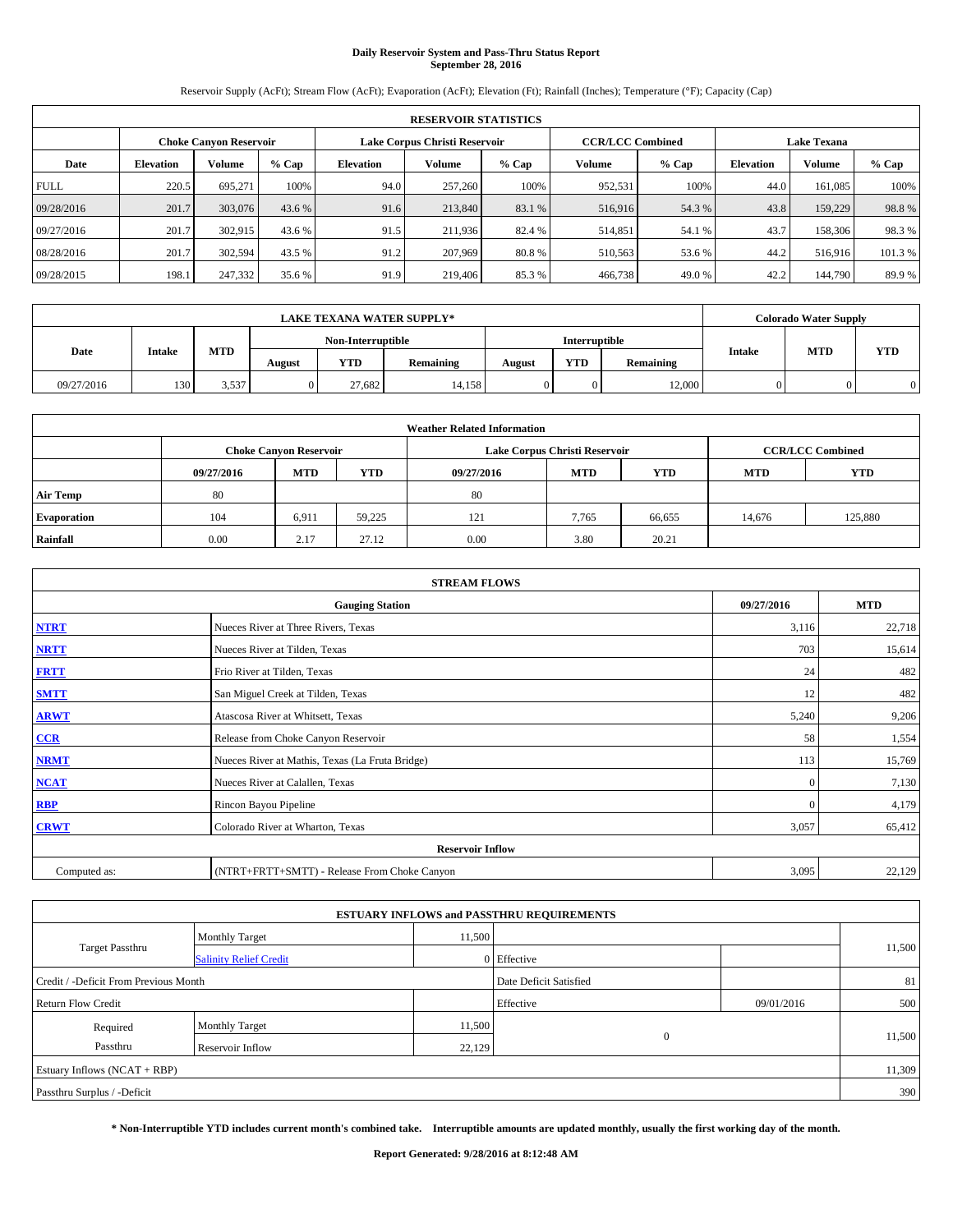# Daily Reservoir System and Pass-Thru Status Report
## September 28, 2016

Reservoir Supply (AcFt); Stream Flow (AcFt); Evaporation (AcFt); Elevation (Ft); Rainfall (Inches); Temperature (°F); Capacity (Cap)

| RESERVOIR STATISTICS | | | | | | | | | | | |
|---|---|---|---|---|---|---|---|---|---|---|---|
| | Choke Canyon Reservoir | | | Lake Corpus Christi Reservoir | | | CCR/LCC Combined | | Lake Texana | | |
| Date | Elevation | Volume | % Cap | Elevation | Volume | % Cap | Volume | % Cap | Elevation | Volume | % Cap |
| FULL | 220.5 | 695,271 | 100% | 94.0 | 257,260 | 100% | 952,531 | 100% | 44.0 | 161,085 | 100% |
| 09/28/2016 | 201.7 | 303,076 | 43.6 % | 91.6 | 213,840 | 83.1 % | 516,916 | 54.3 % | 43.8 | 159,229 | 98.8 % |
| 09/27/2016 | 201.7 | 302,915 | 43.6 % | 91.5 | 211,936 | 82.4 % | 514,851 | 54.1 % | 43.7 | 158,306 | 98.3 % |
| 08/28/2016 | 201.7 | 302,594 | 43.5 % | 91.2 | 207,969 | 80.8 % | 510,563 | 53.6 % | 44.2 | 516,916 | 101.3 % |
| 09/28/2015 | 198.1 | 247,332 | 35.6 % | 91.9 | 219,406 | 85.3 % | 466,738 | 49.0 % | 42.2 | 144,790 | 89.9 % |

| LAKE TEXANA WATER SUPPLY* | | | | | | | | | Colorado Water Supply | | |
|---|---|---|---|---|---|---|---|---|---|---|---|
| Date | Intake | MTD | Non-Interruptible | | | Interruptible | | | Intake | MTD | YTD |
| | | | August | YTD | Remaining | August | YTD | Remaining | | | |
| 09/27/2016 | 130 | 3,537 | 0 | 27,682 | 14,158 | 0 | 0 | 12,000 | 0 | 0 | 0 |

| Weather Related Information | | | | | | | | |
|---|---|---|---|---|---|---|---|---|
| | Choke Canyon Reservoir | | | Lake Corpus Christi Reservoir | | | CCR/LCC Combined | |
| | 09/27/2016 | MTD | YTD | 09/27/2016 | MTD | YTD | MTD | YTD |
| Air Temp | 80 | | | 80 | | | | |
| Evaporation | 104 | 6,911 | 59,225 | 121 | 7,765 | 66,655 | 14,676 | 125,880 |
| Rainfall | 0.00 | 2.17 | 27.12 | 0.00 | 3.80 | 20.21 | | |

| STREAM FLOWS | | | |
|---|---|---|---|
| Gauging Station | | 09/27/2016 | MTD |
| NTRT | Nueces River at Three Rivers, Texas | 3,116 | 22,718 |
| NRTT | Nueces River at Tilden, Texas | 703 | 15,614 |
| FRTT | Frio River at Tilden, Texas | 24 | 482 |
| SMTT | San Miguel Creek at Tilden, Texas | 12 | 482 |
| ARWT | Atascosa River at Whitsett, Texas | 5,240 | 9,206 |
| CCR | Release from Choke Canyon Reservoir | 58 | 1,554 |
| NRMT | Nueces River at Mathis, Texas (La Fruta Bridge) | 113 | 15,769 |
| NCAT | Nueces River at Calallen, Texas | 0 | 7,130 |
| RBP | Rincon Bayou Pipeline | 0 | 4,179 |
| CRWT | Colorado River at Wharton, Texas | 3,057 | 65,412 |
| Reservoir Inflow | | | |
| Computed as: | (NTRT+FRTT+SMTT) - Release From Choke Canyon | 3,095 | 22,129 |

| ESTUARY INFLOWS and PASSTHRU REQUIREMENTS | | | | | |
|---|---|---|---|---|---|
| Target Passthru | Monthly Target | 11,500 | | | 11,500 |
| | Salinity Relief Credit | 0 | Effective | | |
| Credit / -Deficit From Previous Month | | | Date Deficit Satisfied | | 81 |
| Return Flow Credit | | | Effective | 09/01/2016 | 500 |
| Required Passthru | Monthly Target | 11,500 | 0 | | 11,500 |
| | Reservoir Inflow | 22,129 | | | |
| Estuary Inflows (NCAT + RBP) | | | | | 11,309 |
| Passthru Surplus / -Deficit | | | | | 390 |

**\* Non-Interruptible YTD includes current month's combined take. Interruptible amounts are updated monthly, usually the first working day of the month.**

**Report Generated: 9/28/2016 at 8:12:48 AM**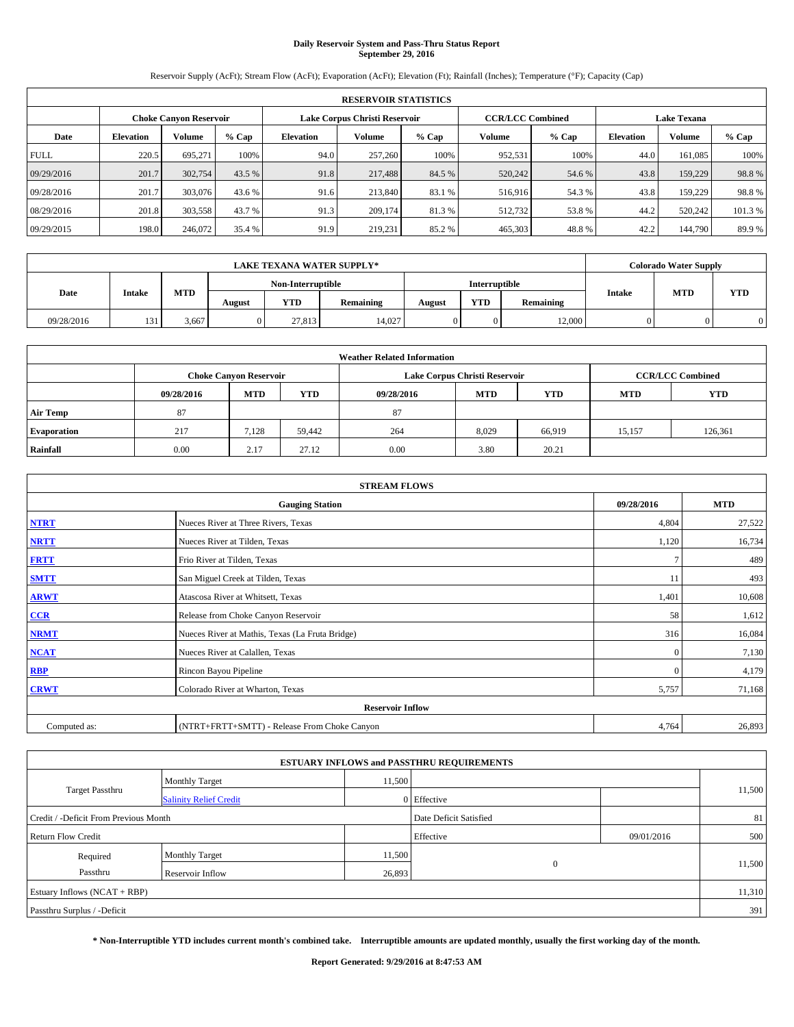**Daily Reservoir System and Pass-Thru Status Report**
**September 29, 2016**

Reservoir Supply (AcFt); Stream Flow (AcFt); Evaporation (AcFt); Elevation (Ft); Rainfall (Inches); Temperature (°F); Capacity (Cap)

| RESERVOIR STATISTICS | | | | | | | | | | | |
|---|---|---|---|---|---|---|---|---|---|---|---|
| | Choke Canyon Reservoir | | | Lake Corpus Christi Reservoir | | | CCR/LCC Combined | | Lake Texana | | |
| Date | Elevation | Volume | % Cap | Elevation | Volume | % Cap | Volume | % Cap | Elevation | Volume | % Cap |
| FULL | 220.5 | 695,271 | 100% | 94.0 | 257,260 | 100% | 952,531 | 100% | 44.0 | 161,085 | 100% |
| 09/29/2016 | 201.7 | 302,754 | 43.5 % | 91.8 | 217,488 | 84.5 % | 520,242 | 54.6 % | 43.8 | 159,229 | 98.8 % |
| 09/28/2016 | 201.7 | 303,076 | 43.6 % | 91.6 | 213,840 | 83.1 % | 516,916 | 54.3 % | 43.8 | 159,229 | 98.8 % |
| 08/29/2016 | 201.8 | 303,558 | 43.7 % | 91.3 | 209,174 | 81.3 % | 512,732 | 53.8 % | 44.2 | 520,242 | 101.3 % |
| 09/29/2015 | 198.0 | 246,072 | 35.4 % | 91.9 | 219,231 | 85.2 % | 465,303 | 48.8 % | 42.2 | 144,790 | 89.9 % |

| LAKE TEXANA WATER SUPPLY* | | | | | | | | | Colorado Water Supply | | |
|---|---|---|---|---|---|---|---|---|---|---|---|
| Date | Intake | MTD | Non-Interruptible | | | Interruptible | | | Intake | MTD | YTD |
| | | | August | YTD | Remaining | August | YTD | Remaining | | | |
| 09/28/2016 | 131 | 3,667 | 0 | 27,813 | 14,027 | 0 | 0 | 12,000 | 0 | 0 | 0 |

| Weather Related Information | | | | | | | | |
|---|---|---|---|---|---|---|---|---|
| | Choke Canyon Reservoir | | | Lake Corpus Christi Reservoir | | | CCR/LCC Combined | |
| | 09/28/2016 | MTD | YTD | 09/28/2016 | MTD | YTD | MTD | YTD |
| Air Temp | 87 | | | 87 | | | | |
| Evaporation | 217 | 7,128 | 59,442 | 264 | 8,029 | 66,919 | 15,157 | 126,361 |
| Rainfall | 0.00 | 2.17 | 27.12 | 0.00 | 3.80 | 20.21 | | |

| STREAM FLOWS | | | |
|---|---|---|---|
| | Gauging Station | 09/28/2016 | MTD |
| NTRT | Nueces River at Three Rivers, Texas | 4,804 | 27,522 |
| NRTT | Nueces River at Tilden, Texas | 1,120 | 16,734 |
| FRTT | Frio River at Tilden, Texas | 7 | 489 |
| SMTT | San Miguel Creek at Tilden, Texas | 11 | 493 |
| ARWT | Atascosa River at Whitsett, Texas | 1,401 | 10,608 |
| CCR | Release from Choke Canyon Reservoir | 58 | 1,612 |
| NRMT | Nueces River at Mathis, Texas (La Fruta Bridge) | 316 | 16,084 |
| NCAT | Nueces River at Calallen, Texas | 0 | 7,130 |
| RBP | Rincon Bayou Pipeline | 0 | 4,179 |
| CRWT | Colorado River at Wharton, Texas | 5,757 | 71,168 |
| Reservoir Inflow | | | |
| Computed as: | (NTRT+FRTT+SMTT) - Release From Choke Canyon | 4,764 | 26,893 |

| ESTUARY INFLOWS and PASSTHRU REQUIREMENTS | | | | | |
|---|---|---|---|---|---|
| Target Passthru | Monthly Target | 11,500 | | | 11,500 |
| | Salinity Relief Credit | 0 | Effective | | |
| Credit / -Deficit From Previous Month | | | Date Deficit Satisfied | | 81 |
| Return Flow Credit | | | Effective | 09/01/2016 | 500 |
| Required Passthru | Monthly Target | 11,500 | 0 | | 11,500 |
| | Reservoir Inflow | 26,893 | | | |
| Estuary Inflows (NCAT + RBP) | | | | | 11,310 |
| Passthru Surplus / -Deficit | | | | | 391 |

**\* Non-Interruptible YTD includes current month's combined take. Interruptible amounts are updated monthly, usually the first working day of the month.**

**Report Generated: 9/29/2016 at 8:47:53 AM**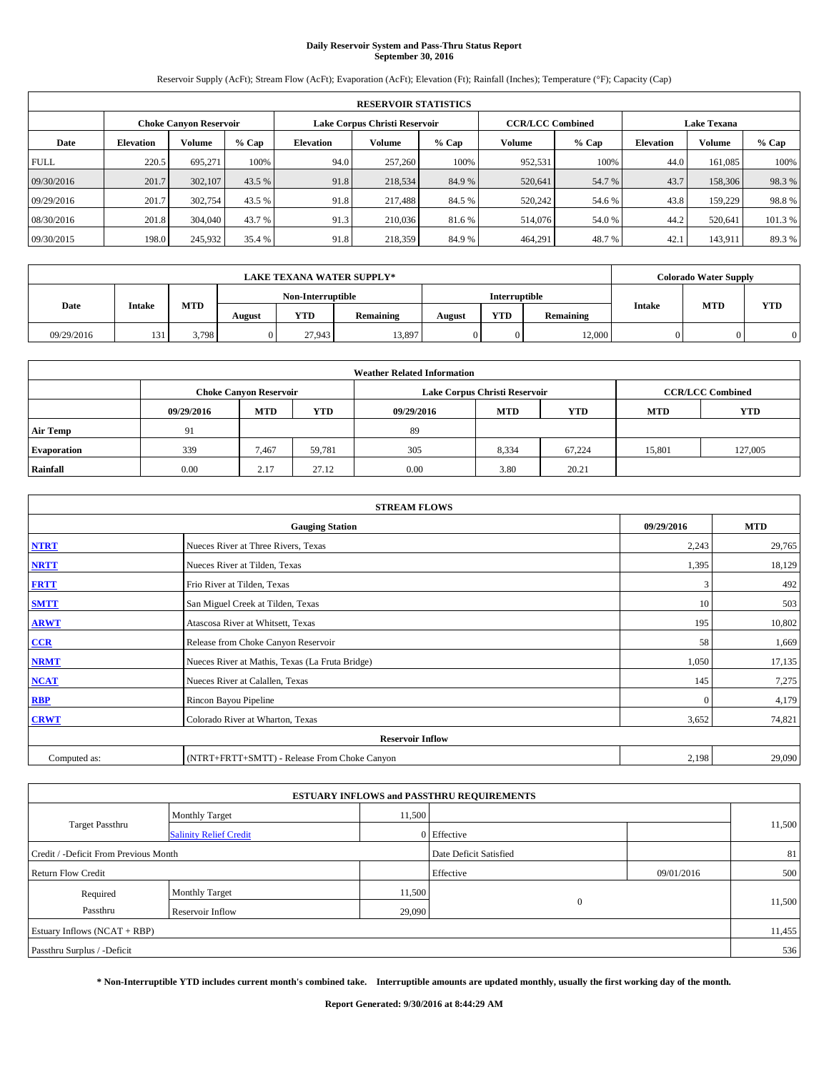# Daily Reservoir System and Pass-Thru Status Report
## September 30, 2016

Reservoir Supply (AcFt); Stream Flow (AcFt); Evaporation (AcFt); Elevation (Ft); Rainfall (Inches); Temperature (°F); Capacity (Cap)

| RESERVOIR STATISTICS | | | | | | | | | | | |
|---|---|---|---|---|---|---|---|---|---|---|---|
| | Choke Canyon Reservoir | | | Lake Corpus Christi Reservoir | | | CCR/LCC Combined | | Lake Texana | | |
| Date | Elevation | Volume | % Cap | Elevation | Volume | % Cap | Volume | % Cap | Elevation | Volume | % Cap |
| FULL | 220.5 | 695,271 | 100% | 94.0 | 257,260 | 100% | 952,531 | 100% | 44.0 | 161,085 | 100% |
| 09/30/2016 | 201.7 | 302,107 | 43.5 % | 91.8 | 218,534 | 84.9 % | 520,641 | 54.7 % | 43.7 | 158,306 | 98.3 % |
| 09/29/2016 | 201.7 | 302,754 | 43.5 % | 91.8 | 217,488 | 84.5 % | 520,242 | 54.6 % | 43.8 | 159,229 | 98.8 % |
| 08/30/2016 | 201.8 | 304,040 | 43.7 % | 91.3 | 210,036 | 81.6 % | 514,076 | 54.0 % | 44.2 | 520,641 | 101.3 % |
| 09/30/2015 | 198.0 | 245,932 | 35.4 % | 91.8 | 218,359 | 84.9 % | 464,291 | 48.7 % | 42.1 | 143,911 | 89.3 % |

| LAKE TEXANA WATER SUPPLY* | | | | | | | | | Colorado Water Supply | | |
|---|---|---|---|---|---|---|---|---|---|---|---|
| Date | Intake | MTD | Non-Interruptible | | | Interruptible | | | Intake | MTD | YTD |
| | | | August | YTD | Remaining | August | YTD | Remaining | | | |
| 09/29/2016 | 131 | 3,798 | 0 | 27,943 | 13,897 | 0 | 0 | 12,000 | 0 | 0 | 0 |

| Weather Related Information | | | | | | | | |
|---|---|---|---|---|---|---|---|---|
| | Choke Canyon Reservoir | | | Lake Corpus Christi Reservoir | | | CCR/LCC Combined | |
| | 09/29/2016 | MTD | YTD | 09/29/2016 | MTD | YTD | MTD | YTD |
| Air Temp | 91 | | | 89 | | | | |
| Evaporation | 339 | 7,467 | 59,781 | 305 | 8,334 | 67,224 | 15,801 | 127,005 |
| Rainfall | 0.00 | 2.17 | 27.12 | 0.00 | 3.80 | 20.21 | | |

| STREAM FLOWS | | | |
|---|---|---|---|
| Gauging Station | | 09/29/2016 | MTD |
| NTRT | Nueces River at Three Rivers, Texas | 2,243 | 29,765 |
| NRTT | Nueces River at Tilden, Texas | 1,395 | 18,129 |
| FRTT | Frio River at Tilden, Texas | 3 | 492 |
| SMTT | San Miguel Creek at Tilden, Texas | 10 | 503 |
| ARWT | Atascosa River at Whitsett, Texas | 195 | 10,802 |
| CCR | Release from Choke Canyon Reservoir | 58 | 1,669 |
| NRMT | Nueces River at Mathis, Texas (La Fruta Bridge) | 1,050 | 17,135 |
| NCAT | Nueces River at Calallen, Texas | 145 | 7,275 |
| RBP | Rincon Bayou Pipeline | 0 | 4,179 |
| CRWT | Colorado River at Wharton, Texas | 3,652 | 74,821 |
| Reservoir Inflow | | | |
| Computed as: | (NTRT+FRTT+SMTT) - Release From Choke Canyon | 2,198 | 29,090 |

| ESTUARY INFLOWS and PASSTHRU REQUIREMENTS | | | | | |
|---|---|---|---|---|---|
| Target Passthru | Monthly Target | 11,500 | | | 11,500 |
| | Salinity Relief Credit | 0 | Effective | | |
| Credit / -Deficit From Previous Month | | | Date Deficit Satisfied | | 81 |
| Return Flow Credit | | | Effective | 09/01/2016 | 500 |
| Required Passthru | Monthly Target | 11,500 | 0 | | 11,500 |
| | Reservoir Inflow | 29,090 | | | |
| Estuary Inflows (NCAT + RBP) | | | | | 11,455 |
| Passthru Surplus / -Deficit | | | | | 536 |

**\* Non-Interruptible YTD includes current month's combined take. Interruptible amounts are updated monthly, usually the first working day of the month.**

**Report Generated: 9/30/2016 at 8:44:29 AM**